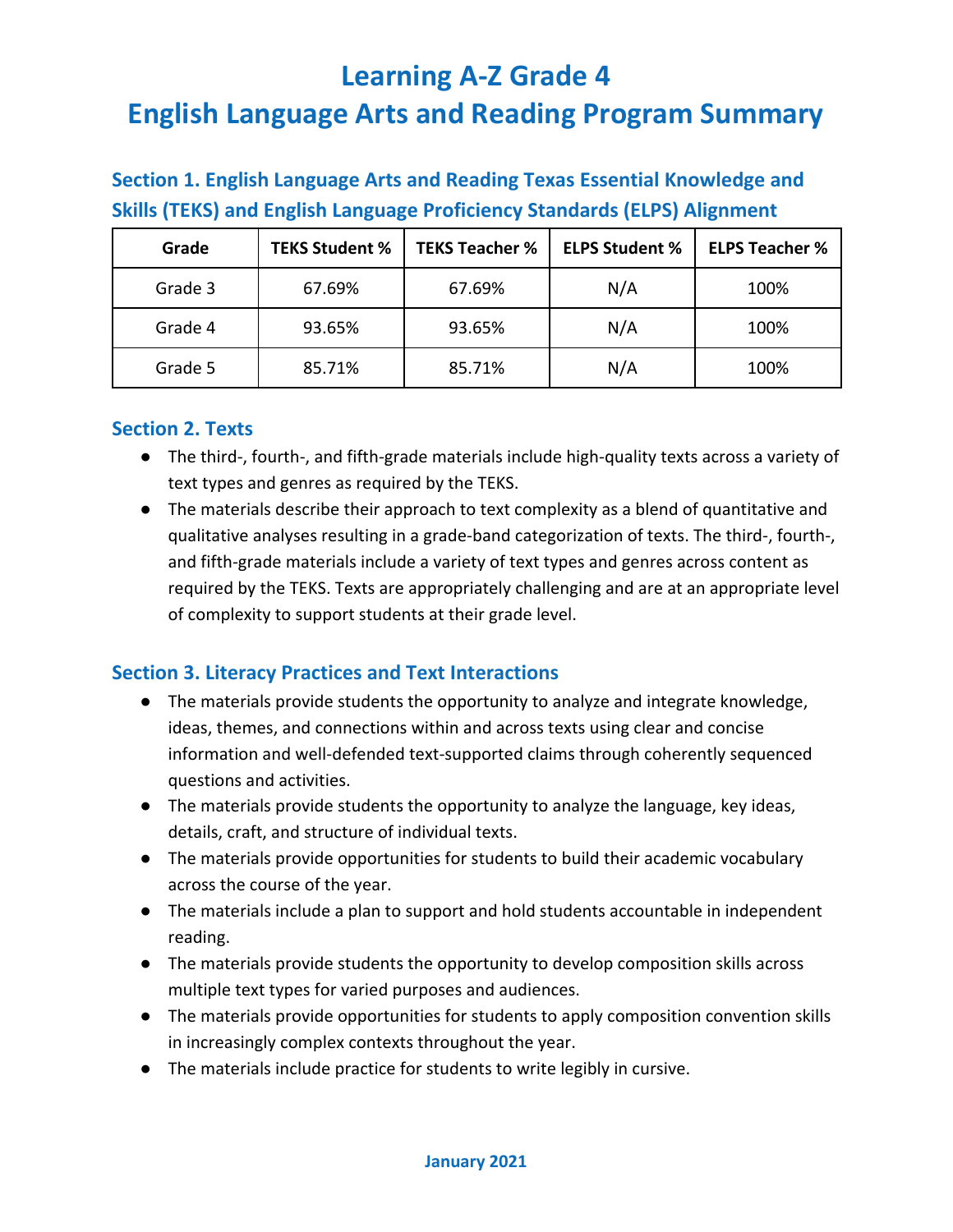# Learning A-Z Grade 4
# English Language Arts and Reading Program Summary

## Section 1. English Language Arts and Reading Texas Essential Knowledge and Skills (TEKS) and English Language Proficiency Standards (ELPS) Alignment

| Grade | TEKS Student % | TEKS Teacher % | ELPS Student % | ELPS Teacher % |
|---|---|---|---|---|
| Grade 3 | 67.69% | 67.69% | N/A | 100% |
| Grade 4 | 93.65% | 93.65% | N/A | 100% |
| Grade 5 | 85.71% | 85.71% | N/A | 100% |

## Section 2. Texts

- The third-, fourth-, and fifth-grade materials include high-quality texts across a variety of text types and genres as required by the TEKS.
- The materials describe their approach to text complexity as a blend of quantitative and qualitative analyses resulting in a grade-band categorization of texts. The third-, fourth-, and fifth-grade materials include a variety of text types and genres across content as required by the TEKS. Texts are appropriately challenging and are at an appropriate level of complexity to support students at their grade level.

## Section 3. Literacy Practices and Text Interactions

- The materials provide students the opportunity to analyze and integrate knowledge, ideas, themes, and connections within and across texts using clear and concise information and well-defended text-supported claims through coherently sequenced questions and activities.
- The materials provide students the opportunity to analyze the language, key ideas, details, craft, and structure of individual texts.
- The materials provide opportunities for students to build their academic vocabulary across the course of the year.
- The materials include a plan to support and hold students accountable in independent reading.
- The materials provide students the opportunity to develop composition skills across multiple text types for varied purposes and audiences.
- The materials provide opportunities for students to apply composition convention skills in increasingly complex contexts throughout the year.
- The materials include practice for students to write legibly in cursive.

January 2021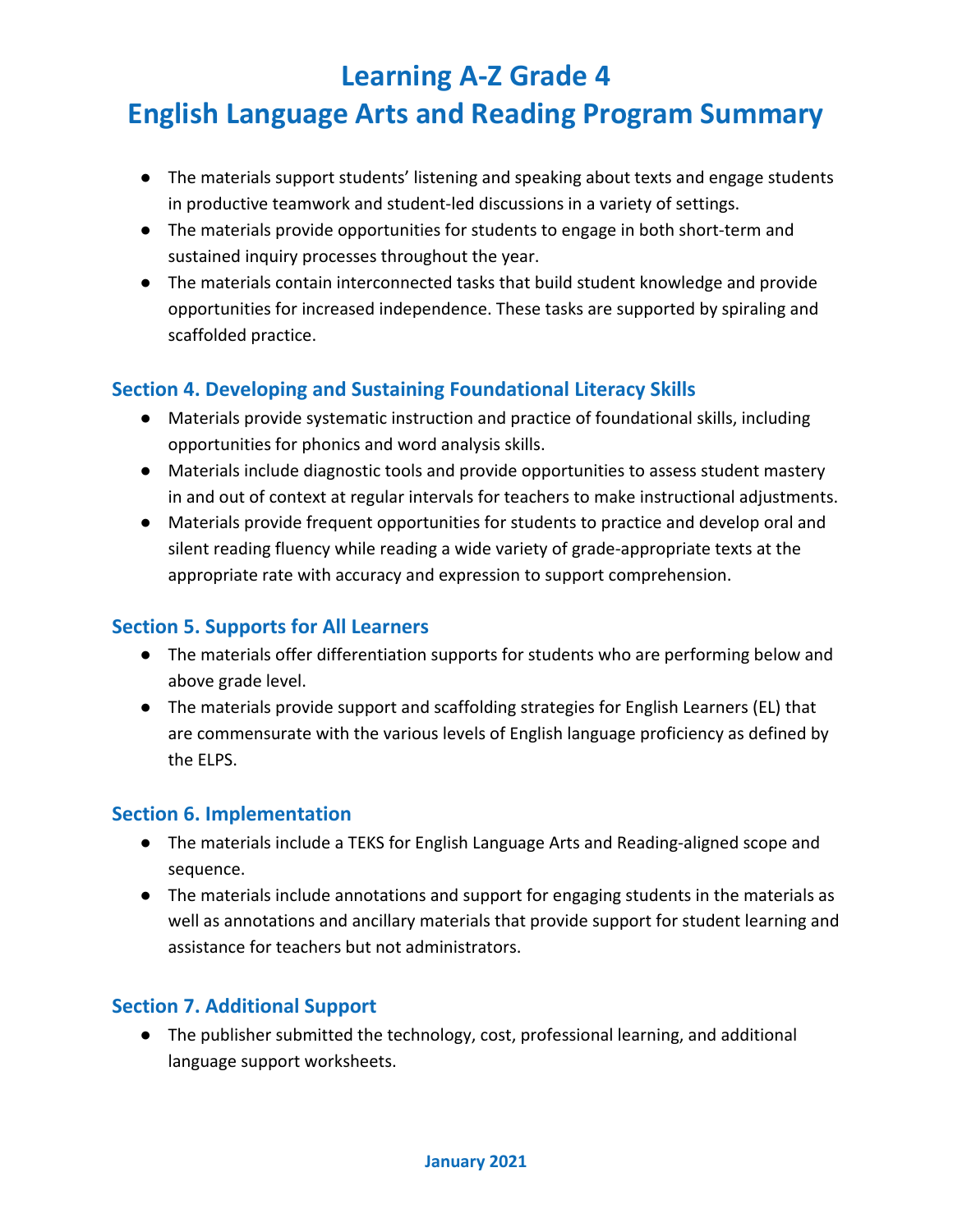# Learning A-Z Grade 4
# English Language Arts and Reading Program Summary

- The materials support students' listening and speaking about texts and engage students in productive teamwork and student-led discussions in a variety of settings.
- The materials provide opportunities for students to engage in both short-term and sustained inquiry processes throughout the year.
- The materials contain interconnected tasks that build student knowledge and provide opportunities for increased independence. These tasks are supported by spiraling and scaffolded practice.

## Section 4. Developing and Sustaining Foundational Literacy Skills

- Materials provide systematic instruction and practice of foundational skills, including opportunities for phonics and word analysis skills.
- Materials include diagnostic tools and provide opportunities to assess student mastery in and out of context at regular intervals for teachers to make instructional adjustments.
- Materials provide frequent opportunities for students to practice and develop oral and silent reading fluency while reading a wide variety of grade-appropriate texts at the appropriate rate with accuracy and expression to support comprehension.

## Section 5. Supports for All Learners

- The materials offer differentiation supports for students who are performing below and above grade level.
- The materials provide support and scaffolding strategies for English Learners (EL) that are commensurate with the various levels of English language proficiency as defined by the ELPS.

## Section 6. Implementation

- The materials include a TEKS for English Language Arts and Reading-aligned scope and sequence.
- The materials include annotations and support for engaging students in the materials as well as annotations and ancillary materials that provide support for student learning and assistance for teachers but not administrators.

## Section 7. Additional Support

- The publisher submitted the technology, cost, professional learning, and additional language support worksheets.

**January 2021**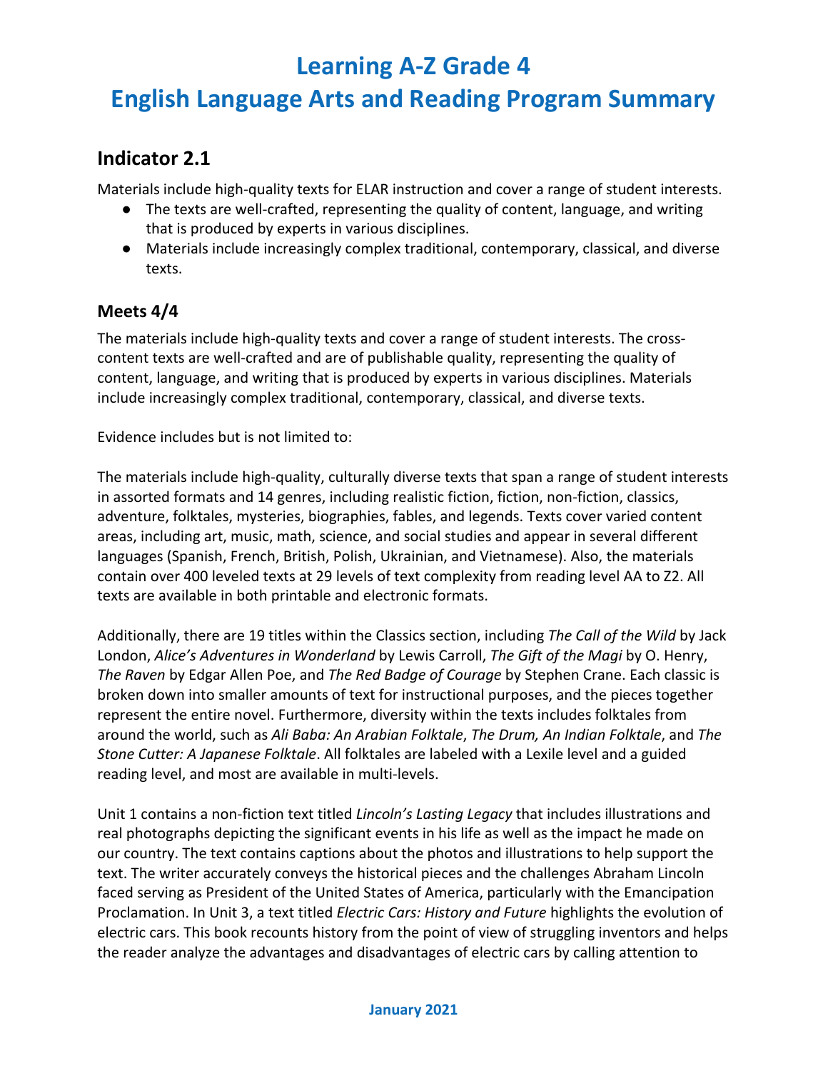# Learning A-Z Grade 4
# English Language Arts and Reading Program Summary

## Indicator 2.1

Materials include high-quality texts for ELAR instruction and cover a range of student interests.

- The texts are well-crafted, representing the quality of content, language, and writing that is produced by experts in various disciplines.
- Materials include increasingly complex traditional, contemporary, classical, and diverse texts.

### Meets 4/4

The materials include high-quality texts and cover a range of student interests. The cross-content texts are well-crafted and are of publishable quality, representing the quality of content, language, and writing that is produced by experts in various disciplines. Materials include increasingly complex traditional, contemporary, classical, and diverse texts.

Evidence includes but is not limited to:

The materials include high-quality, culturally diverse texts that span a range of student interests in assorted formats and 14 genres, including realistic fiction, fiction, non-fiction, classics, adventure, folktales, mysteries, biographies, fables, and legends. Texts cover varied content areas, including art, music, math, science, and social studies and appear in several different languages (Spanish, French, British, Polish, Ukrainian, and Vietnamese). Also, the materials contain over 400 leveled texts at 29 levels of text complexity from reading level AA to Z2. All texts are available in both printable and electronic formats.

Additionally, there are 19 titles within the Classics section, including *The Call of the Wild* by Jack London, *Alice's Adventures in Wonderland* by Lewis Carroll, *The Gift of the Magi* by O. Henry, *The Raven* by Edgar Allen Poe, and *The Red Badge of Courage* by Stephen Crane. Each classic is broken down into smaller amounts of text for instructional purposes, and the pieces together represent the entire novel. Furthermore, diversity within the texts includes folktales from around the world, such as *Ali Baba: An Arabian Folktale*, *The Drum, An Indian Folktale*, and *The Stone Cutter: A Japanese Folktale*. All folktales are labeled with a Lexile level and a guided reading level, and most are available in multi-levels.

Unit 1 contains a non-fiction text titled *Lincoln's Lasting Legacy* that includes illustrations and real photographs depicting the significant events in his life as well as the impact he made on our country. The text contains captions about the photos and illustrations to help support the text. The writer accurately conveys the historical pieces and the challenges Abraham Lincoln faced serving as President of the United States of America, particularly with the Emancipation Proclamation. In Unit 3, a text titled *Electric Cars: History and Future* highlights the evolution of electric cars. This book recounts history from the point of view of struggling inventors and helps the reader analyze the advantages and disadvantages of electric cars by calling attention to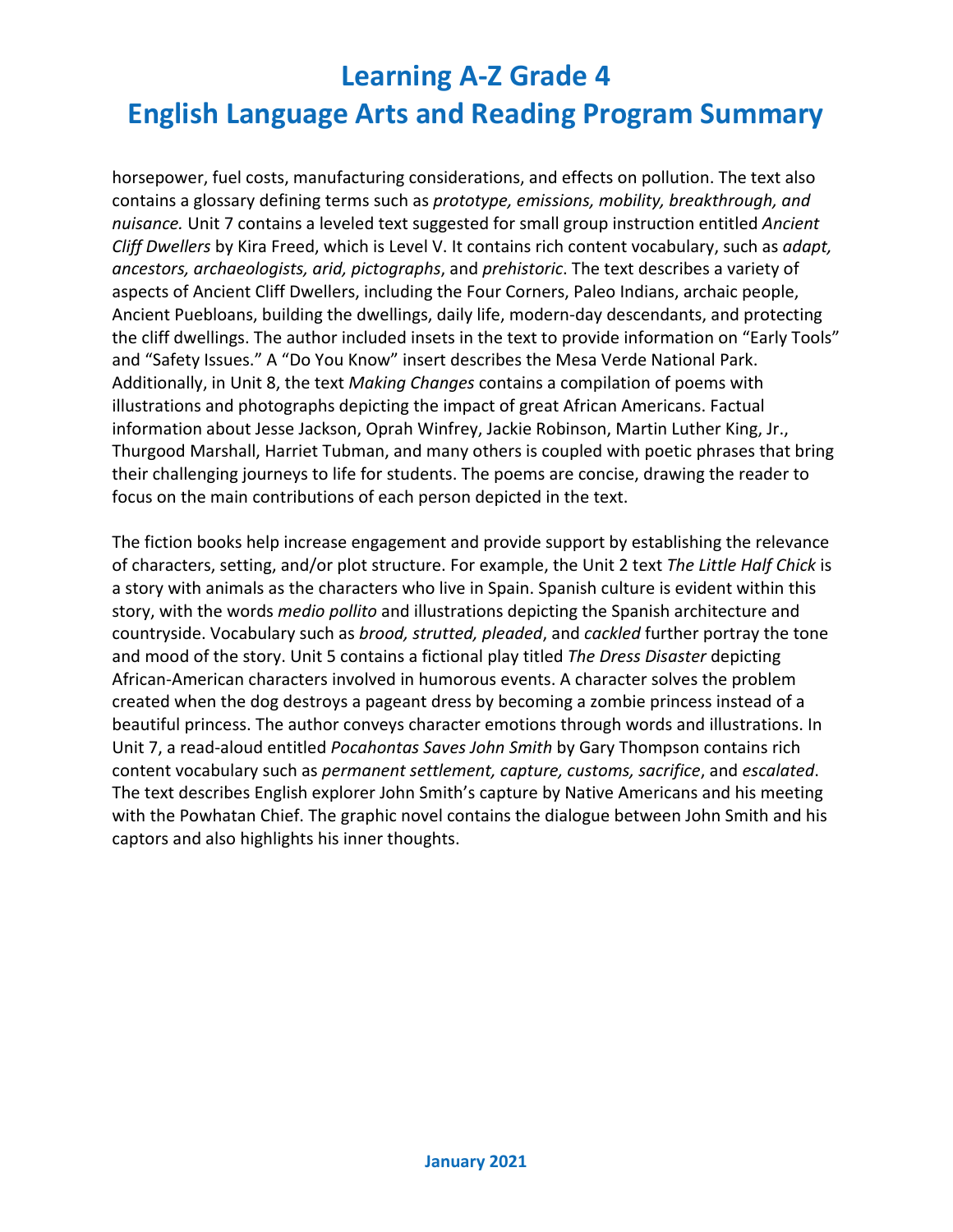horsepower, fuel costs, manufacturing considerations, and effects on pollution. The text also contains a glossary defining terms such as *prototype, emissions, mobility, breakthrough, and nuisance.* Unit 7 contains a leveled text suggested for small group instruction entitled *Ancient Cliff Dwellers* by Kira Freed, which is Level V. It contains rich content vocabulary, such as *adapt, ancestors, archaeologists, arid, pictographs*, and *prehistoric*. The text describes a variety of aspects of Ancient Cliff Dwellers, including the Four Corners, Paleo Indians, archaic people, Ancient Puebloans, building the dwellings, daily life, modern-day descendants, and protecting the cliff dwellings. The author included insets in the text to provide information on "Early Tools" and "Safety Issues." A "Do You Know" insert describes the Mesa Verde National Park. Additionally, in Unit 8, the text *Making Changes* contains a compilation of poems with illustrations and photographs depicting the impact of great African Americans. Factual information about Jesse Jackson, Oprah Winfrey, Jackie Robinson, Martin Luther King, Jr., Thurgood Marshall, Harriet Tubman, and many others is coupled with poetic phrases that bring their challenging journeys to life for students. The poems are concise, drawing the reader to focus on the main contributions of each person depicted in the text.

The fiction books help increase engagement and provide support by establishing the relevance of characters, setting, and/or plot structure. For example, the Unit 2 text *The Little Half Chick* is a story with animals as the characters who live in Spain. Spanish culture is evident within this story, with the words *medio pollito* and illustrations depicting the Spanish architecture and countryside. Vocabulary such as *brood, strutted, pleaded*, and *cackled* further portray the tone and mood of the story. Unit 5 contains a fictional play titled *The Dress Disaster* depicting African-American characters involved in humorous events. A character solves the problem created when the dog destroys a pageant dress by becoming a zombie princess instead of a beautiful princess. The author conveys character emotions through words and illustrations. In Unit 7, a read-aloud entitled *Pocahontas Saves John Smith* by Gary Thompson contains rich content vocabulary such as *permanent settlement, capture, customs, sacrifice*, and *escalated*. The text describes English explorer John Smith's capture by Native Americans and his meeting with the Powhatan Chief. The graphic novel contains the dialogue between John Smith and his captors and also highlights his inner thoughts.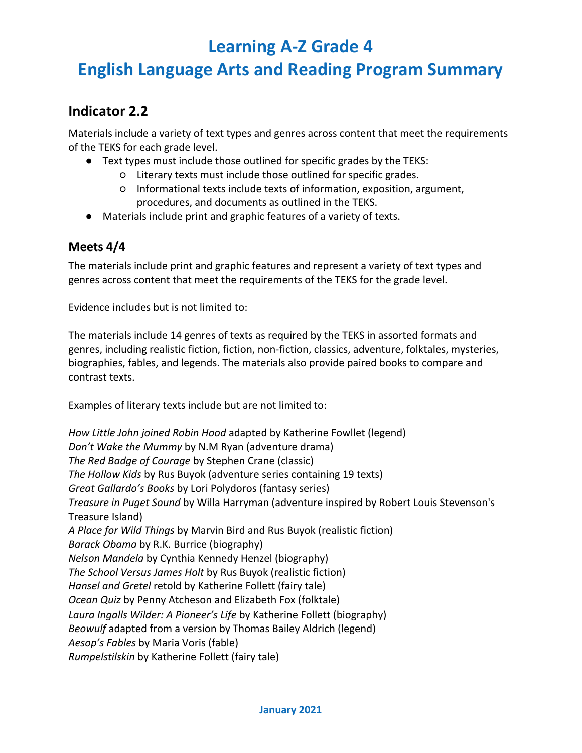# Learning A-Z Grade 4
# English Language Arts and Reading Program Summary

## Indicator 2.2

Materials include a variety of text types and genres across content that meet the requirements of the TEKS for each grade level.

- Text types must include those outlined for specific grades by the TEKS:
  - Literary texts must include those outlined for specific grades.
  - Informational texts include texts of information, exposition, argument, procedures, and documents as outlined in the TEKS.
- Materials include print and graphic features of a variety of texts.

### Meets 4/4

The materials include print and graphic features and represent a variety of text types and genres across content that meet the requirements of the TEKS for the grade level.

Evidence includes but is not limited to:

The materials include 14 genres of texts as required by the TEKS in assorted formats and genres, including realistic fiction, fiction, non-fiction, classics, adventure, folktales, mysteries, biographies, fables, and legends. The materials also provide paired books to compare and contrast texts.

Examples of literary texts include but are not limited to:

*How Little John joined Robin Hood* adapted by Katherine Fowllet (legend)
*Don't Wake the Mummy* by N.M Ryan (adventure drama)
*The Red Badge of Courage* by Stephen Crane (classic)
*The Hollow Kids* by Rus Buyok (adventure series containing 19 texts)
*Great Gallardo's Books* by Lori Polydoros (fantasy series)
*Treasure in Puget Sound* by Willa Harryman (adventure inspired by Robert Louis Stevenson's Treasure Island)
*A Place for Wild Things* by Marvin Bird and Rus Buyok (realistic fiction)
*Barack Obama* by R.K. Burrice (biography)
*Nelson Mandela* by Cynthia Kennedy Henzel (biography)
*The School Versus James Holt* by Rus Buyok (realistic fiction)
*Hansel and Gretel* retold by Katherine Follett (fairy tale)
*Ocean Quiz* by Penny Atcheson and Elizabeth Fox (folktale)
*Laura Ingalls Wilder: A Pioneer's Life* by Katherine Follett (biography)
*Beowulf* adapted from a version by Thomas Bailey Aldrich (legend)
*Aesop's Fables* by Maria Voris (fable)
*Rumpelstilskin* by Katherine Follett (fairy tale)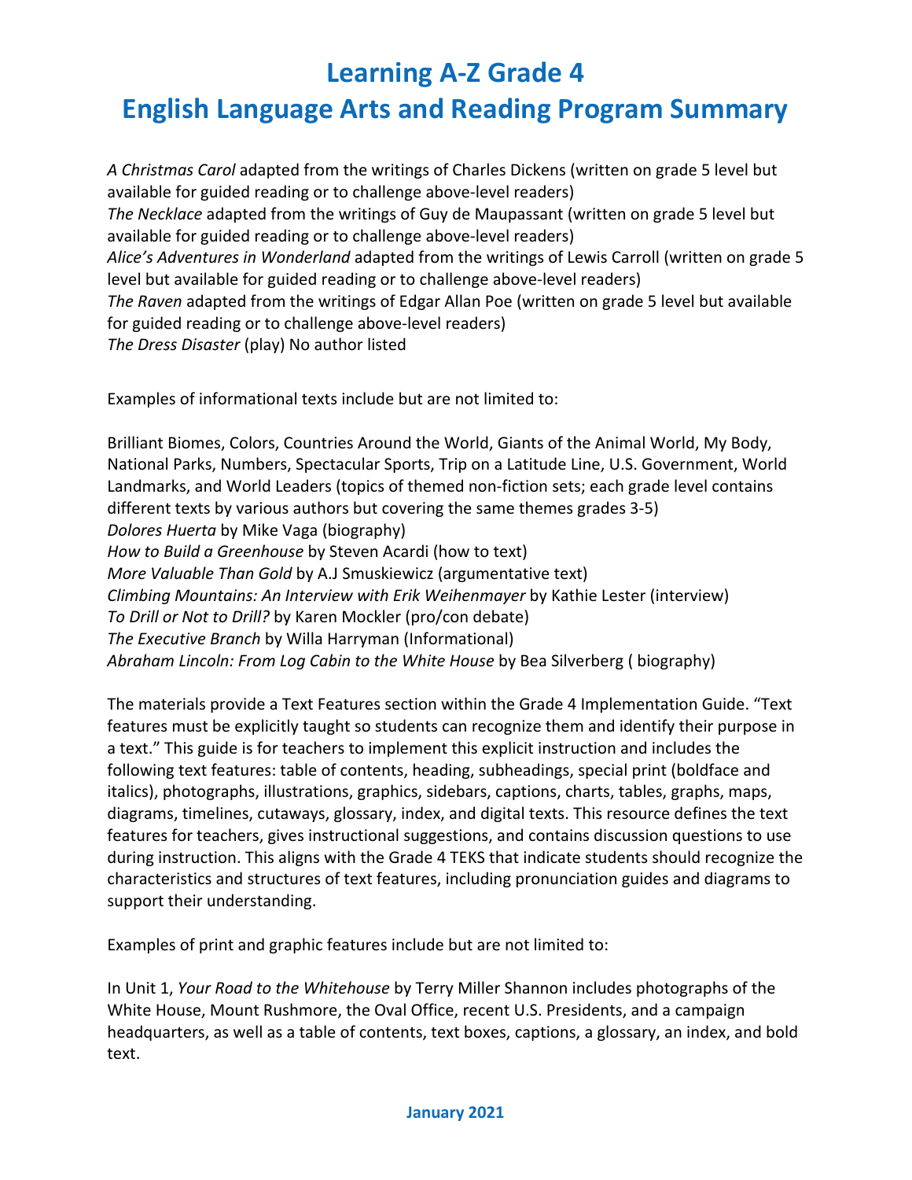# Learning A-Z Grade 4
# English Language Arts and Reading Program Summary

*A Christmas Carol* adapted from the writings of Charles Dickens (written on grade 5 level but available for guided reading or to challenge above-level readers)
*The Necklace* adapted from the writings of Guy de Maupassant (written on grade 5 level but available for guided reading or to challenge above-level readers)
*Alice's Adventures in Wonderland* adapted from the writings of Lewis Carroll (written on grade 5 level but available for guided reading or to challenge above-level readers)
*The Raven* adapted from the writings of Edgar Allan Poe (written on grade 5 level but available for guided reading or to challenge above-level readers)
*The Dress Disaster* (play) No author listed

Examples of informational texts include but are not limited to:

Brilliant Biomes, Colors, Countries Around the World, Giants of the Animal World, My Body, National Parks, Numbers, Spectacular Sports, Trip on a Latitude Line, U.S. Government, World Landmarks, and World Leaders (topics of themed non-fiction sets; each grade level contains different texts by various authors but covering the same themes grades 3-5)
*Dolores Huerta* by Mike Vaga (biography)
*How to Build a Greenhouse* by Steven Acardi (how to text)
*More Valuable Than Gold* by A.J Smuskiewicz (argumentative text)
*Climbing Mountains: An Interview with Erik Weihenmayer* by Kathie Lester (interview)
*To Drill or Not to Drill?* by Karen Mockler (pro/con debate)
*The Executive Branch* by Willa Harryman (Informational)
*Abraham Lincoln: From Log Cabin to the White House* by Bea Silverberg ( biography)

The materials provide a Text Features section within the Grade 4 Implementation Guide. "Text features must be explicitly taught so students can recognize them and identify their purpose in a text." This guide is for teachers to implement this explicit instruction and includes the following text features: table of contents, heading, subheadings, special print (boldface and italics), photographs, illustrations, graphics, sidebars, captions, charts, tables, graphs, maps, diagrams, timelines, cutaways, glossary, index, and digital texts. This resource defines the text features for teachers, gives instructional suggestions, and contains discussion questions to use during instruction. This aligns with the Grade 4 TEKS that indicate students should recognize the characteristics and structures of text features, including pronunciation guides and diagrams to support their understanding.

Examples of print and graphic features include but are not limited to:

In Unit 1, *Your Road to the Whitehouse* by Terry Miller Shannon includes photographs of the White House, Mount Rushmore, the Oval Office, recent U.S. Presidents, and a campaign headquarters, as well as a table of contents, text boxes, captions, a glossary, an index, and bold text.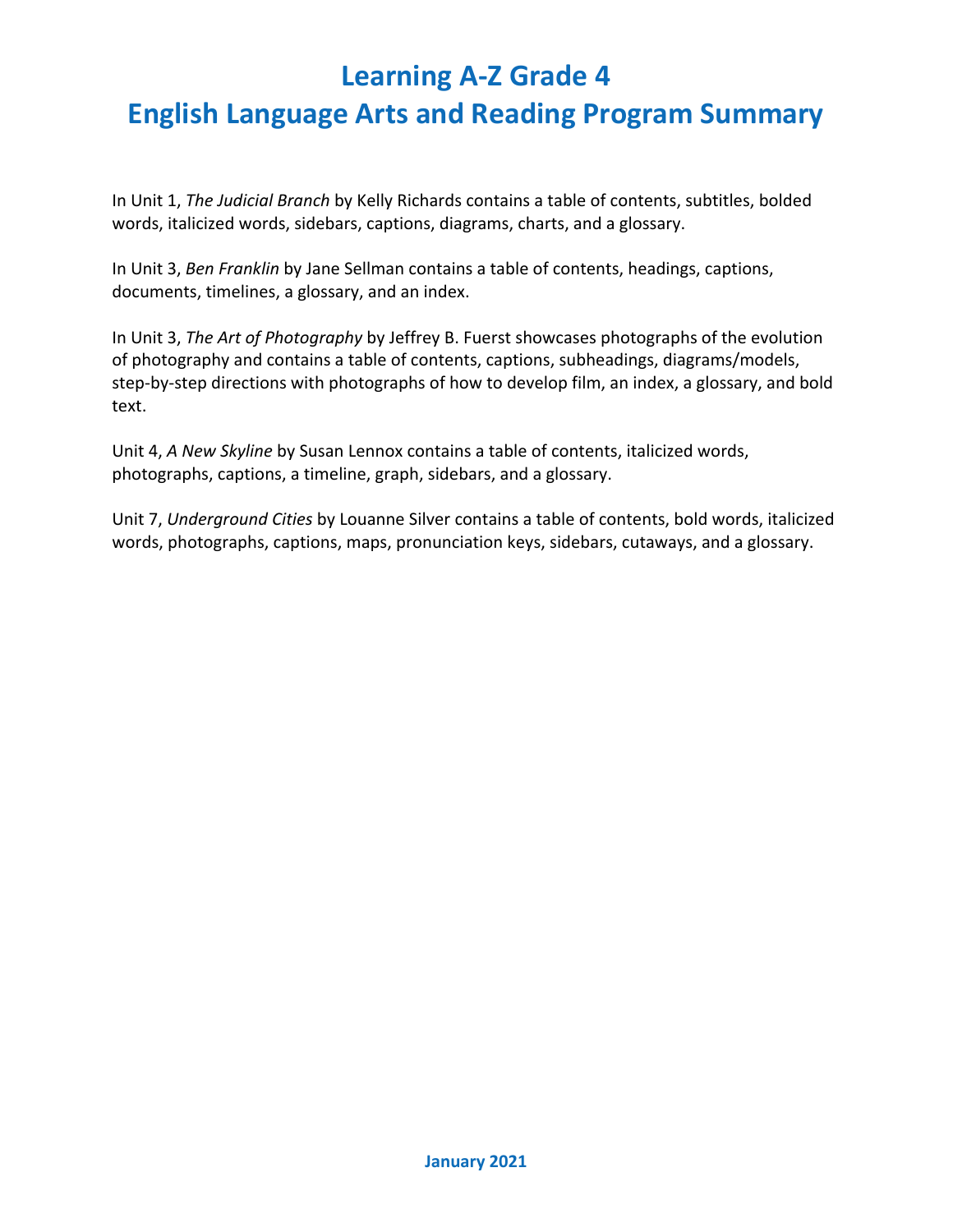# Learning A-Z Grade 4
# English Language Arts and Reading Program Summary

In Unit 1, *The Judicial Branch* by Kelly Richards contains a table of contents, subtitles, bolded words, italicized words, sidebars, captions, diagrams, charts, and a glossary.

In Unit 3, *Ben Franklin* by Jane Sellman contains a table of contents, headings, captions, documents, timelines, a glossary, and an index.

In Unit 3, *The Art of Photography* by Jeffrey B. Fuerst showcases photographs of the evolution of photography and contains a table of contents, captions, subheadings, diagrams/models, step-by-step directions with photographs of how to develop film, an index, a glossary, and bold text.

Unit 4, *A New Skyline* by Susan Lennox contains a table of contents, italicized words, photographs, captions, a timeline, graph, sidebars, and a glossary.

Unit 7, *Underground Cities* by Louanne Silver contains a table of contents, bold words, italicized words, photographs, captions, maps, pronunciation keys, sidebars, cutaways, and a glossary.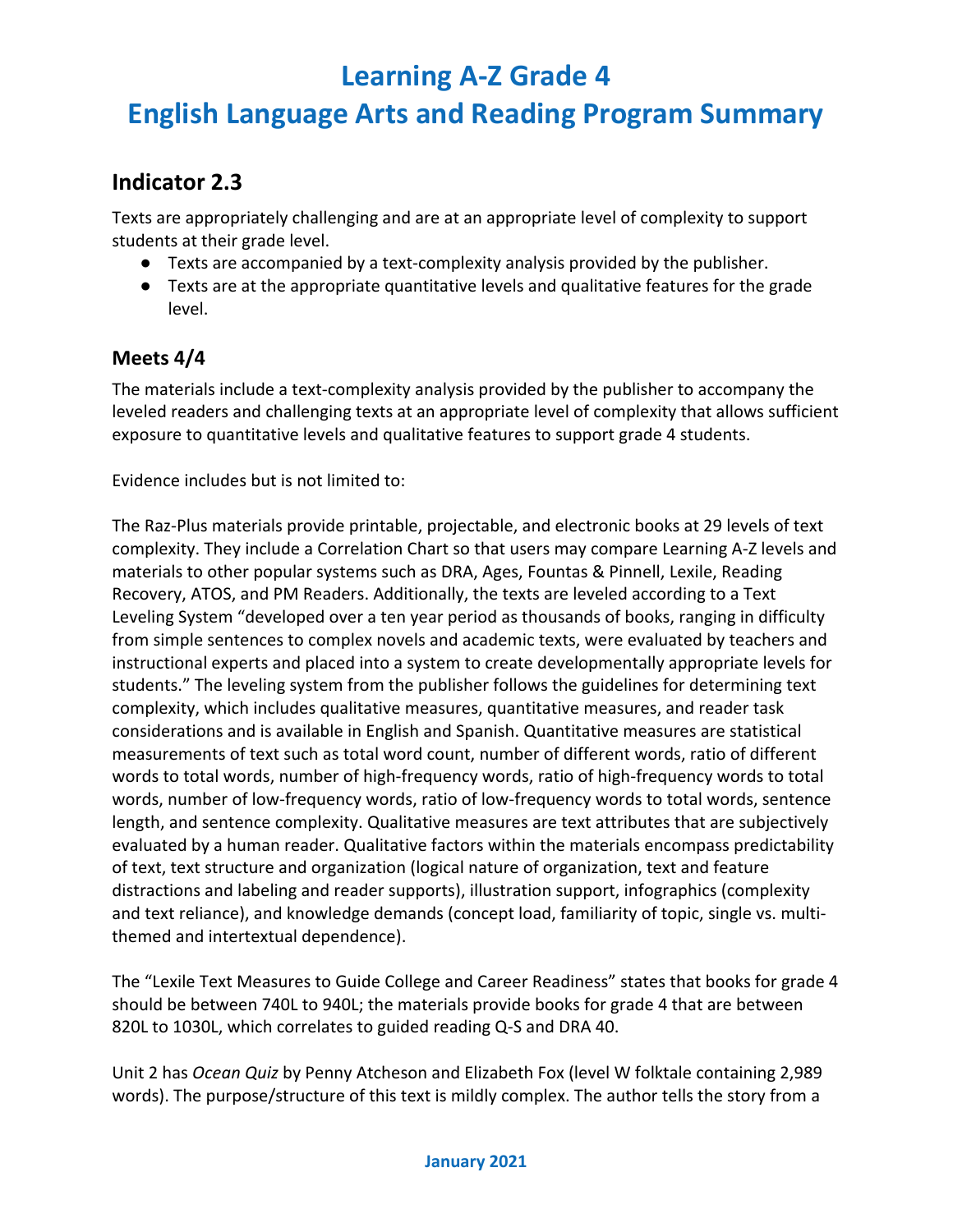# Learning A-Z Grade 4
# English Language Arts and Reading Program Summary

## Indicator 2.3

Texts are appropriately challenging and are at an appropriate level of complexity to support students at their grade level.

- Texts are accompanied by a text-complexity analysis provided by the publisher.
- Texts are at the appropriate quantitative levels and qualitative features for the grade level.

### Meets 4/4

The materials include a text-complexity analysis provided by the publisher to accompany the leveled readers and challenging texts at an appropriate level of complexity that allows sufficient exposure to quantitative levels and qualitative features to support grade 4 students.

Evidence includes but is not limited to:

The Raz-Plus materials provide printable, projectable, and electronic books at 29 levels of text complexity. They include a Correlation Chart so that users may compare Learning A-Z levels and materials to other popular systems such as DRA, Ages, Fountas & Pinnell, Lexile, Reading Recovery, ATOS, and PM Readers. Additionally, the texts are leveled according to a Text Leveling System "developed over a ten year period as thousands of books, ranging in difficulty from simple sentences to complex novels and academic texts, were evaluated by teachers and instructional experts and placed into a system to create developmentally appropriate levels for students." The leveling system from the publisher follows the guidelines for determining text complexity, which includes qualitative measures, quantitative measures, and reader task considerations and is available in English and Spanish. Quantitative measures are statistical measurements of text such as total word count, number of different words, ratio of different words to total words, number of high-frequency words, ratio of high-frequency words to total words, number of low-frequency words, ratio of low-frequency words to total words, sentence length, and sentence complexity. Qualitative measures are text attributes that are subjectively evaluated by a human reader. Qualitative factors within the materials encompass predictability of text, text structure and organization (logical nature of organization, text and feature distractions and labeling and reader supports), illustration support, infographics (complexity and text reliance), and knowledge demands (concept load, familiarity of topic, single vs. multi-themed and intertextual dependence).

The "Lexile Text Measures to Guide College and Career Readiness" states that books for grade 4 should be between 740L to 940L; the materials provide books for grade 4 that are between 820L to 1030L, which correlates to guided reading Q-S and DRA 40.

Unit 2 has *Ocean Quiz* by Penny Atcheson and Elizabeth Fox (level W folktale containing 2,989 words). The purpose/structure of this text is mildly complex. The author tells the story from a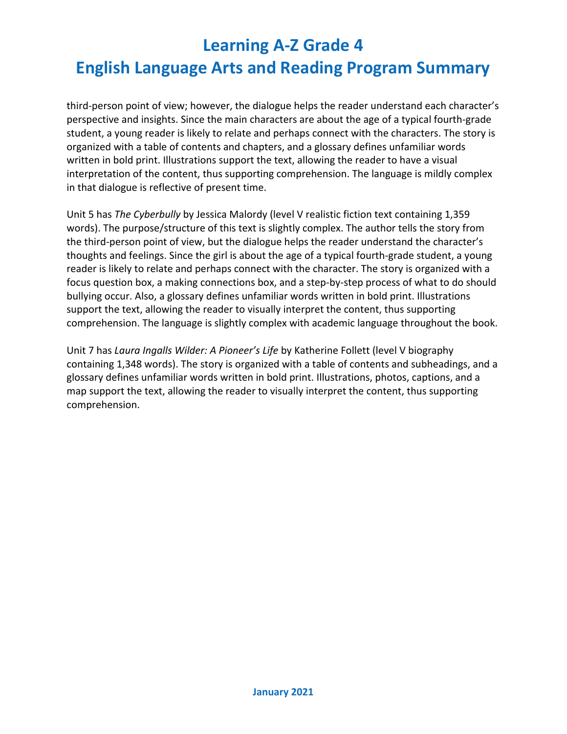third-person point of view; however, the dialogue helps the reader understand each character's perspective and insights. Since the main characters are about the age of a typical fourth-grade student, a young reader is likely to relate and perhaps connect with the characters. The story is organized with a table of contents and chapters, and a glossary defines unfamiliar words written in bold print. Illustrations support the text, allowing the reader to have a visual interpretation of the content, thus supporting comprehension. The language is mildly complex in that dialogue is reflective of present time.

Unit 5 has *The Cyberbully* by Jessica Malordy (level V realistic fiction text containing 1,359 words). The purpose/structure of this text is slightly complex. The author tells the story from the third-person point of view, but the dialogue helps the reader understand the character's thoughts and feelings. Since the girl is about the age of a typical fourth-grade student, a young reader is likely to relate and perhaps connect with the character. The story is organized with a focus question box, a making connections box, and a step-by-step process of what to do should bullying occur. Also, a glossary defines unfamiliar words written in bold print. Illustrations support the text, allowing the reader to visually interpret the content, thus supporting comprehension. The language is slightly complex with academic language throughout the book.

Unit 7 has *Laura Ingalls Wilder: A Pioneer's Life* by Katherine Follett (level V biography containing 1,348 words). The story is organized with a table of contents and subheadings, and a glossary defines unfamiliar words written in bold print. Illustrations, photos, captions, and a map support the text, allowing the reader to visually interpret the content, thus supporting comprehension.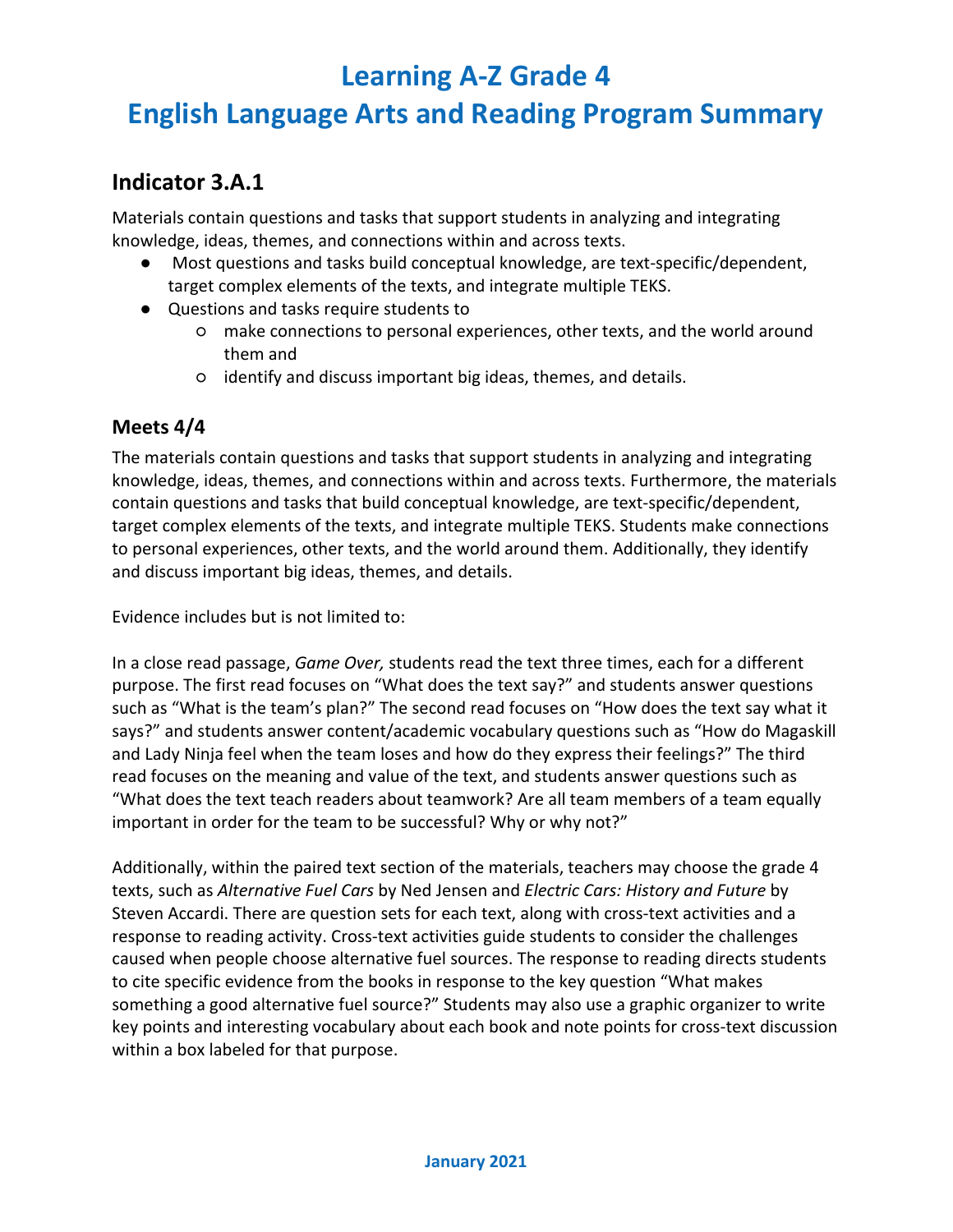# Learning A-Z Grade 4

# English Language Arts and Reading Program Summary

## Indicator 3.A.1

Materials contain questions and tasks that support students in analyzing and integrating knowledge, ideas, themes, and connections within and across texts.

- Most questions and tasks build conceptual knowledge, are text-specific/dependent, target complex elements of the texts, and integrate multiple TEKS.
- Questions and tasks require students to
  - make connections to personal experiences, other texts, and the world around them and
  - identify and discuss important big ideas, themes, and details.

### Meets 4/4

The materials contain questions and tasks that support students in analyzing and integrating knowledge, ideas, themes, and connections within and across texts. Furthermore, the materials contain questions and tasks that build conceptual knowledge, are text-specific/dependent, target complex elements of the texts, and integrate multiple TEKS. Students make connections to personal experiences, other texts, and the world around them. Additionally, they identify and discuss important big ideas, themes, and details.

Evidence includes but is not limited to:

In a close read passage, *Game Over,* students read the text three times, each for a different purpose. The first read focuses on "What does the text say?" and students answer questions such as "What is the team's plan?" The second read focuses on "How does the text say what it says?" and students answer content/academic vocabulary questions such as "How do Magaskill and Lady Ninja feel when the team loses and how do they express their feelings?" The third read focuses on the meaning and value of the text, and students answer questions such as "What does the text teach readers about teamwork? Are all team members of a team equally important in order for the team to be successful? Why or why not?"

Additionally, within the paired text section of the materials, teachers may choose the grade 4 texts, such as *Alternative Fuel Cars* by Ned Jensen and *Electric Cars: History and Future* by Steven Accardi. There are question sets for each text, along with cross-text activities and a response to reading activity. Cross-text activities guide students to consider the challenges caused when people choose alternative fuel sources. The response to reading directs students to cite specific evidence from the books in response to the key question "What makes something a good alternative fuel source?" Students may also use a graphic organizer to write key points and interesting vocabulary about each book and note points for cross-text discussion within a box labeled for that purpose.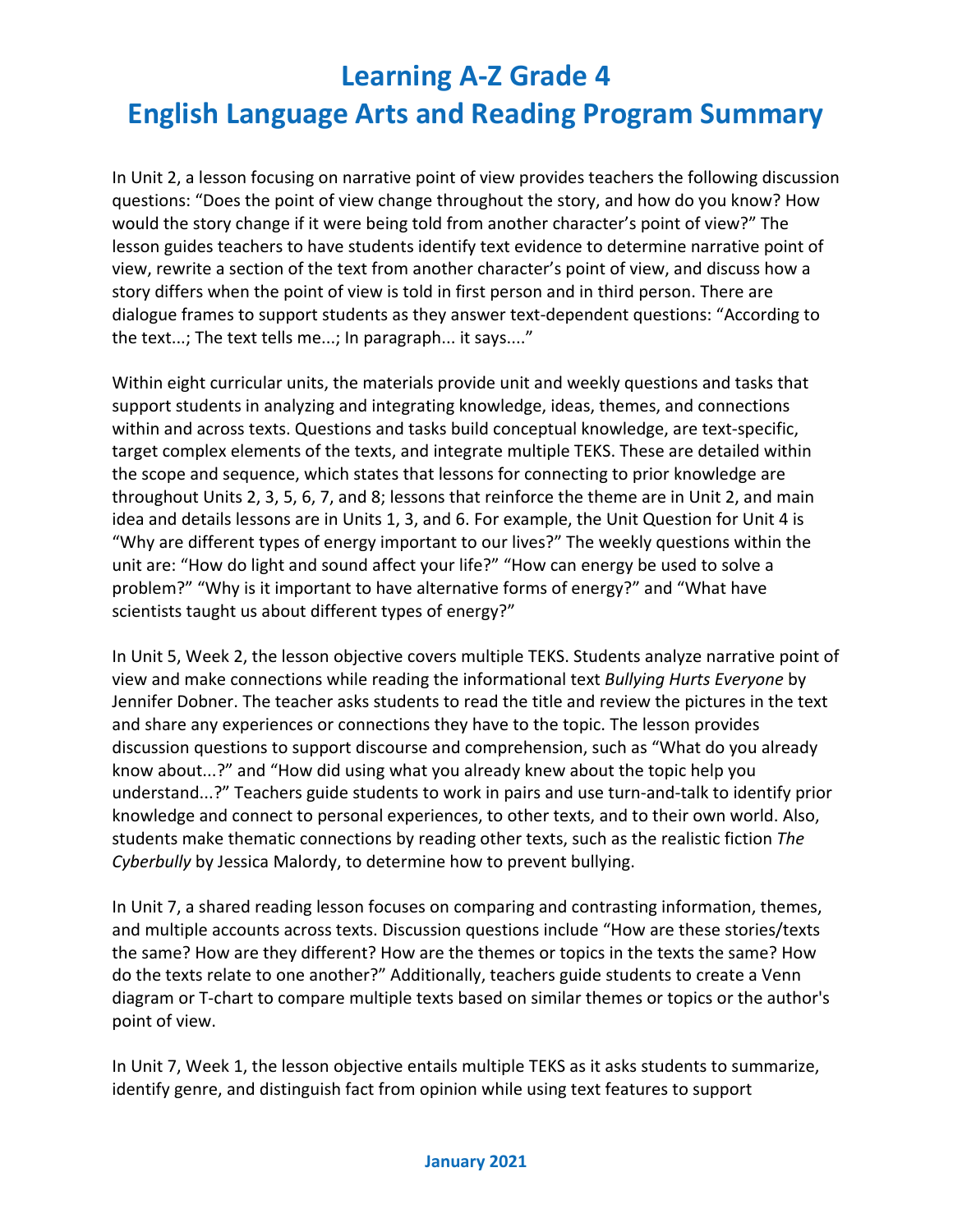In Unit 2, a lesson focusing on narrative point of view provides teachers the following discussion questions: "Does the point of view change throughout the story, and how do you know? How would the story change if it were being told from another character's point of view?" The lesson guides teachers to have students identify text evidence to determine narrative point of view, rewrite a section of the text from another character's point of view, and discuss how a story differs when the point of view is told in first person and in third person. There are dialogue frames to support students as they answer text-dependent questions: "According to the text...; The text tells me...; In paragraph... it says...."

Within eight curricular units, the materials provide unit and weekly questions and tasks that support students in analyzing and integrating knowledge, ideas, themes, and connections within and across texts. Questions and tasks build conceptual knowledge, are text-specific, target complex elements of the texts, and integrate multiple TEKS. These are detailed within the scope and sequence, which states that lessons for connecting to prior knowledge are throughout Units 2, 3, 5, 6, 7, and 8; lessons that reinforce the theme are in Unit 2, and main idea and details lessons are in Units 1, 3, and 6. For example, the Unit Question for Unit 4 is "Why are different types of energy important to our lives?" The weekly questions within the unit are: "How do light and sound affect your life?" "How can energy be used to solve a problem?" "Why is it important to have alternative forms of energy?" and "What have scientists taught us about different types of energy?"

In Unit 5, Week 2, the lesson objective covers multiple TEKS. Students analyze narrative point of view and make connections while reading the informational text *Bullying Hurts Everyone* by Jennifer Dobner. The teacher asks students to read the title and review the pictures in the text and share any experiences or connections they have to the topic. The lesson provides discussion questions to support discourse and comprehension, such as "What do you already know about...?" and "How did using what you already knew about the topic help you understand...?" Teachers guide students to work in pairs and use turn-and-talk to identify prior knowledge and connect to personal experiences, to other texts, and to their own world. Also, students make thematic connections by reading other texts, such as the realistic fiction *The Cyberbully* by Jessica Malordy, to determine how to prevent bullying.

In Unit 7, a shared reading lesson focuses on comparing and contrasting information, themes, and multiple accounts across texts. Discussion questions include "How are these stories/texts the same? How are they different? How are the themes or topics in the texts the same? How do the texts relate to one another?" Additionally, teachers guide students to create a Venn diagram or T-chart to compare multiple texts based on similar themes or topics or the author's point of view.

In Unit 7, Week 1, the lesson objective entails multiple TEKS as it asks students to summarize, identify genre, and distinguish fact from opinion while using text features to support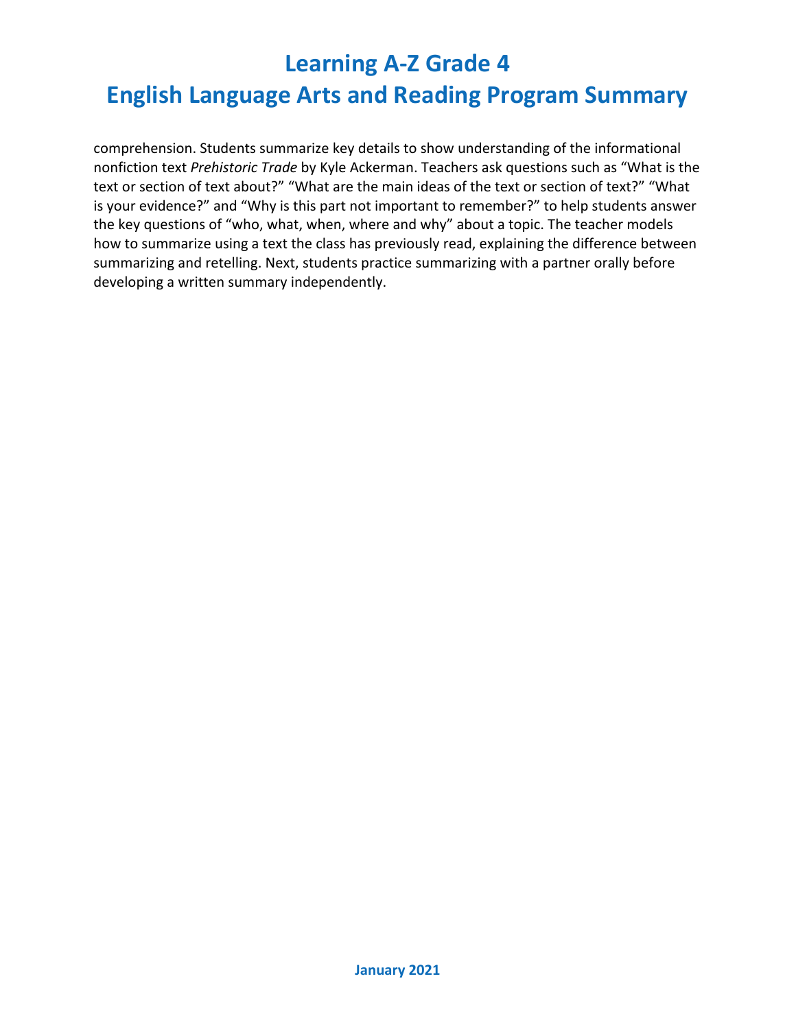comprehension. Students summarize key details to show understanding of the informational nonfiction text *Prehistoric Trade* by Kyle Ackerman. Teachers ask questions such as “What is the text or section of text about?” “What are the main ideas of the text or section of text?” “What is your evidence?” and “Why is this part not important to remember?” to help students answer the key questions of “who, what, when, where and why” about a topic. The teacher models how to summarize using a text the class has previously read, explaining the difference between summarizing and retelling. Next, students practice summarizing with a partner orally before developing a written summary independently.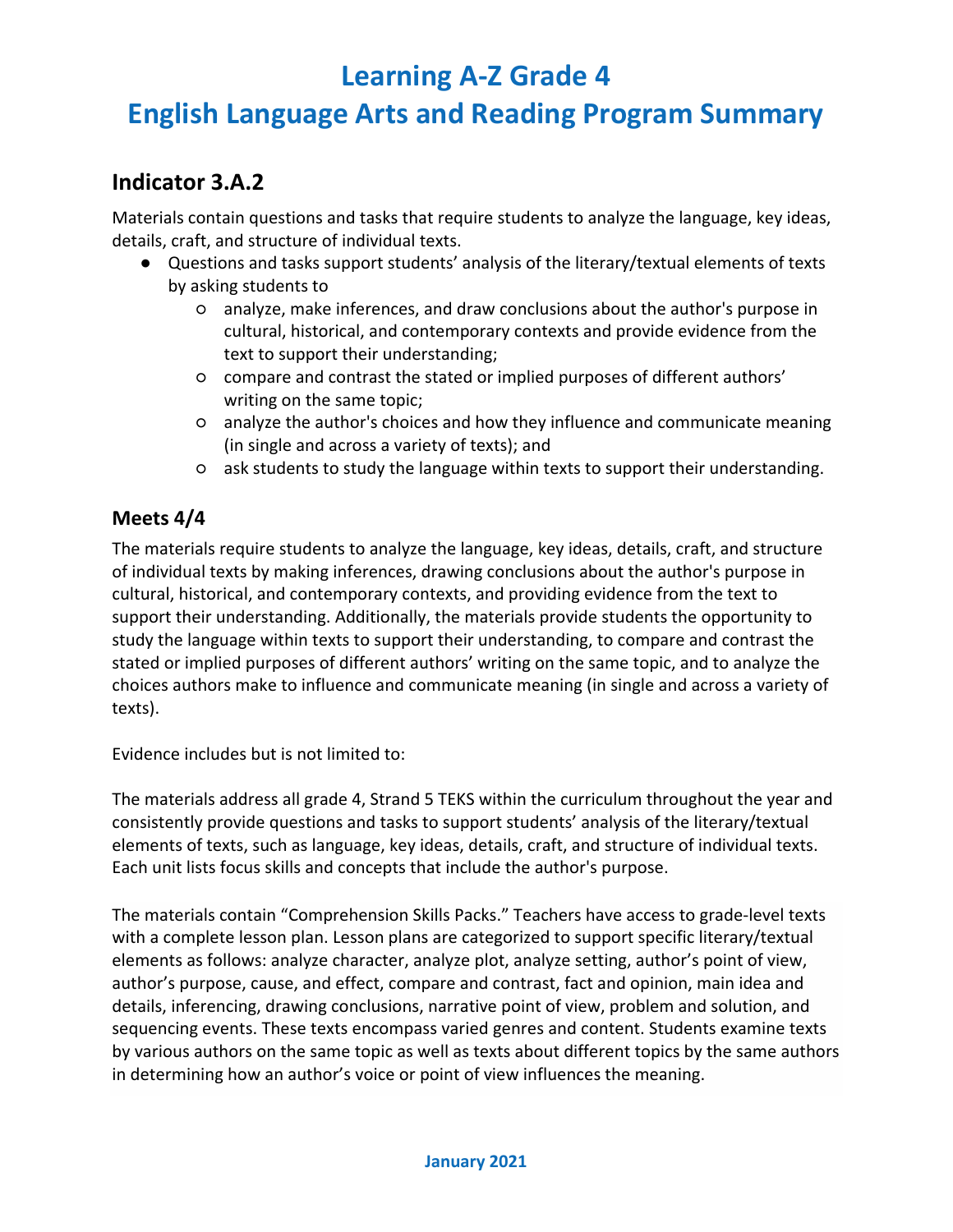# Learning A-Z Grade 4
# English Language Arts and Reading Program Summary

## Indicator 3.A.2

Materials contain questions and tasks that require students to analyze the language, key ideas, details, craft, and structure of individual texts.

- Questions and tasks support students' analysis of the literary/textual elements of texts by asking students to
  - analyze, make inferences, and draw conclusions about the author's purpose in cultural, historical, and contemporary contexts and provide evidence from the text to support their understanding;
  - compare and contrast the stated or implied purposes of different authors' writing on the same topic;
  - analyze the author's choices and how they influence and communicate meaning (in single and across a variety of texts); and
  - ask students to study the language within texts to support their understanding.

### Meets 4/4

The materials require students to analyze the language, key ideas, details, craft, and structure of individual texts by making inferences, drawing conclusions about the author's purpose in cultural, historical, and contemporary contexts, and providing evidence from the text to support their understanding. Additionally, the materials provide students the opportunity to study the language within texts to support their understanding, to compare and contrast the stated or implied purposes of different authors' writing on the same topic, and to analyze the choices authors make to influence and communicate meaning (in single and across a variety of texts).

Evidence includes but is not limited to:

The materials address all grade 4, Strand 5 TEKS within the curriculum throughout the year and consistently provide questions and tasks to support students' analysis of the literary/textual elements of texts, such as language, key ideas, details, craft, and structure of individual texts. Each unit lists focus skills and concepts that include the author's purpose.

The materials contain "Comprehension Skills Packs." Teachers have access to grade-level texts with a complete lesson plan. Lesson plans are categorized to support specific literary/textual elements as follows: analyze character, analyze plot, analyze setting, author's point of view, author's purpose, cause, and effect, compare and contrast, fact and opinion, main idea and details, inferencing, drawing conclusions, narrative point of view, problem and solution, and sequencing events. These texts encompass varied genres and content. Students examine texts by various authors on the same topic as well as texts about different topics by the same authors in determining how an author's voice or point of view influences the meaning.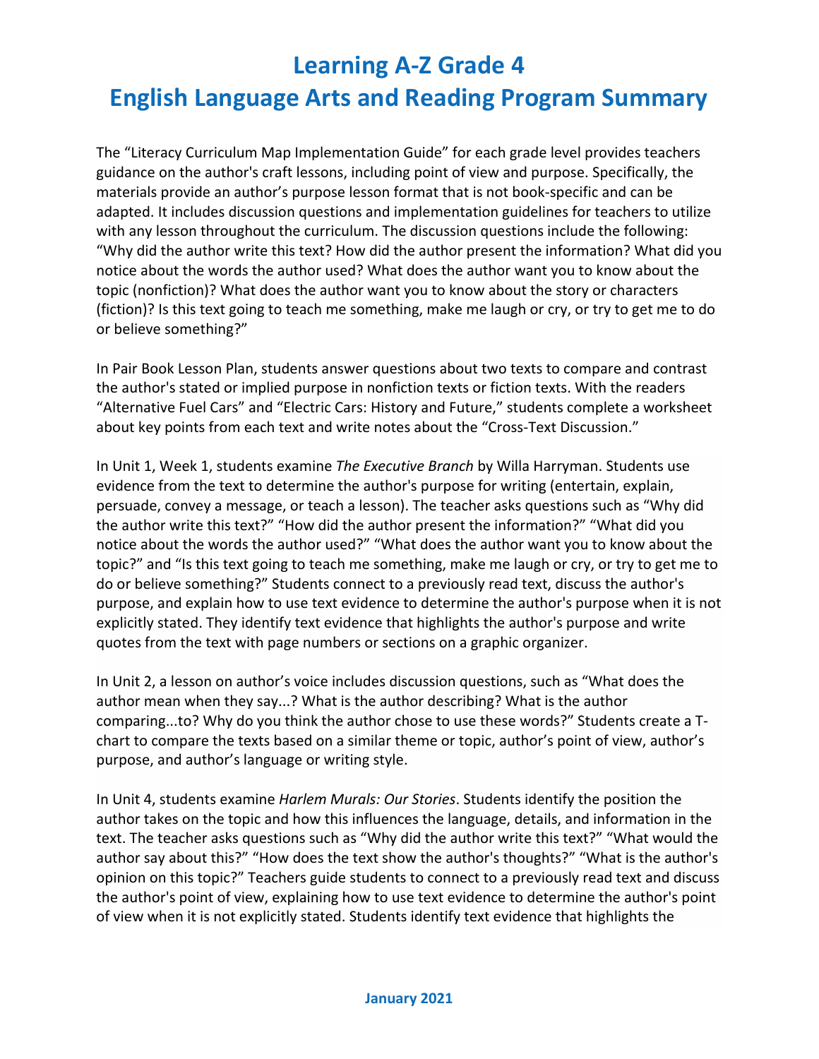# Learning A-Z Grade 4
# English Language Arts and Reading Program Summary

The "Literacy Curriculum Map Implementation Guide" for each grade level provides teachers guidance on the author's craft lessons, including point of view and purpose. Specifically, the materials provide an author's purpose lesson format that is not book-specific and can be adapted. It includes discussion questions and implementation guidelines for teachers to utilize with any lesson throughout the curriculum. The discussion questions include the following: "Why did the author write this text? How did the author present the information? What did you notice about the words the author used? What does the author want you to know about the topic (nonfiction)? What does the author want you to know about the story or characters (fiction)? Is this text going to teach me something, make me laugh or cry, or try to get me to do or believe something?"

In Pair Book Lesson Plan, students answer questions about two texts to compare and contrast the author's stated or implied purpose in nonfiction texts or fiction texts. With the readers "Alternative Fuel Cars" and "Electric Cars: History and Future," students complete a worksheet about key points from each text and write notes about the "Cross-Text Discussion."

In Unit 1, Week 1, students examine *The Executive Branch* by Willa Harryman. Students use evidence from the text to determine the author's purpose for writing (entertain, explain, persuade, convey a message, or teach a lesson). The teacher asks questions such as "Why did the author write this text?" "How did the author present the information?" "What did you notice about the words the author used?" "What does the author want you to know about the topic?" and "Is this text going to teach me something, make me laugh or cry, or try to get me to do or believe something?" Students connect to a previously read text, discuss the author's purpose, and explain how to use text evidence to determine the author's purpose when it is not explicitly stated. They identify text evidence that highlights the author's purpose and write quotes from the text with page numbers or sections on a graphic organizer.

In Unit 2, a lesson on author's voice includes discussion questions, such as "What does the author mean when they say...? What is the author describing? What is the author comparing...to? Why do you think the author chose to use these words?" Students create a T-chart to compare the texts based on a similar theme or topic, author's point of view, author's purpose, and author's language or writing style.

In Unit 4, students examine *Harlem Murals: Our Stories*. Students identify the position the author takes on the topic and how this influences the language, details, and information in the text. The teacher asks questions such as "Why did the author write this text?" "What would the author say about this?" "How does the text show the author's thoughts?" "What is the author's opinion on this topic?" Teachers guide students to connect to a previously read text and discuss the author's point of view, explaining how to use text evidence to determine the author's point of view when it is not explicitly stated. Students identify text evidence that highlights the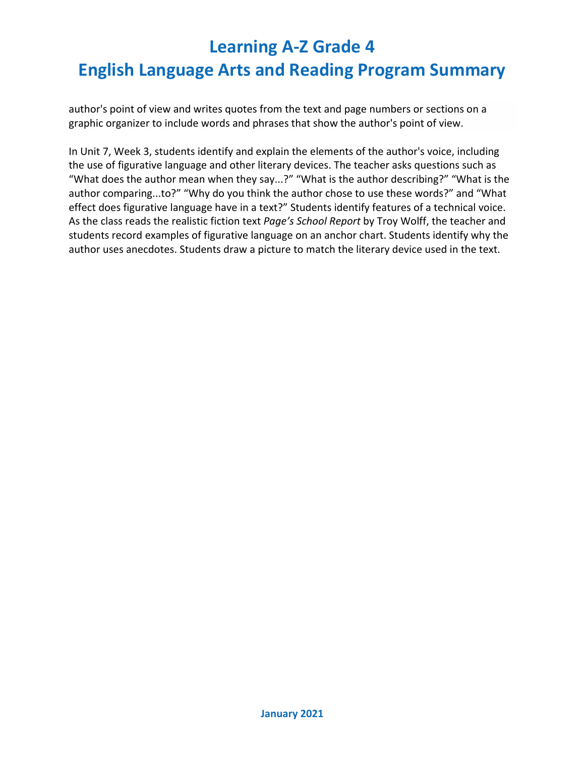author's point of view and writes quotes from the text and page numbers or sections on a graphic organizer to include words and phrases that show the author's point of view.

In Unit 7, Week 3, students identify and explain the elements of the author's voice, including the use of figurative language and other literary devices. The teacher asks questions such as “What does the author mean when they say...?” “What is the author describing?” “What is the author comparing...to?” “Why do you think the author chose to use these words?” and “What effect does figurative language have in a text?” Students identify features of a technical voice. As the class reads the realistic fiction text *Page’s School Report* by Troy Wolff, the teacher and students record examples of figurative language on an anchor chart. Students identify why the author uses anecdotes. Students draw a picture to match the literary device used in the text.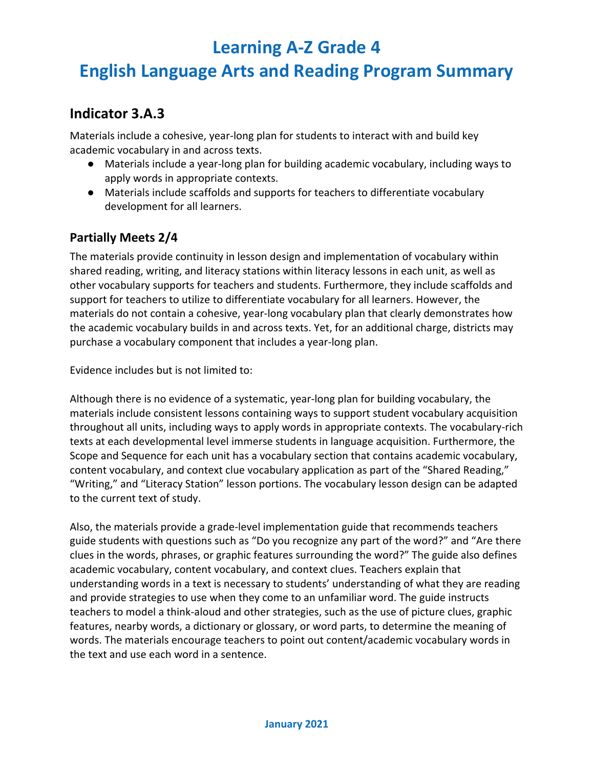# Learning A-Z Grade 4
# English Language Arts and Reading Program Summary

## Indicator 3.A.3

Materials include a cohesive, year-long plan for students to interact with and build key academic vocabulary in and across texts.

- Materials include a year-long plan for building academic vocabulary, including ways to apply words in appropriate contexts.
- Materials include scaffolds and supports for teachers to differentiate vocabulary development for all learners.

### Partially Meets 2/4

The materials provide continuity in lesson design and implementation of vocabulary within shared reading, writing, and literacy stations within literacy lessons in each unit, as well as other vocabulary supports for teachers and students. Furthermore, they include scaffolds and support for teachers to utilize to differentiate vocabulary for all learners. However, the materials do not contain a cohesive, year-long vocabulary plan that clearly demonstrates how the academic vocabulary builds in and across texts. Yet, for an additional charge, districts may purchase a vocabulary component that includes a year-long plan.

Evidence includes but is not limited to:

Although there is no evidence of a systematic, year-long plan for building vocabulary, the materials include consistent lessons containing ways to support student vocabulary acquisition throughout all units, including ways to apply words in appropriate contexts. The vocabulary-rich texts at each developmental level immerse students in language acquisition. Furthermore, the Scope and Sequence for each unit has a vocabulary section that contains academic vocabulary, content vocabulary, and context clue vocabulary application as part of the "Shared Reading," "Writing," and "Literacy Station" lesson portions. The vocabulary lesson design can be adapted to the current text of study.

Also, the materials provide a grade-level implementation guide that recommends teachers guide students with questions such as "Do you recognize any part of the word?" and "Are there clues in the words, phrases, or graphic features surrounding the word?" The guide also defines academic vocabulary, content vocabulary, and context clues. Teachers explain that understanding words in a text is necessary to students' understanding of what they are reading and provide strategies to use when they come to an unfamiliar word. The guide instructs teachers to model a think-aloud and other strategies, such as the use of picture clues, graphic features, nearby words, a dictionary or glossary, or word parts, to determine the meaning of words. The materials encourage teachers to point out content/academic vocabulary words in the text and use each word in a sentence.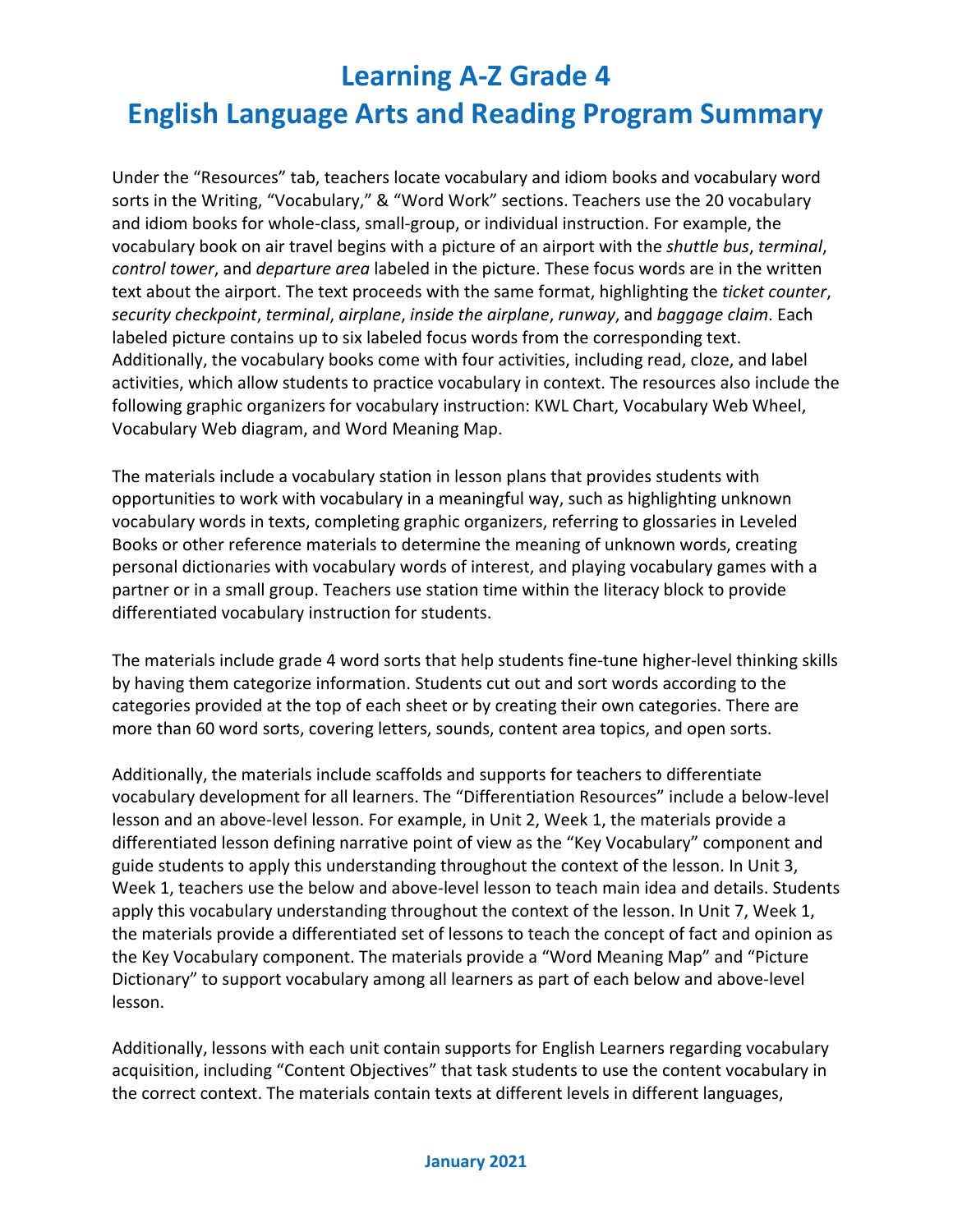# Learning A-Z Grade 4
# English Language Arts and Reading Program Summary

Under the "Resources" tab, teachers locate vocabulary and idiom books and vocabulary word sorts in the Writing, "Vocabulary," & "Word Work" sections. Teachers use the 20 vocabulary and idiom books for whole-class, small-group, or individual instruction. For example, the vocabulary book on air travel begins with a picture of an airport with the *shuttle bus*, *terminal*, *control tower*, and *departure area* labeled in the picture. These focus words are in the written text about the airport. The text proceeds with the same format, highlighting the *ticket counter*, *security checkpoint*, *terminal*, *airplane*, *inside the airplane*, *runway*, and *baggage claim*. Each labeled picture contains up to six labeled focus words from the corresponding text. Additionally, the vocabulary books come with four activities, including read, cloze, and label activities, which allow students to practice vocabulary in context. The resources also include the following graphic organizers for vocabulary instruction: KWL Chart, Vocabulary Web Wheel, Vocabulary Web diagram, and Word Meaning Map.

The materials include a vocabulary station in lesson plans that provides students with opportunities to work with vocabulary in a meaningful way, such as highlighting unknown vocabulary words in texts, completing graphic organizers, referring to glossaries in Leveled Books or other reference materials to determine the meaning of unknown words, creating personal dictionaries with vocabulary words of interest, and playing vocabulary games with a partner or in a small group. Teachers use station time within the literacy block to provide differentiated vocabulary instruction for students.

The materials include grade 4 word sorts that help students fine-tune higher-level thinking skills by having them categorize information. Students cut out and sort words according to the categories provided at the top of each sheet or by creating their own categories. There are more than 60 word sorts, covering letters, sounds, content area topics, and open sorts.

Additionally, the materials include scaffolds and supports for teachers to differentiate vocabulary development for all learners. The "Differentiation Resources" include a below-level lesson and an above-level lesson. For example, in Unit 2, Week 1, the materials provide a differentiated lesson defining narrative point of view as the "Key Vocabulary" component and guide students to apply this understanding throughout the context of the lesson. In Unit 3, Week 1, teachers use the below and above-level lesson to teach main idea and details. Students apply this vocabulary understanding throughout the context of the lesson. In Unit 7, Week 1, the materials provide a differentiated set of lessons to teach the concept of fact and opinion as the Key Vocabulary component. The materials provide a "Word Meaning Map" and "Picture Dictionary" to support vocabulary among all learners as part of each below and above-level lesson.

Additionally, lessons with each unit contain supports for English Learners regarding vocabulary acquisition, including "Content Objectives" that task students to use the content vocabulary in the correct context. The materials contain texts at different levels in different languages,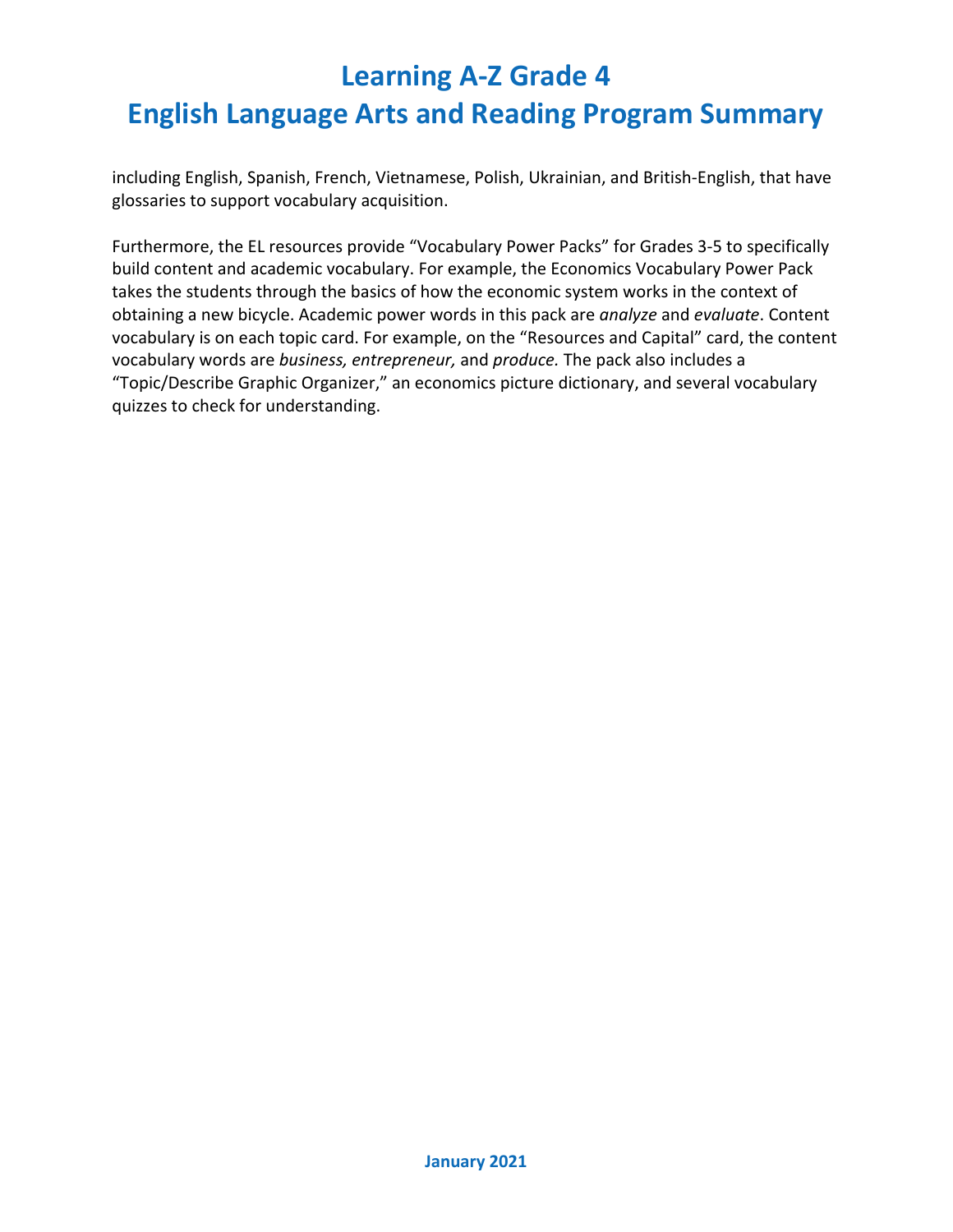including English, Spanish, French, Vietnamese, Polish, Ukrainian, and British-English, that have glossaries to support vocabulary acquisition.

Furthermore, the EL resources provide “Vocabulary Power Packs” for Grades 3-5 to specifically build content and academic vocabulary. For example, the Economics Vocabulary Power Pack takes the students through the basics of how the economic system works in the context of obtaining a new bicycle. Academic power words in this pack are *analyze* and *evaluate*. Content vocabulary is on each topic card. For example, on the “Resources and Capital” card, the content vocabulary words are *business, entrepreneur,* and *produce.* The pack also includes a “Topic/Describe Graphic Organizer,” an economics picture dictionary, and several vocabulary quizzes to check for understanding.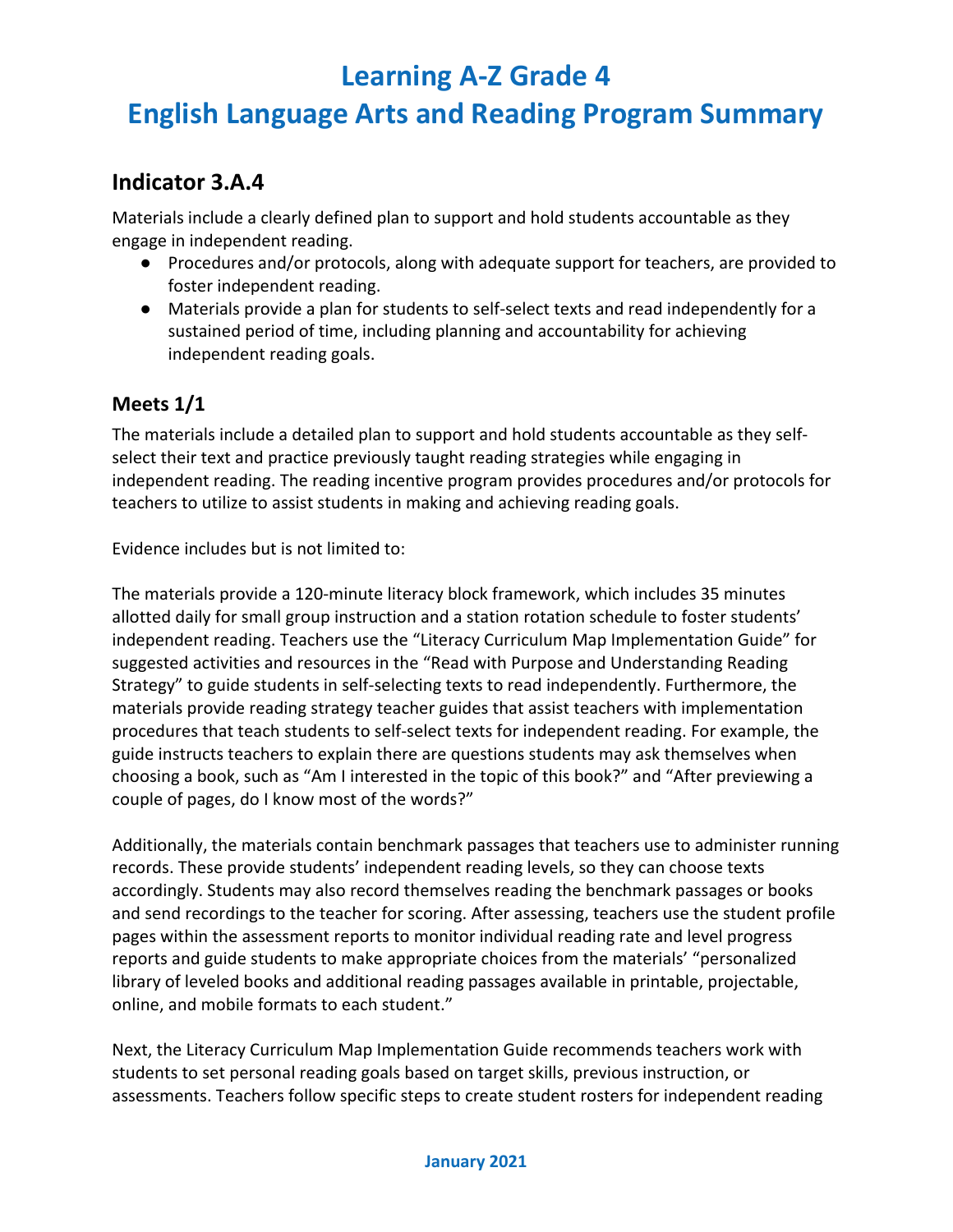# Learning A-Z Grade 4

# English Language Arts and Reading Program Summary

## Indicator 3.A.4

Materials include a clearly defined plan to support and hold students accountable as they engage in independent reading.

- Procedures and/or protocols, along with adequate support for teachers, are provided to foster independent reading.
- Materials provide a plan for students to self-select texts and read independently for a sustained period of time, including planning and accountability for achieving independent reading goals.

### Meets 1/1

The materials include a detailed plan to support and hold students accountable as they self-select their text and practice previously taught reading strategies while engaging in independent reading. The reading incentive program provides procedures and/or protocols for teachers to utilize to assist students in making and achieving reading goals.

Evidence includes but is not limited to:

The materials provide a 120-minute literacy block framework, which includes 35 minutes allotted daily for small group instruction and a station rotation schedule to foster students' independent reading. Teachers use the "Literacy Curriculum Map Implementation Guide" for suggested activities and resources in the "Read with Purpose and Understanding Reading Strategy" to guide students in self-selecting texts to read independently. Furthermore, the materials provide reading strategy teacher guides that assist teachers with implementation procedures that teach students to self-select texts for independent reading. For example, the guide instructs teachers to explain there are questions students may ask themselves when choosing a book, such as "Am I interested in the topic of this book?" and "After previewing a couple of pages, do I know most of the words?"

Additionally, the materials contain benchmark passages that teachers use to administer running records. These provide students' independent reading levels, so they can choose texts accordingly. Students may also record themselves reading the benchmark passages or books and send recordings to the teacher for scoring. After assessing, teachers use the student profile pages within the assessment reports to monitor individual reading rate and level progress reports and guide students to make appropriate choices from the materials' "personalized library of leveled books and additional reading passages available in printable, projectable, online, and mobile formats to each student."

Next, the Literacy Curriculum Map Implementation Guide recommends teachers work with students to set personal reading goals based on target skills, previous instruction, or assessments. Teachers follow specific steps to create student rosters for independent reading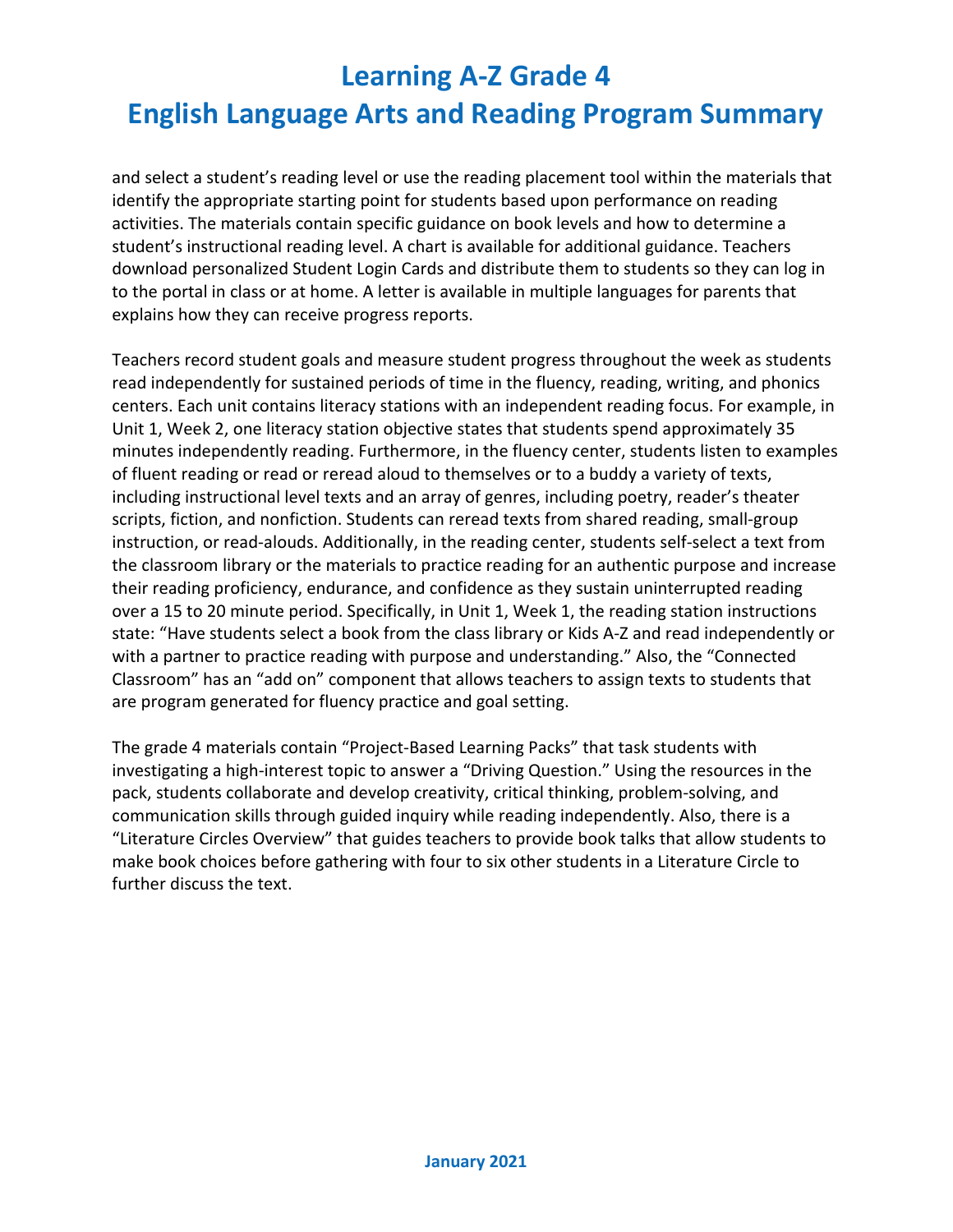and select a student's reading level or use the reading placement tool within the materials that identify the appropriate starting point for students based upon performance on reading activities. The materials contain specific guidance on book levels and how to determine a student's instructional reading level. A chart is available for additional guidance. Teachers download personalized Student Login Cards and distribute them to students so they can log in to the portal in class or at home. A letter is available in multiple languages for parents that explains how they can receive progress reports.

Teachers record student goals and measure student progress throughout the week as students read independently for sustained periods of time in the fluency, reading, writing, and phonics centers. Each unit contains literacy stations with an independent reading focus. For example, in Unit 1, Week 2, one literacy station objective states that students spend approximately 35 minutes independently reading. Furthermore, in the fluency center, students listen to examples of fluent reading or read or reread aloud to themselves or to a buddy a variety of texts, including instructional level texts and an array of genres, including poetry, reader's theater scripts, fiction, and nonfiction. Students can reread texts from shared reading, small-group instruction, or read-alouds. Additionally, in the reading center, students self-select a text from the classroom library or the materials to practice reading for an authentic purpose and increase their reading proficiency, endurance, and confidence as they sustain uninterrupted reading over a 15 to 20 minute period. Specifically, in Unit 1, Week 1, the reading station instructions state: "Have students select a book from the class library or Kids A-Z and read independently or with a partner to practice reading with purpose and understanding." Also, the "Connected Classroom" has an "add on" component that allows teachers to assign texts to students that are program generated for fluency practice and goal setting.

The grade 4 materials contain "Project-Based Learning Packs" that task students with investigating a high-interest topic to answer a "Driving Question." Using the resources in the pack, students collaborate and develop creativity, critical thinking, problem-solving, and communication skills through guided inquiry while reading independently. Also, there is a "Literature Circles Overview" that guides teachers to provide book talks that allow students to make book choices before gathering with four to six other students in a Literature Circle to further discuss the text.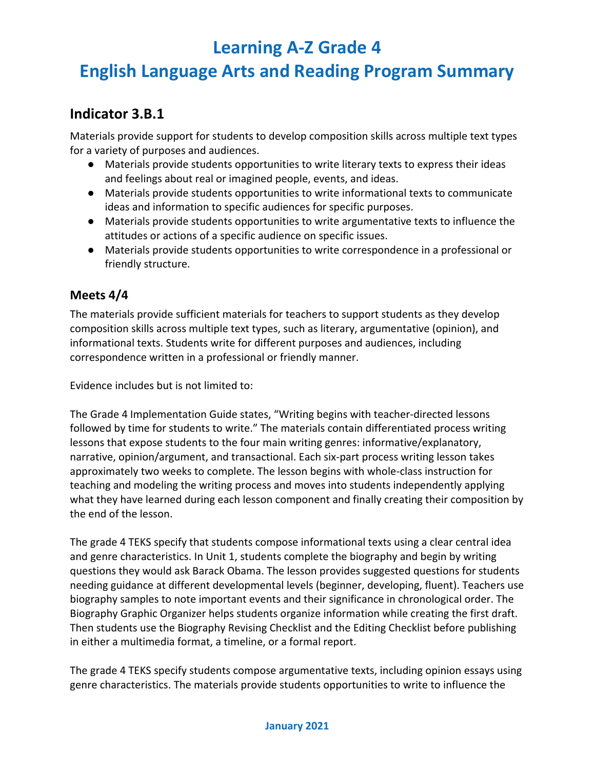# Learning A-Z Grade 4
# English Language Arts and Reading Program Summary

## Indicator 3.B.1

Materials provide support for students to develop composition skills across multiple text types for a variety of purposes and audiences.

- Materials provide students opportunities to write literary texts to express their ideas and feelings about real or imagined people, events, and ideas.
- Materials provide students opportunities to write informational texts to communicate ideas and information to specific audiences for specific purposes.
- Materials provide students opportunities to write argumentative texts to influence the attitudes or actions of a specific audience on specific issues.
- Materials provide students opportunities to write correspondence in a professional or friendly structure.

### Meets 4/4

The materials provide sufficient materials for teachers to support students as they develop composition skills across multiple text types, such as literary, argumentative (opinion), and informational texts. Students write for different purposes and audiences, including correspondence written in a professional or friendly manner.

Evidence includes but is not limited to:

The Grade 4 Implementation Guide states, "Writing begins with teacher-directed lessons followed by time for students to write." The materials contain differentiated process writing lessons that expose students to the four main writing genres: informative/explanatory, narrative, opinion/argument, and transactional. Each six-part process writing lesson takes approximately two weeks to complete. The lesson begins with whole-class instruction for teaching and modeling the writing process and moves into students independently applying what they have learned during each lesson component and finally creating their composition by the end of the lesson.

The grade 4 TEKS specify that students compose informational texts using a clear central idea and genre characteristics. In Unit 1, students complete the biography and begin by writing questions they would ask Barack Obama. The lesson provides suggested questions for students needing guidance at different developmental levels (beginner, developing, fluent). Teachers use biography samples to note important events and their significance in chronological order. The Biography Graphic Organizer helps students organize information while creating the first draft. Then students use the Biography Revising Checklist and the Editing Checklist before publishing in either a multimedia format, a timeline, or a formal report.

The grade 4 TEKS specify students compose argumentative texts, including opinion essays using genre characteristics. The materials provide students opportunities to write to influence the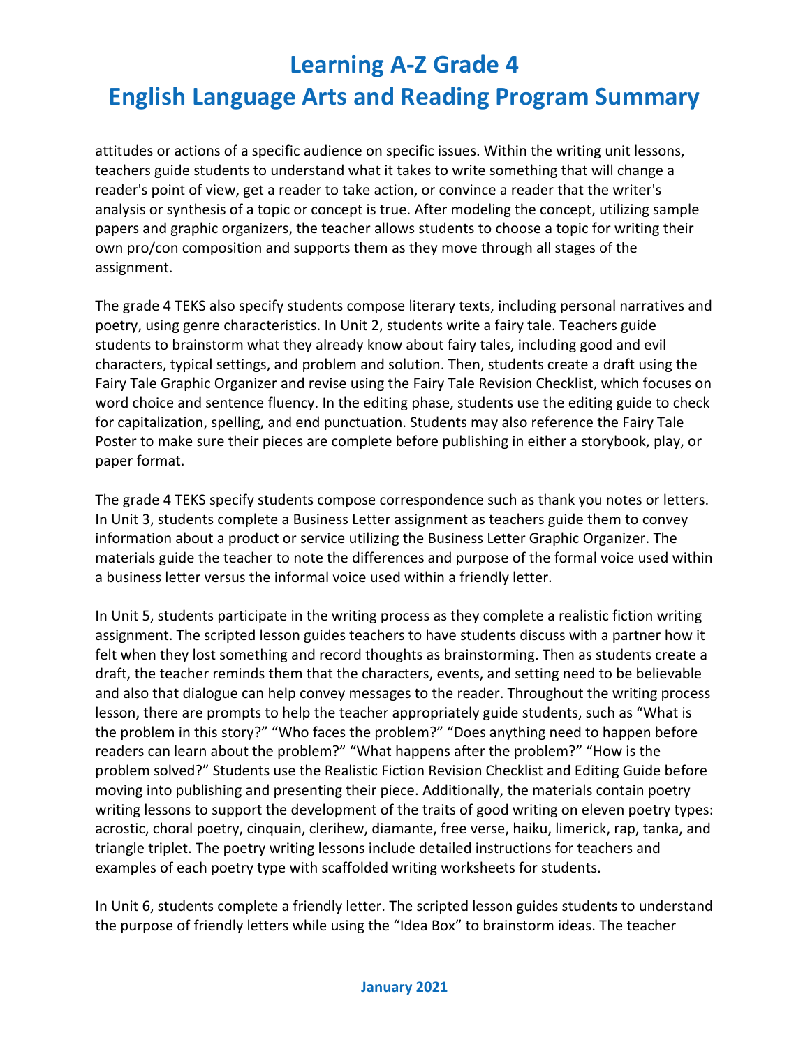attitudes or actions of a specific audience on specific issues. Within the writing unit lessons, teachers guide students to understand what it takes to write something that will change a reader's point of view, get a reader to take action, or convince a reader that the writer's analysis or synthesis of a topic or concept is true. After modeling the concept, utilizing sample papers and graphic organizers, the teacher allows students to choose a topic for writing their own pro/con composition and supports them as they move through all stages of the assignment.

The grade 4 TEKS also specify students compose literary texts, including personal narratives and poetry, using genre characteristics. In Unit 2, students write a fairy tale. Teachers guide students to brainstorm what they already know about fairy tales, including good and evil characters, typical settings, and problem and solution. Then, students create a draft using the Fairy Tale Graphic Organizer and revise using the Fairy Tale Revision Checklist, which focuses on word choice and sentence fluency. In the editing phase, students use the editing guide to check for capitalization, spelling, and end punctuation. Students may also reference the Fairy Tale Poster to make sure their pieces are complete before publishing in either a storybook, play, or paper format.

The grade 4 TEKS specify students compose correspondence such as thank you notes or letters. In Unit 3, students complete a Business Letter assignment as teachers guide them to convey information about a product or service utilizing the Business Letter Graphic Organizer. The materials guide the teacher to note the differences and purpose of the formal voice used within a business letter versus the informal voice used within a friendly letter.

In Unit 5, students participate in the writing process as they complete a realistic fiction writing assignment. The scripted lesson guides teachers to have students discuss with a partner how it felt when they lost something and record thoughts as brainstorming. Then as students create a draft, the teacher reminds them that the characters, events, and setting need to be believable and also that dialogue can help convey messages to the reader. Throughout the writing process lesson, there are prompts to help the teacher appropriately guide students, such as "What is the problem in this story?" "Who faces the problem?" "Does anything need to happen before readers can learn about the problem?" "What happens after the problem?" "How is the problem solved?" Students use the Realistic Fiction Revision Checklist and Editing Guide before moving into publishing and presenting their piece. Additionally, the materials contain poetry writing lessons to support the development of the traits of good writing on eleven poetry types: acrostic, choral poetry, cinquain, clerihew, diamante, free verse, haiku, limerick, rap, tanka, and triangle triplet. The poetry writing lessons include detailed instructions for teachers and examples of each poetry type with scaffolded writing worksheets for students.

In Unit 6, students complete a friendly letter. The scripted lesson guides students to understand the purpose of friendly letters while using the "Idea Box" to brainstorm ideas. The teacher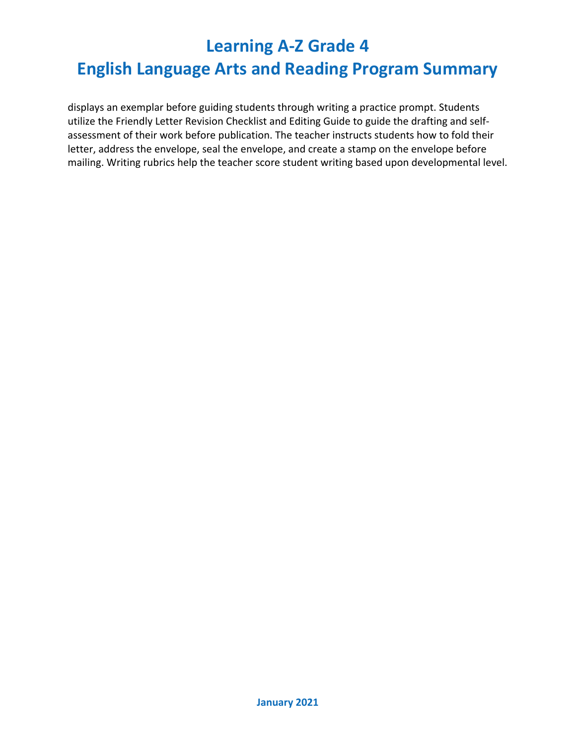displays an exemplar before guiding students through writing a practice prompt. Students utilize the Friendly Letter Revision Checklist and Editing Guide to guide the drafting and self-assessment of their work before publication. The teacher instructs students how to fold their letter, address the envelope, seal the envelope, and create a stamp on the envelope before mailing. Writing rubrics help the teacher score student writing based upon developmental level.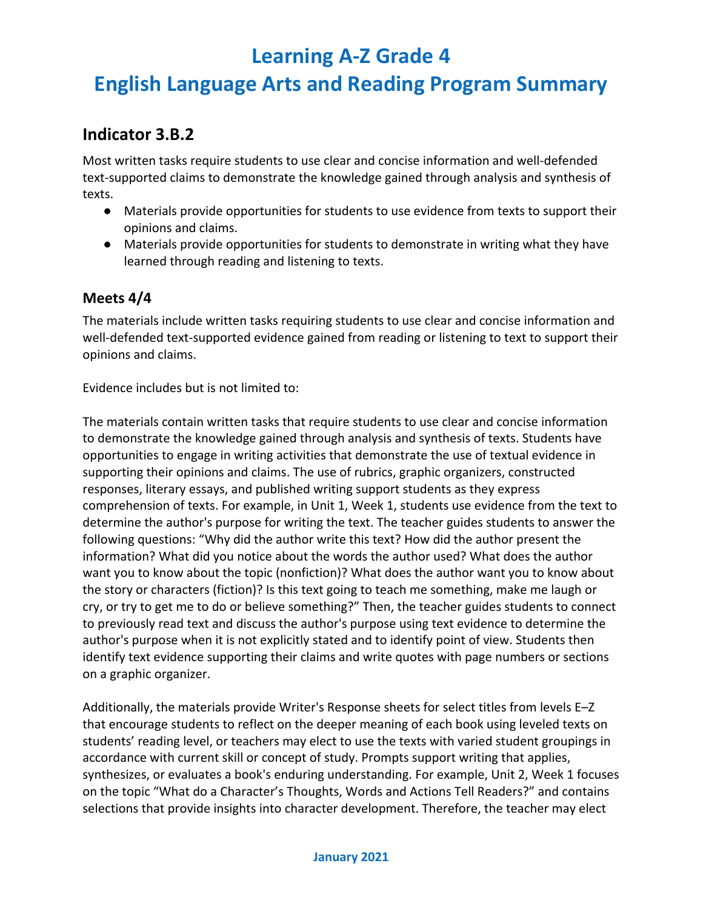# Learning A-Z Grade 4
# English Language Arts and Reading Program Summary

## Indicator 3.B.2

Most written tasks require students to use clear and concise information and well-defended text-supported claims to demonstrate the knowledge gained through analysis and synthesis of texts.

- Materials provide opportunities for students to use evidence from texts to support their opinions and claims.
- Materials provide opportunities for students to demonstrate in writing what they have learned through reading and listening to texts.

### Meets 4/4

The materials include written tasks requiring students to use clear and concise information and well-defended text-supported evidence gained from reading or listening to text to support their opinions and claims.

Evidence includes but is not limited to:

The materials contain written tasks that require students to use clear and concise information to demonstrate the knowledge gained through analysis and synthesis of texts. Students have opportunities to engage in writing activities that demonstrate the use of textual evidence in supporting their opinions and claims. The use of rubrics, graphic organizers, constructed responses, literary essays, and published writing support students as they express comprehension of texts. For example, in Unit 1, Week 1, students use evidence from the text to determine the author's purpose for writing the text. The teacher guides students to answer the following questions: "Why did the author write this text? How did the author present the information? What did you notice about the words the author used? What does the author want you to know about the topic (nonfiction)? What does the author want you to know about the story or characters (fiction)? Is this text going to teach me something, make me laugh or cry, or try to get me to do or believe something?" Then, the teacher guides students to connect to previously read text and discuss the author's purpose using text evidence to determine the author's purpose when it is not explicitly stated and to identify point of view. Students then identify text evidence supporting their claims and write quotes with page numbers or sections on a graphic organizer.

Additionally, the materials provide Writer's Response sheets for select titles from levels E–Z that encourage students to reflect on the deeper meaning of each book using leveled texts on students' reading level, or teachers may elect to use the texts with varied student groupings in accordance with current skill or concept of study. Prompts support writing that applies, synthesizes, or evaluates a book's enduring understanding. For example, Unit 2, Week 1 focuses on the topic "What do a Character's Thoughts, Words and Actions Tell Readers?" and contains selections that provide insights into character development. Therefore, the teacher may elect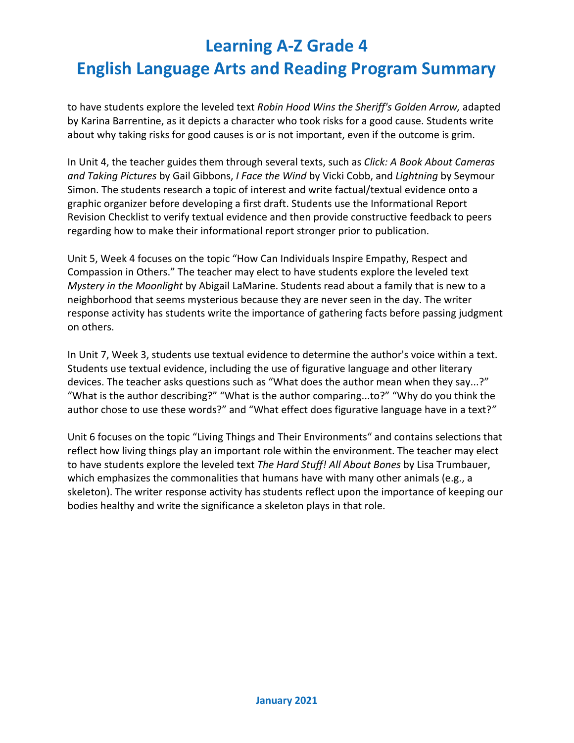to have students explore the leveled text *Robin Hood Wins the Sheriff's Golden Arrow,* adapted by Karina Barrentine, as it depicts a character who took risks for a good cause. Students write about why taking risks for good causes is or is not important, even if the outcome is grim.

In Unit 4, the teacher guides them through several texts, such as *Click: A Book About Cameras and Taking Pictures* by Gail Gibbons, *I Face the Wind* by Vicki Cobb, and *Lightning* by Seymour Simon. The students research a topic of interest and write factual/textual evidence onto a graphic organizer before developing a first draft. Students use the Informational Report Revision Checklist to verify textual evidence and then provide constructive feedback to peers regarding how to make their informational report stronger prior to publication.

Unit 5, Week 4 focuses on the topic "How Can Individuals Inspire Empathy, Respect and Compassion in Others." The teacher may elect to have students explore the leveled text *Mystery in the Moonlight* by Abigail LaMarine. Students read about a family that is new to a neighborhood that seems mysterious because they are never seen in the day. The writer response activity has students write the importance of gathering facts before passing judgment on others.

In Unit 7, Week 3, students use textual evidence to determine the author's voice within a text. Students use textual evidence, including the use of figurative language and other literary devices. The teacher asks questions such as "What does the author mean when they say...?" "What is the author describing?" "What is the author comparing...to?" "Why do you think the author chose to use these words?" and "What effect does figurative language have in a text?"

Unit 6 focuses on the topic "Living Things and Their Environments" and contains selections that reflect how living things play an important role within the environment. The teacher may elect to have students explore the leveled text *The Hard Stuff! All About Bones* by Lisa Trumbauer, which emphasizes the commonalities that humans have with many other animals (e.g., a skeleton). The writer response activity has students reflect upon the importance of keeping our bodies healthy and write the significance a skeleton plays in that role.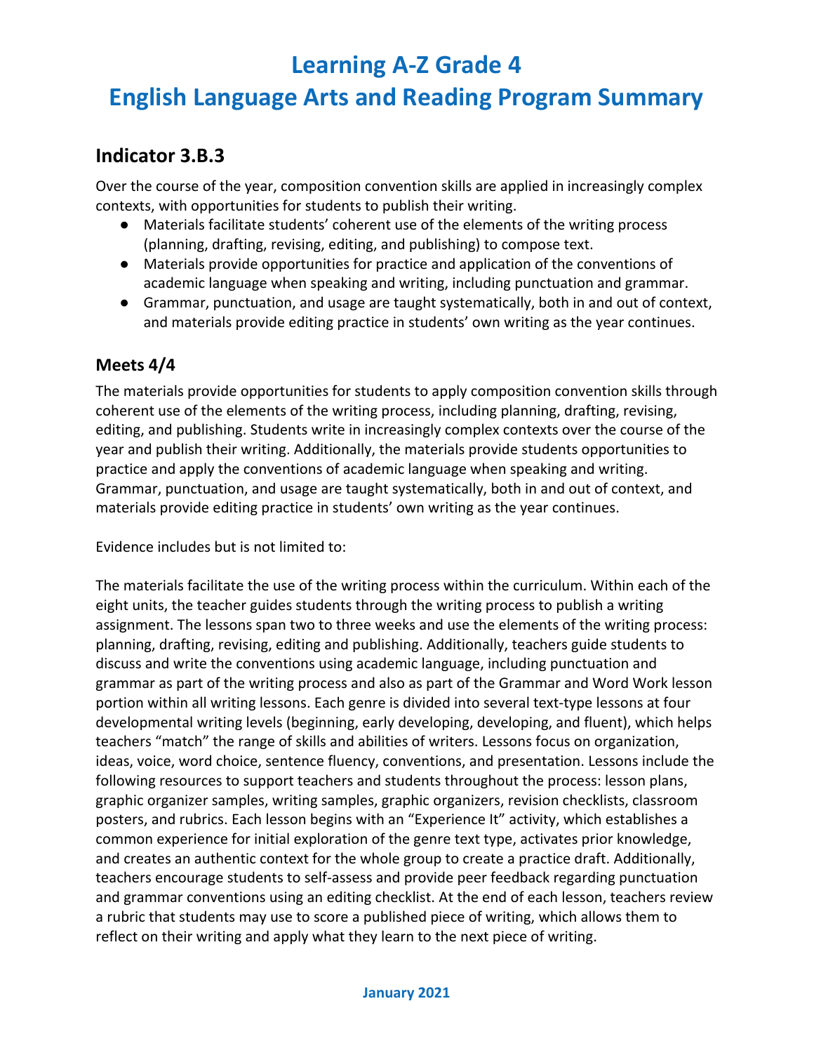# Learning A-Z Grade 4
# English Language Arts and Reading Program Summary

## Indicator 3.B.3

Over the course of the year, composition convention skills are applied in increasingly complex contexts, with opportunities for students to publish their writing.

- Materials facilitate students' coherent use of the elements of the writing process (planning, drafting, revising, editing, and publishing) to compose text.
- Materials provide opportunities for practice and application of the conventions of academic language when speaking and writing, including punctuation and grammar.
- Grammar, punctuation, and usage are taught systematically, both in and out of context, and materials provide editing practice in students' own writing as the year continues.

### Meets 4/4

The materials provide opportunities for students to apply composition convention skills through coherent use of the elements of the writing process, including planning, drafting, revising, editing, and publishing. Students write in increasingly complex contexts over the course of the year and publish their writing. Additionally, the materials provide students opportunities to practice and apply the conventions of academic language when speaking and writing. Grammar, punctuation, and usage are taught systematically, both in and out of context, and materials provide editing practice in students' own writing as the year continues.

Evidence includes but is not limited to:

The materials facilitate the use of the writing process within the curriculum. Within each of the eight units, the teacher guides students through the writing process to publish a writing assignment. The lessons span two to three weeks and use the elements of the writing process: planning, drafting, revising, editing and publishing. Additionally, teachers guide students to discuss and write the conventions using academic language, including punctuation and grammar as part of the writing process and also as part of the Grammar and Word Work lesson portion within all writing lessons. Each genre is divided into several text-type lessons at four developmental writing levels (beginning, early developing, developing, and fluent), which helps teachers "match" the range of skills and abilities of writers. Lessons focus on organization, ideas, voice, word choice, sentence fluency, conventions, and presentation. Lessons include the following resources to support teachers and students throughout the process: lesson plans, graphic organizer samples, writing samples, graphic organizers, revision checklists, classroom posters, and rubrics. Each lesson begins with an "Experience It" activity, which establishes a common experience for initial exploration of the genre text type, activates prior knowledge, and creates an authentic context for the whole group to create a practice draft. Additionally, teachers encourage students to self-assess and provide peer feedback regarding punctuation and grammar conventions using an editing checklist. At the end of each lesson, teachers review a rubric that students may use to score a published piece of writing, which allows them to reflect on their writing and apply what they learn to the next piece of writing.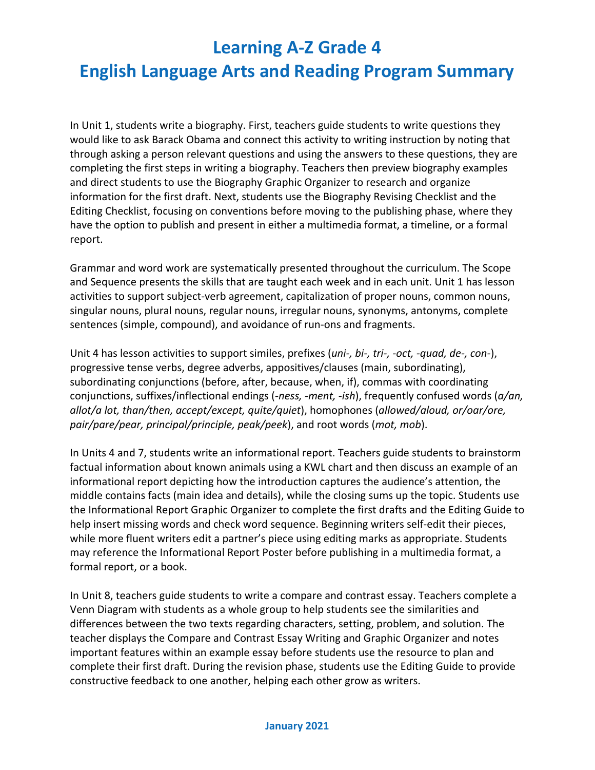# Learning A-Z Grade 4
# English Language Arts and Reading Program Summary

In Unit 1, students write a biography. First, teachers guide students to write questions they would like to ask Barack Obama and connect this activity to writing instruction by noting that through asking a person relevant questions and using the answers to these questions, they are completing the first steps in writing a biography. Teachers then preview biography examples and direct students to use the Biography Graphic Organizer to research and organize information for the first draft. Next, students use the Biography Revising Checklist and the Editing Checklist, focusing on conventions before moving to the publishing phase, where they have the option to publish and present in either a multimedia format, a timeline, or a formal report.

Grammar and word work are systematically presented throughout the curriculum. The Scope and Sequence presents the skills that are taught each week and in each unit. Unit 1 has lesson activities to support subject-verb agreement, capitalization of proper nouns, common nouns, singular nouns, plural nouns, regular nouns, irregular nouns, synonyms, antonyms, complete sentences (simple, compound), and avoidance of run-ons and fragments.

Unit 4 has lesson activities to support similes, prefixes (*uni-, bi-, tri-, -oct, -quad, de-, con-*), progressive tense verbs, degree adverbs, appositives/clauses (main, subordinating), subordinating conjunctions (before, after, because, when, if), commas with coordinating conjunctions, suffixes/inflectional endings (*-ness, -ment, -ish*), frequently confused words (*a/an, allot/a lot, than/then, accept/except, quite/quiet*), homophones (*allowed/aloud, or/oar/ore, pair/pare/pear, principal/principle, peak/peek*), and root words (*mot, mob*).

In Units 4 and 7, students write an informational report. Teachers guide students to brainstorm factual information about known animals using a KWL chart and then discuss an example of an informational report depicting how the introduction captures the audience's attention, the middle contains facts (main idea and details), while the closing sums up the topic. Students use the Informational Report Graphic Organizer to complete the first drafts and the Editing Guide to help insert missing words and check word sequence. Beginning writers self-edit their pieces, while more fluent writers edit a partner's piece using editing marks as appropriate. Students may reference the Informational Report Poster before publishing in a multimedia format, a formal report, or a book.

In Unit 8, teachers guide students to write a compare and contrast essay. Teachers complete a Venn Diagram with students as a whole group to help students see the similarities and differences between the two texts regarding characters, setting, problem, and solution. The teacher displays the Compare and Contrast Essay Writing and Graphic Organizer and notes important features within an example essay before students use the resource to plan and complete their first draft. During the revision phase, students use the Editing Guide to provide constructive feedback to one another, helping each other grow as writers.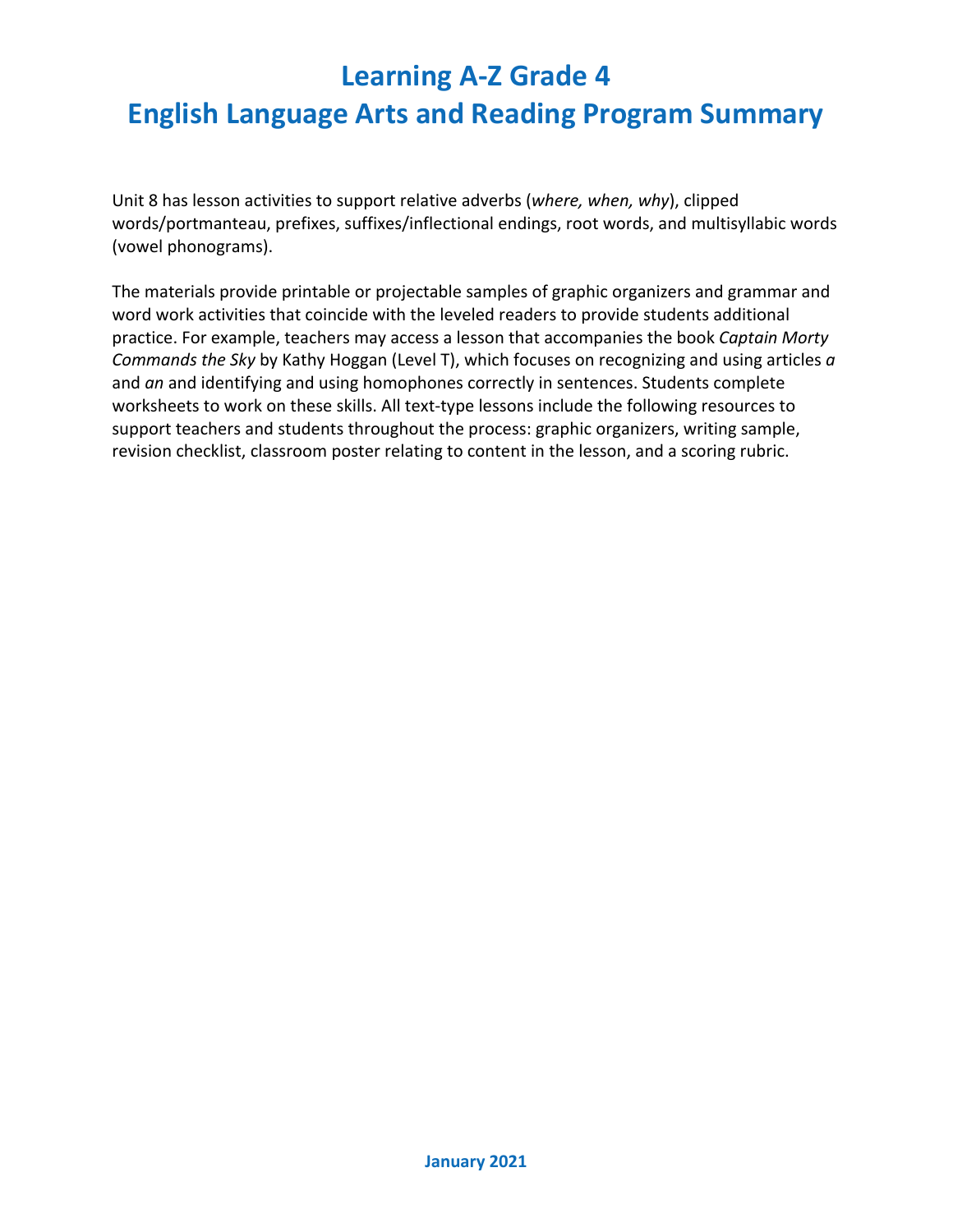# Learning A-Z Grade 4
# English Language Arts and Reading Program Summary

Unit 8 has lesson activities to support relative adverbs (*where, when, why*), clipped words/portmanteau, prefixes, suffixes/inflectional endings, root words, and multisyllabic words (vowel phonograms).

The materials provide printable or projectable samples of graphic organizers and grammar and word work activities that coincide with the leveled readers to provide students additional practice. For example, teachers may access a lesson that accompanies the book *Captain Morty Commands the Sky* by Kathy Hoggan (Level T), which focuses on recognizing and using articles *a* and *an* and identifying and using homophones correctly in sentences. Students complete worksheets to work on these skills. All text-type lessons include the following resources to support teachers and students throughout the process: graphic organizers, writing sample, revision checklist, classroom poster relating to content in the lesson, and a scoring rubric.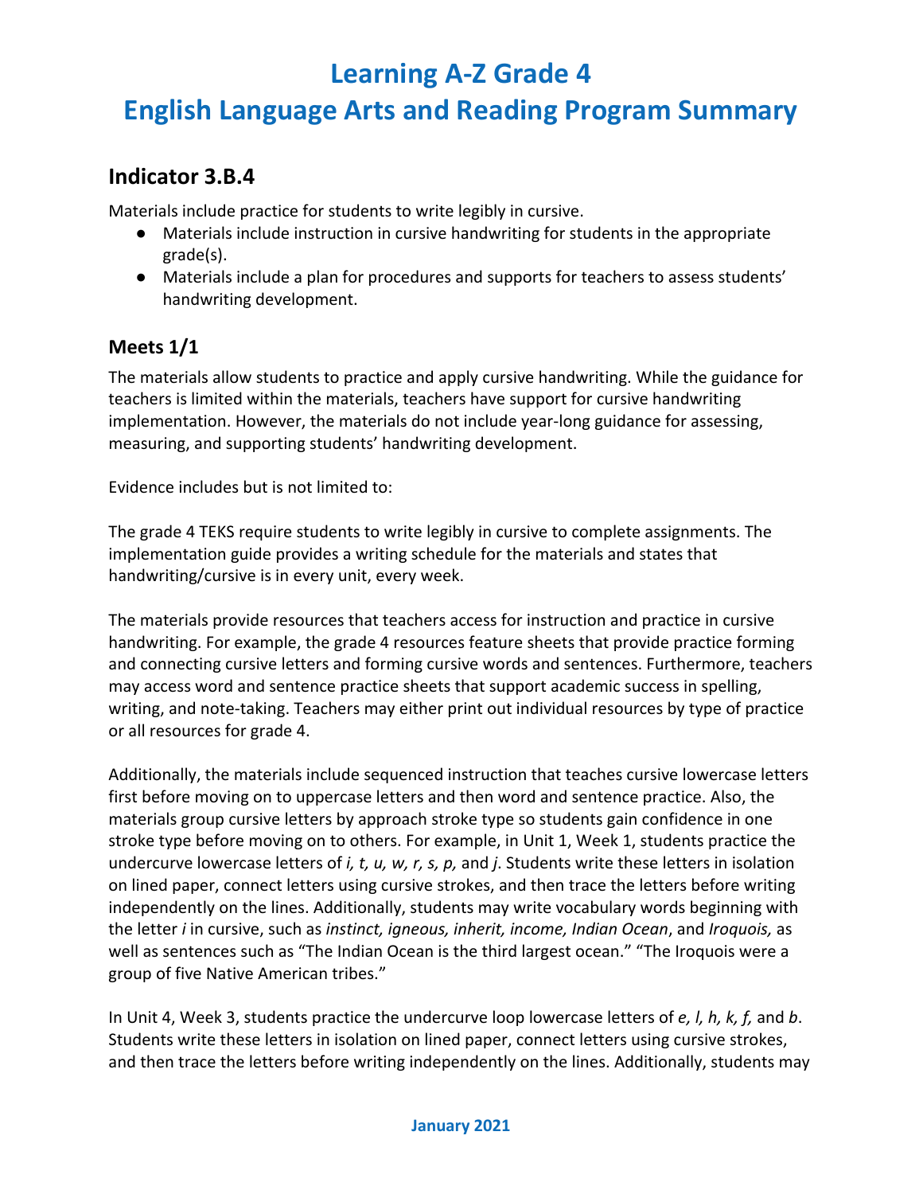# Learning A-Z Grade 4
# English Language Arts and Reading Program Summary

## Indicator 3.B.4

Materials include practice for students to write legibly in cursive.

- Materials include instruction in cursive handwriting for students in the appropriate grade(s).
- Materials include a plan for procedures and supports for teachers to assess students' handwriting development.

### Meets 1/1

The materials allow students to practice and apply cursive handwriting. While the guidance for teachers is limited within the materials, teachers have support for cursive handwriting implementation. However, the materials do not include year-long guidance for assessing, measuring, and supporting students' handwriting development.

Evidence includes but is not limited to:

The grade 4 TEKS require students to write legibly in cursive to complete assignments. The implementation guide provides a writing schedule for the materials and states that handwriting/cursive is in every unit, every week.

The materials provide resources that teachers access for instruction and practice in cursive handwriting. For example, the grade 4 resources feature sheets that provide practice forming and connecting cursive letters and forming cursive words and sentences. Furthermore, teachers may access word and sentence practice sheets that support academic success in spelling, writing, and note-taking. Teachers may either print out individual resources by type of practice or all resources for grade 4.

Additionally, the materials include sequenced instruction that teaches cursive lowercase letters first before moving on to uppercase letters and then word and sentence practice. Also, the materials group cursive letters by approach stroke type so students gain confidence in one stroke type before moving on to others. For example, in Unit 1, Week 1, students practice the undercurve lowercase letters of *i, t, u, w, r, s, p,* and *j*. Students write these letters in isolation on lined paper, connect letters using cursive strokes, and then trace the letters before writing independently on the lines. Additionally, students may write vocabulary words beginning with the letter *i* in cursive, such as *instinct, igneous, inherit, income, Indian Ocean*, and *Iroquois,* as well as sentences such as "The Indian Ocean is the third largest ocean." "The Iroquois were a group of five Native American tribes."

In Unit 4, Week 3, students practice the undercurve loop lowercase letters of *e, l, h, k, f,* and *b*. Students write these letters in isolation on lined paper, connect letters using cursive strokes, and then trace the letters before writing independently on the lines. Additionally, students may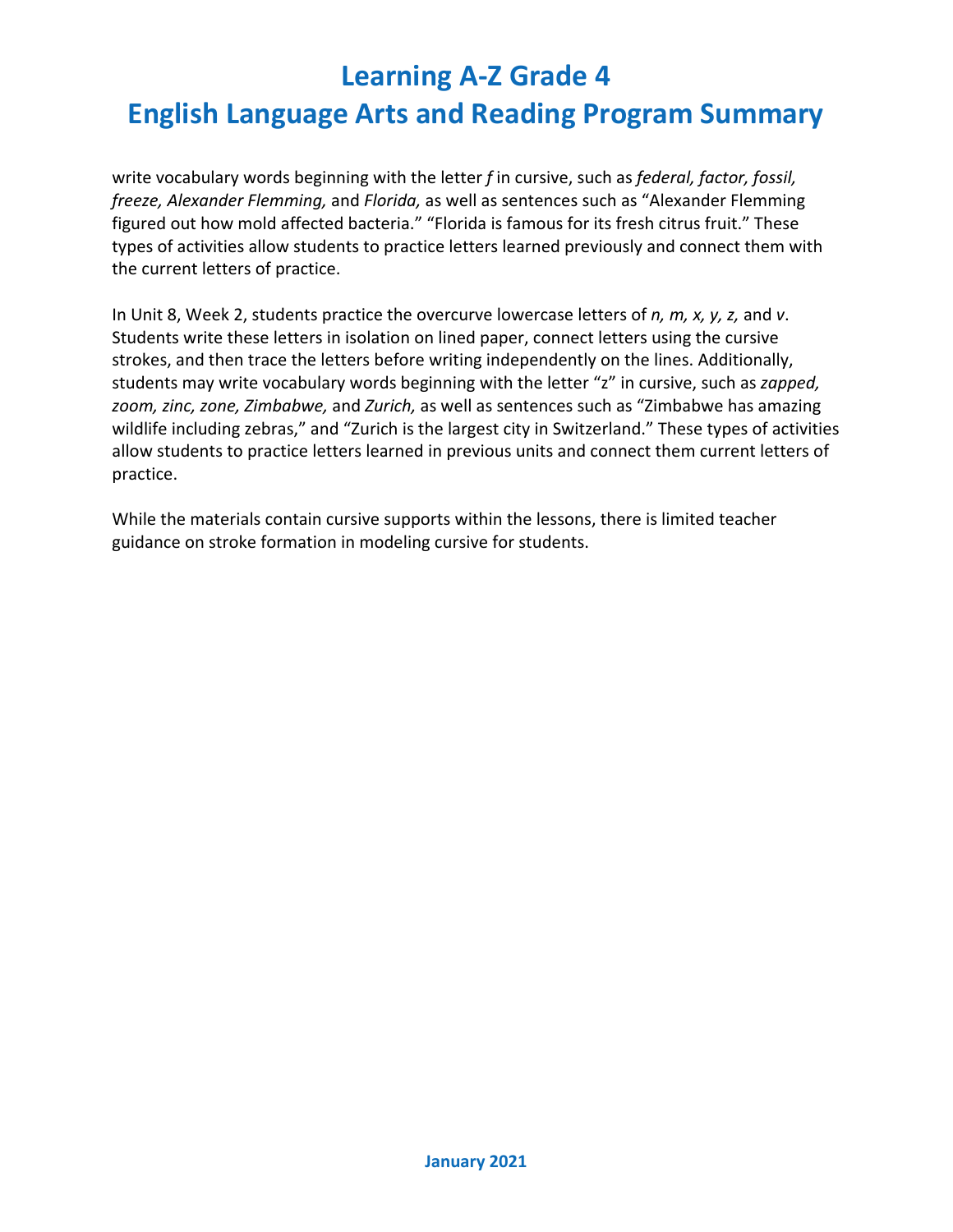write vocabulary words beginning with the letter *f* in cursive, such as *federal, factor, fossil, freeze, Alexander Flemming,* and *Florida,* as well as sentences such as "Alexander Flemming figured out how mold affected bacteria." "Florida is famous for its fresh citrus fruit." These types of activities allow students to practice letters learned previously and connect them with the current letters of practice.

In Unit 8, Week 2, students practice the overcurve lowercase letters of *n, m, x, y, z,* and *v*. Students write these letters in isolation on lined paper, connect letters using the cursive strokes, and then trace the letters before writing independently on the lines. Additionally, students may write vocabulary words beginning with the letter "z" in cursive, such as *zapped, zoom, zinc, zone, Zimbabwe,* and *Zurich,* as well as sentences such as "Zimbabwe has amazing wildlife including zebras," and "Zurich is the largest city in Switzerland." These types of activities allow students to practice letters learned in previous units and connect them current letters of practice.

While the materials contain cursive supports within the lessons, there is limited teacher guidance on stroke formation in modeling cursive for students.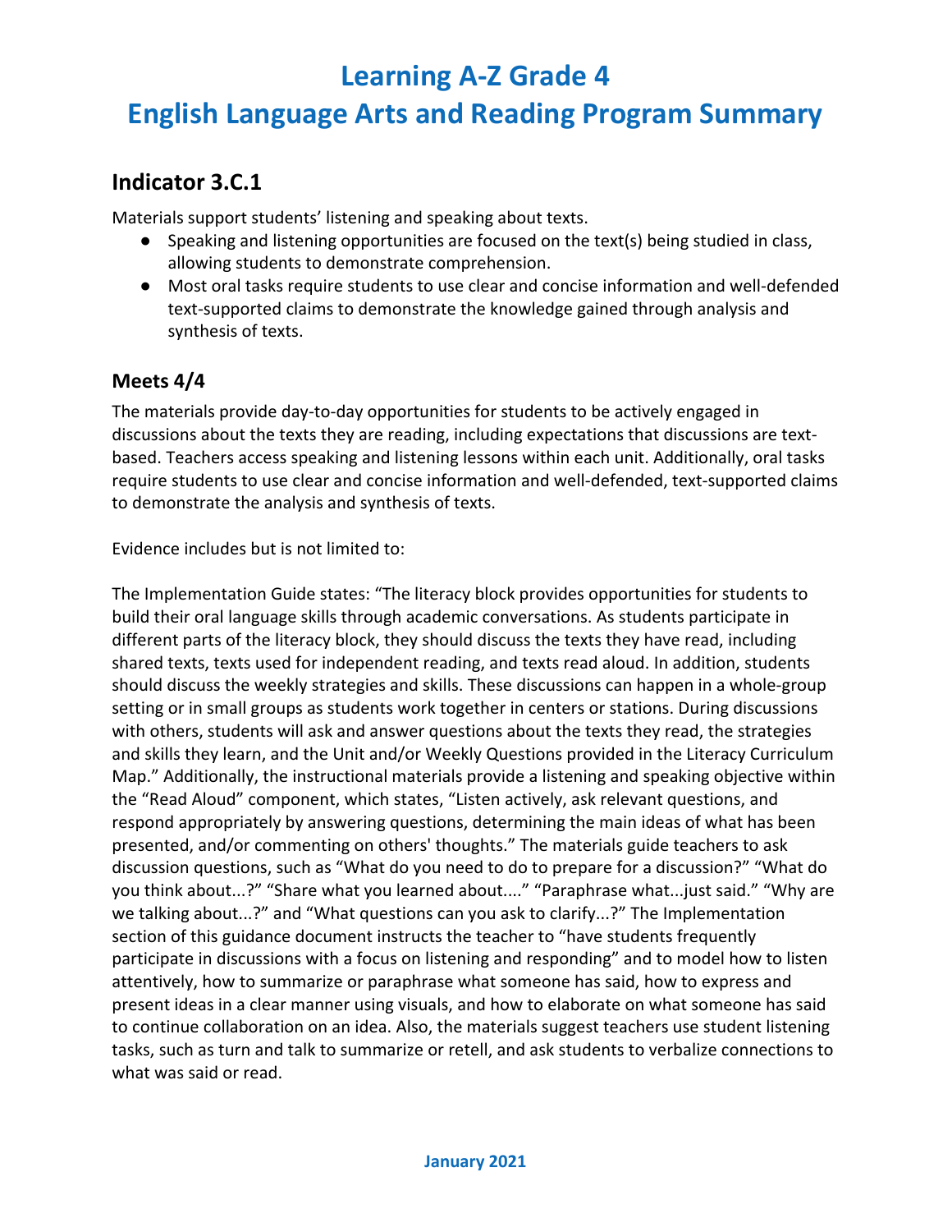# Learning A-Z Grade 4
# English Language Arts and Reading Program Summary

## Indicator 3.C.1

Materials support students' listening and speaking about texts.

- Speaking and listening opportunities are focused on the text(s) being studied in class, allowing students to demonstrate comprehension.
- Most oral tasks require students to use clear and concise information and well-defended text-supported claims to demonstrate the knowledge gained through analysis and synthesis of texts.

### Meets 4/4

The materials provide day-to-day opportunities for students to be actively engaged in discussions about the texts they are reading, including expectations that discussions are text-based. Teachers access speaking and listening lessons within each unit. Additionally, oral tasks require students to use clear and concise information and well-defended, text-supported claims to demonstrate the analysis and synthesis of texts.

Evidence includes but is not limited to:

The Implementation Guide states: "The literacy block provides opportunities for students to build their oral language skills through academic conversations. As students participate in different parts of the literacy block, they should discuss the texts they have read, including shared texts, texts used for independent reading, and texts read aloud. In addition, students should discuss the weekly strategies and skills. These discussions can happen in a whole-group setting or in small groups as students work together in centers or stations. During discussions with others, students will ask and answer questions about the texts they read, the strategies and skills they learn, and the Unit and/or Weekly Questions provided in the Literacy Curriculum Map." Additionally, the instructional materials provide a listening and speaking objective within the "Read Aloud" component, which states, "Listen actively, ask relevant questions, and respond appropriately by answering questions, determining the main ideas of what has been presented, and/or commenting on others' thoughts." The materials guide teachers to ask discussion questions, such as "What do you need to do to prepare for a discussion?" "What do you think about...?" "Share what you learned about...." "Paraphrase what...just said." "Why are we talking about...?" and "What questions can you ask to clarify...?" The Implementation section of this guidance document instructs the teacher to "have students frequently participate in discussions with a focus on listening and responding" and to model how to listen attentively, how to summarize or paraphrase what someone has said, how to express and present ideas in a clear manner using visuals, and how to elaborate on what someone has said to continue collaboration on an idea. Also, the materials suggest teachers use student listening tasks, such as turn and talk to summarize or retell, and ask students to verbalize connections to what was said or read.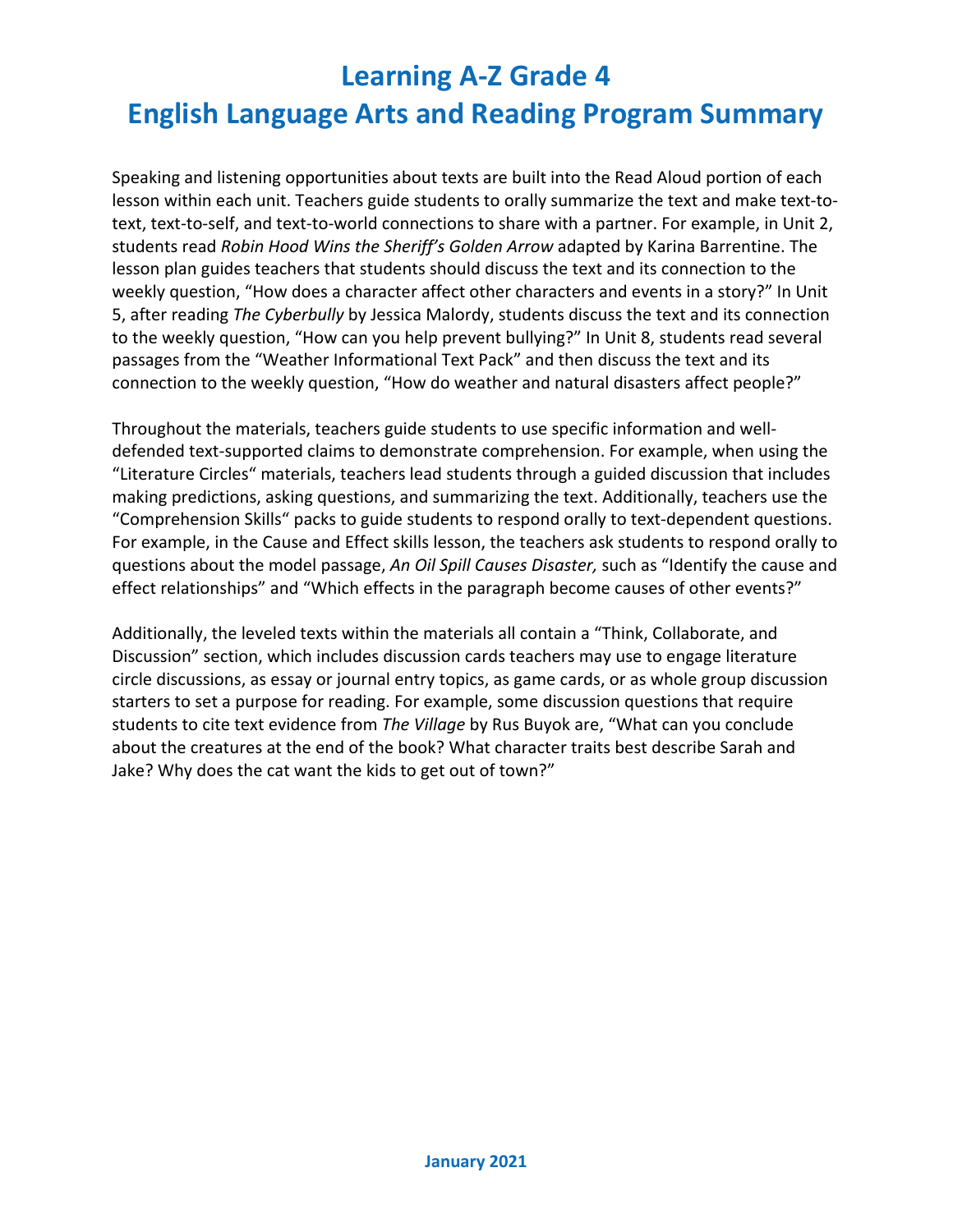# Learning A-Z Grade 4
# English Language Arts and Reading Program Summary

Speaking and listening opportunities about texts are built into the Read Aloud portion of each lesson within each unit. Teachers guide students to orally summarize the text and make text-to-text, text-to-self, and text-to-world connections to share with a partner. For example, in Unit 2, students read *Robin Hood Wins the Sheriff's Golden Arrow* adapted by Karina Barrentine. The lesson plan guides teachers that students should discuss the text and its connection to the weekly question, "How does a character affect other characters and events in a story?" In Unit 5, after reading *The Cyberbully* by Jessica Malordy, students discuss the text and its connection to the weekly question, "How can you help prevent bullying?" In Unit 8, students read several passages from the "Weather Informational Text Pack" and then discuss the text and its connection to the weekly question, "How do weather and natural disasters affect people?"

Throughout the materials, teachers guide students to use specific information and well-defended text-supported claims to demonstrate comprehension. For example, when using the "Literature Circles" materials, teachers lead students through a guided discussion that includes making predictions, asking questions, and summarizing the text. Additionally, teachers use the "Comprehension Skills" packs to guide students to respond orally to text-dependent questions. For example, in the Cause and Effect skills lesson, the teachers ask students to respond orally to questions about the model passage, *An Oil Spill Causes Disaster,* such as "Identify the cause and effect relationships" and "Which effects in the paragraph become causes of other events?"

Additionally, the leveled texts within the materials all contain a "Think, Collaborate, and Discussion" section, which includes discussion cards teachers may use to engage literature circle discussions, as essay or journal entry topics, as game cards, or as whole group discussion starters to set a purpose for reading. For example, some discussion questions that require students to cite text evidence from *The Village* by Rus Buyok are, "What can you conclude about the creatures at the end of the book? What character traits best describe Sarah and Jake? Why does the cat want the kids to get out of town?"

January 2021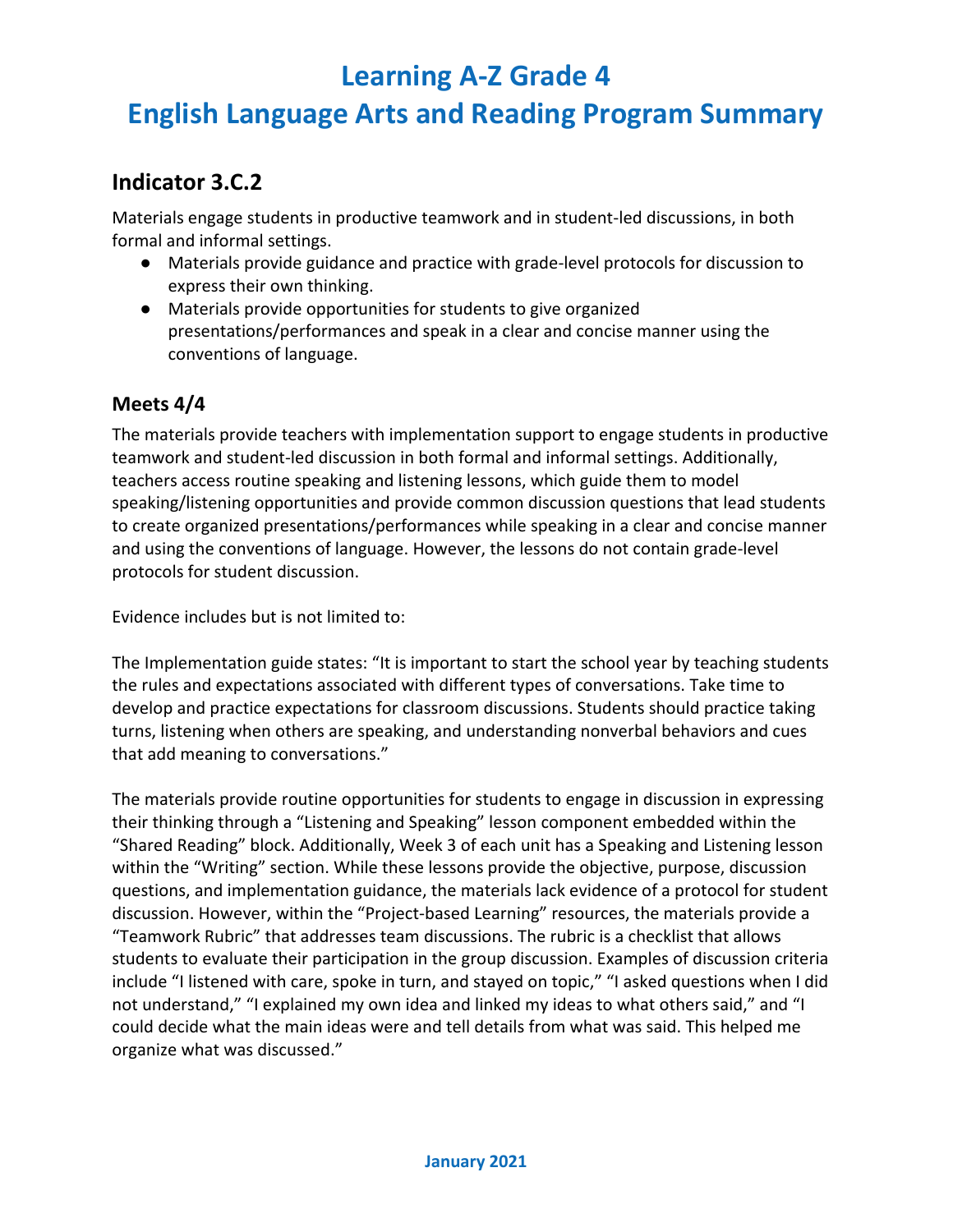# Learning A-Z Grade 4
# English Language Arts and Reading Program Summary

## Indicator 3.C.2

Materials engage students in productive teamwork and in student-led discussions, in both formal and informal settings.

- Materials provide guidance and practice with grade-level protocols for discussion to express their own thinking.
- Materials provide opportunities for students to give organized presentations/performances and speak in a clear and concise manner using the conventions of language.

### Meets 4/4

The materials provide teachers with implementation support to engage students in productive teamwork and student-led discussion in both formal and informal settings. Additionally, teachers access routine speaking and listening lessons, which guide them to model speaking/listening opportunities and provide common discussion questions that lead students to create organized presentations/performances while speaking in a clear and concise manner and using the conventions of language. However, the lessons do not contain grade-level protocols for student discussion.

Evidence includes but is not limited to:

The Implementation guide states: "It is important to start the school year by teaching students the rules and expectations associated with different types of conversations. Take time to develop and practice expectations for classroom discussions. Students should practice taking turns, listening when others are speaking, and understanding nonverbal behaviors and cues that add meaning to conversations."

The materials provide routine opportunities for students to engage in discussion in expressing their thinking through a "Listening and Speaking" lesson component embedded within the "Shared Reading" block. Additionally, Week 3 of each unit has a Speaking and Listening lesson within the "Writing" section. While these lessons provide the objective, purpose, discussion questions, and implementation guidance, the materials lack evidence of a protocol for student discussion. However, within the "Project-based Learning" resources, the materials provide a "Teamwork Rubric" that addresses team discussions. The rubric is a checklist that allows students to evaluate their participation in the group discussion. Examples of discussion criteria include "I listened with care, spoke in turn, and stayed on topic," "I asked questions when I did not understand," "I explained my own idea and linked my ideas to what others said," and "I could decide what the main ideas were and tell details from what was said. This helped me organize what was discussed."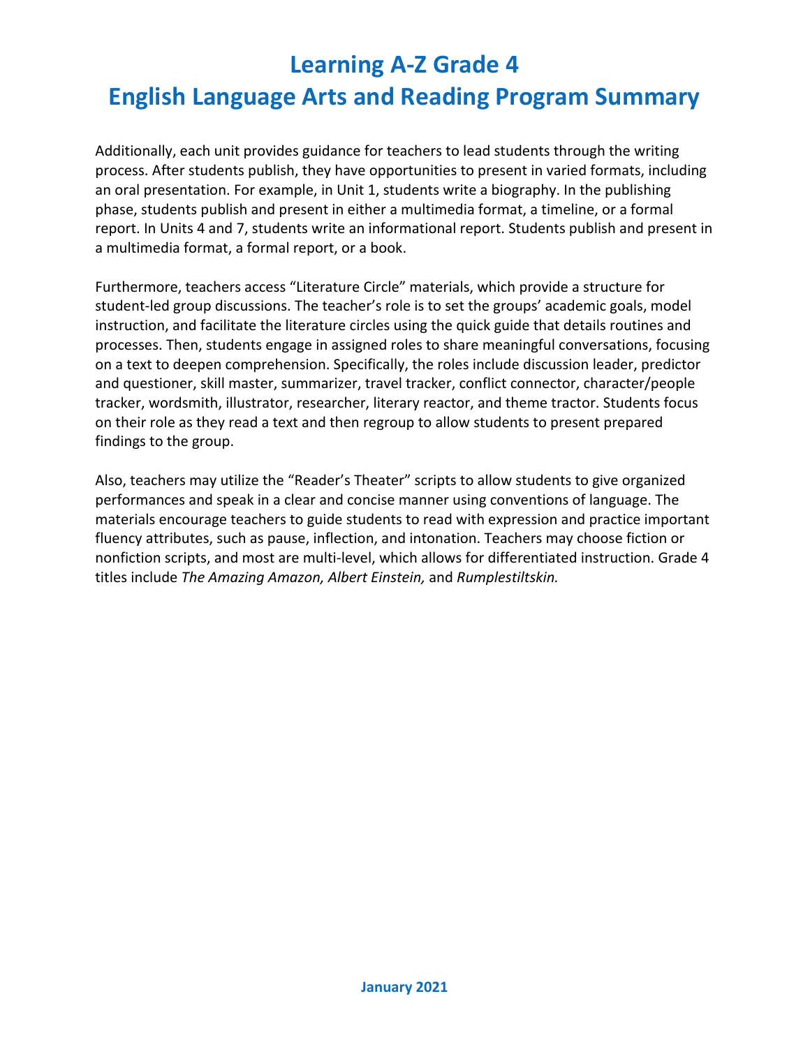Additionally, each unit provides guidance for teachers to lead students through the writing process. After students publish, they have opportunities to present in varied formats, including an oral presentation. For example, in Unit 1, students write a biography. In the publishing phase, students publish and present in either a multimedia format, a timeline, or a formal report. In Units 4 and 7, students write an informational report. Students publish and present in a multimedia format, a formal report, or a book.

Furthermore, teachers access "Literature Circle" materials, which provide a structure for student-led group discussions. The teacher's role is to set the groups' academic goals, model instruction, and facilitate the literature circles using the quick guide that details routines and processes. Then, students engage in assigned roles to share meaningful conversations, focusing on a text to deepen comprehension. Specifically, the roles include discussion leader, predictor and questioner, skill master, summarizer, travel tracker, conflict connector, character/people tracker, wordsmith, illustrator, researcher, literary reactor, and theme tractor. Students focus on their role as they read a text and then regroup to allow students to present prepared findings to the group.

Also, teachers may utilize the "Reader's Theater" scripts to allow students to give organized performances and speak in a clear and concise manner using conventions of language. The materials encourage teachers to guide students to read with expression and practice important fluency attributes, such as pause, inflection, and intonation. Teachers may choose fiction or nonfiction scripts, and most are multi-level, which allows for differentiated instruction. Grade 4 titles include *The Amazing Amazon, Albert Einstein,* and *Rumplestiltskin.*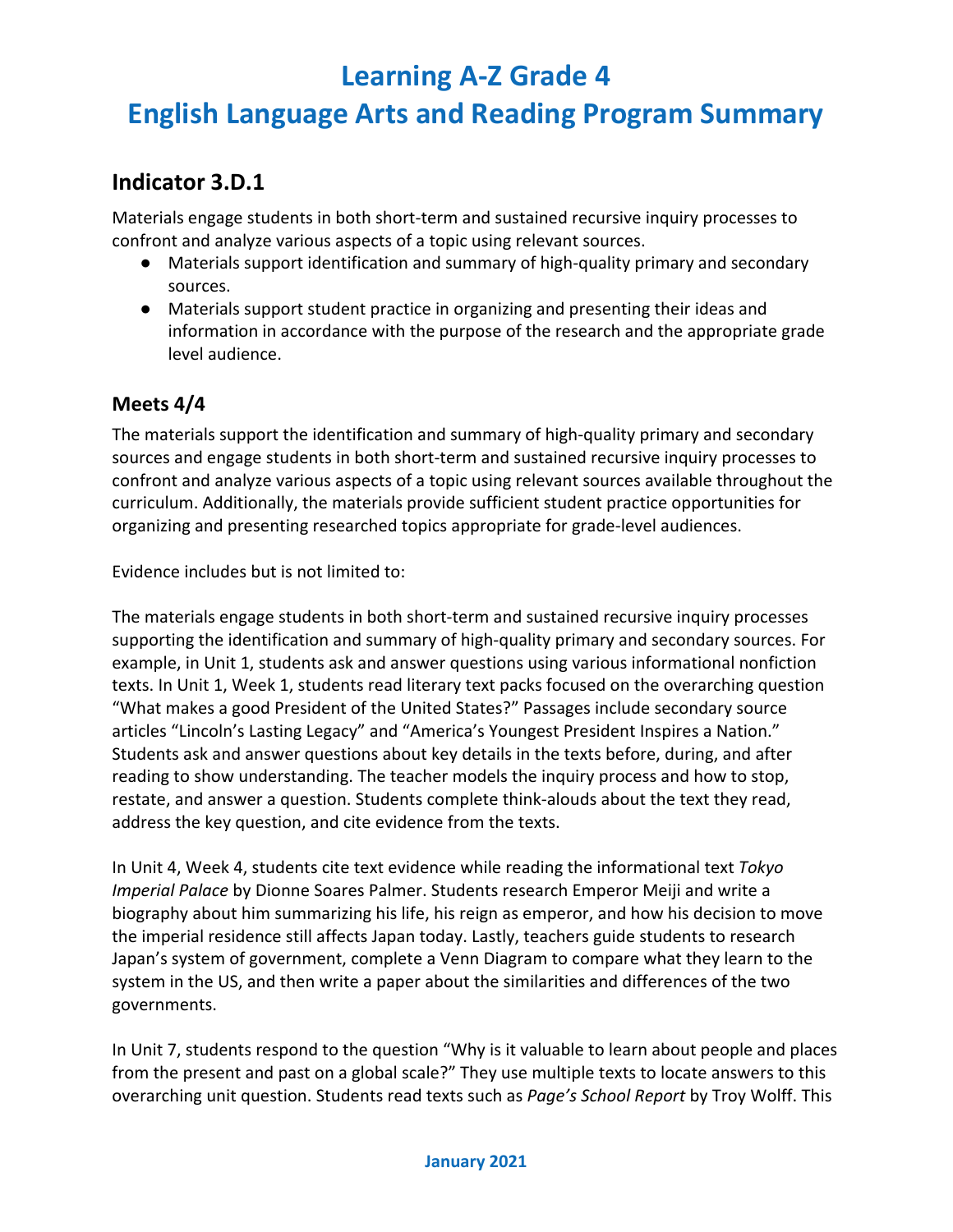# Learning A-Z Grade 4
# English Language Arts and Reading Program Summary

## Indicator 3.D.1

Materials engage students in both short-term and sustained recursive inquiry processes to confront and analyze various aspects of a topic using relevant sources.

- Materials support identification and summary of high-quality primary and secondary sources.
- Materials support student practice in organizing and presenting their ideas and information in accordance with the purpose of the research and the appropriate grade level audience.

### Meets 4/4

The materials support the identification and summary of high-quality primary and secondary sources and engage students in both short-term and sustained recursive inquiry processes to confront and analyze various aspects of a topic using relevant sources available throughout the curriculum. Additionally, the materials provide sufficient student practice opportunities for organizing and presenting researched topics appropriate for grade-level audiences.

Evidence includes but is not limited to:

The materials engage students in both short-term and sustained recursive inquiry processes supporting the identification and summary of high-quality primary and secondary sources. For example, in Unit 1, students ask and answer questions using various informational nonfiction texts. In Unit 1, Week 1, students read literary text packs focused on the overarching question "What makes a good President of the United States?" Passages include secondary source articles "Lincoln's Lasting Legacy" and "America's Youngest President Inspires a Nation." Students ask and answer questions about key details in the texts before, during, and after reading to show understanding. The teacher models the inquiry process and how to stop, restate, and answer a question. Students complete think-alouds about the text they read, address the key question, and cite evidence from the texts.

In Unit 4, Week 4, students cite text evidence while reading the informational text *Tokyo Imperial Palace* by Dionne Soares Palmer. Students research Emperor Meiji and write a biography about him summarizing his life, his reign as emperor, and how his decision to move the imperial residence still affects Japan today. Lastly, teachers guide students to research Japan's system of government, complete a Venn Diagram to compare what they learn to the system in the US, and then write a paper about the similarities and differences of the two governments.

In Unit 7, students respond to the question "Why is it valuable to learn about people and places from the present and past on a global scale?" They use multiple texts to locate answers to this overarching unit question. Students read texts such as *Page's School Report* by Troy Wolff. This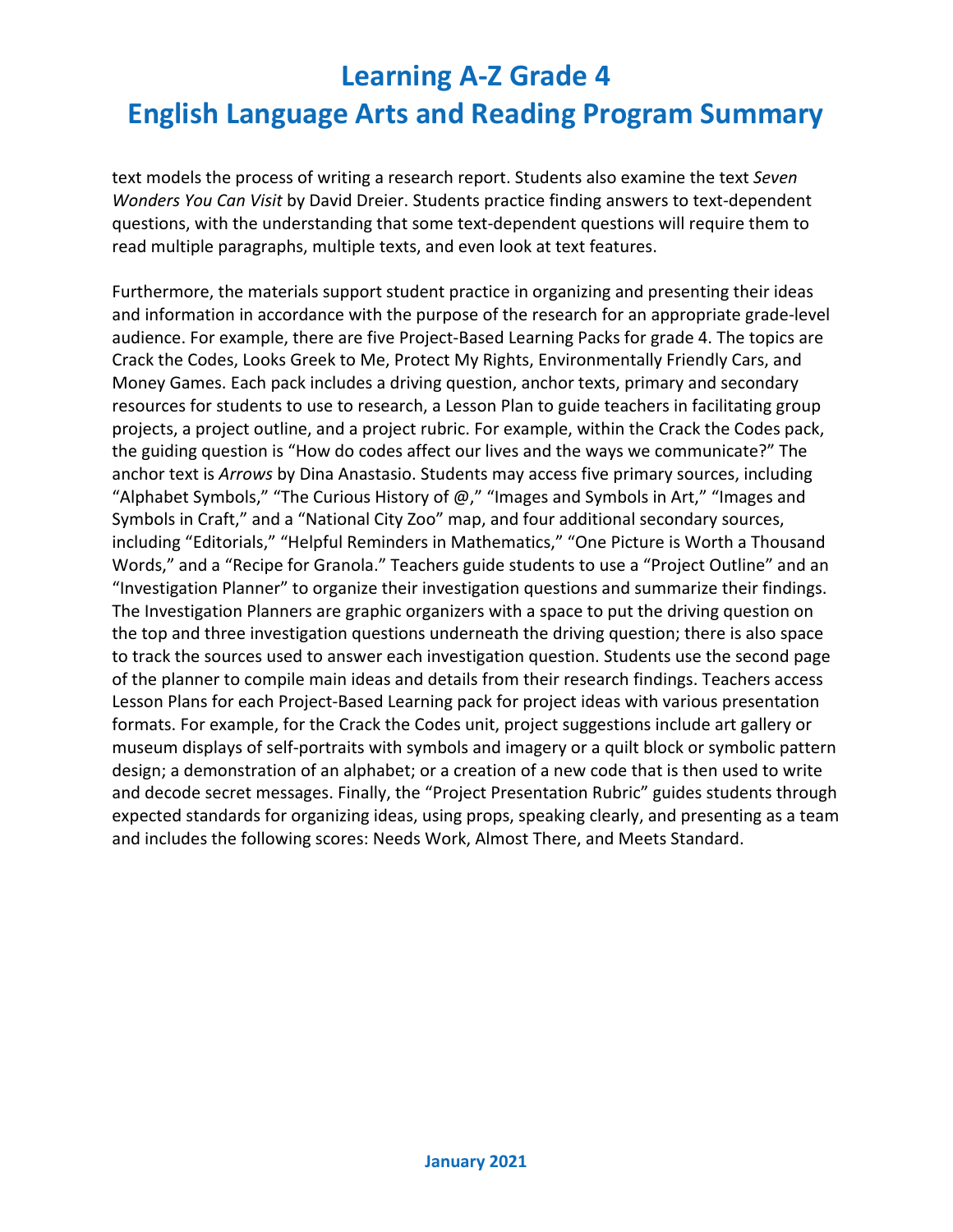text models the process of writing a research report. Students also examine the text *Seven Wonders You Can Visit* by David Dreier. Students practice finding answers to text-dependent questions, with the understanding that some text-dependent questions will require them to read multiple paragraphs, multiple texts, and even look at text features.

Furthermore, the materials support student practice in organizing and presenting their ideas and information in accordance with the purpose of the research for an appropriate grade-level audience. For example, there are five Project-Based Learning Packs for grade 4. The topics are Crack the Codes, Looks Greek to Me, Protect My Rights, Environmentally Friendly Cars, and Money Games. Each pack includes a driving question, anchor texts, primary and secondary resources for students to use to research, a Lesson Plan to guide teachers in facilitating group projects, a project outline, and a project rubric. For example, within the Crack the Codes pack, the guiding question is "How do codes affect our lives and the ways we communicate?" The anchor text is *Arrows* by Dina Anastasio. Students may access five primary sources, including "Alphabet Symbols," "The Curious History of @," "Images and Symbols in Art," "Images and Symbols in Craft," and a "National City Zoo" map, and four additional secondary sources, including "Editorials," "Helpful Reminders in Mathematics," "One Picture is Worth a Thousand Words," and a "Recipe for Granola." Teachers guide students to use a "Project Outline" and an "Investigation Planner" to organize their investigation questions and summarize their findings. The Investigation Planners are graphic organizers with a space to put the driving question on the top and three investigation questions underneath the driving question; there is also space to track the sources used to answer each investigation question. Students use the second page of the planner to compile main ideas and details from their research findings. Teachers access Lesson Plans for each Project-Based Learning pack for project ideas with various presentation formats. For example, for the Crack the Codes unit, project suggestions include art gallery or museum displays of self-portraits with symbols and imagery or a quilt block or symbolic pattern design; a demonstration of an alphabet; or a creation of a new code that is then used to write and decode secret messages. Finally, the "Project Presentation Rubric" guides students through expected standards for organizing ideas, using props, speaking clearly, and presenting as a team and includes the following scores: Needs Work, Almost There, and Meets Standard.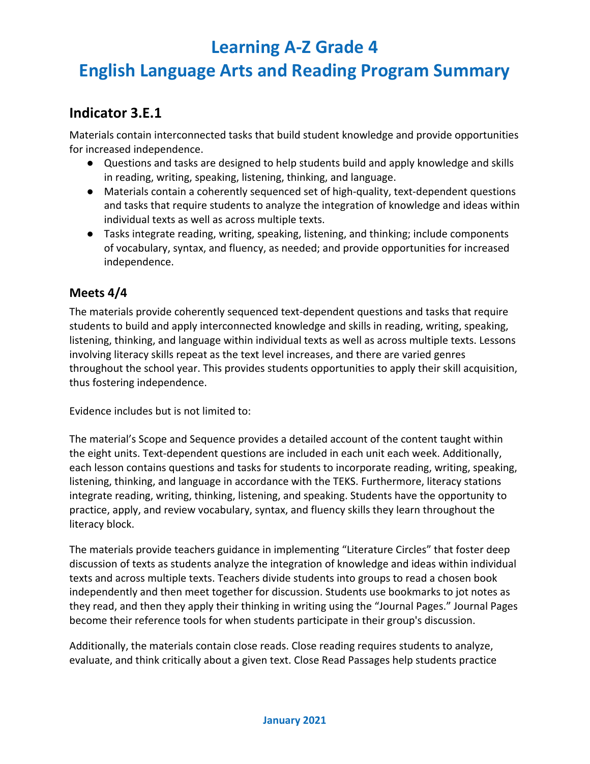# Learning A-Z Grade 4

# English Language Arts and Reading Program Summary

## Indicator 3.E.1

Materials contain interconnected tasks that build student knowledge and provide opportunities for increased independence.

- Questions and tasks are designed to help students build and apply knowledge and skills in reading, writing, speaking, listening, thinking, and language.
- Materials contain a coherently sequenced set of high-quality, text-dependent questions and tasks that require students to analyze the integration of knowledge and ideas within individual texts as well as across multiple texts.
- Tasks integrate reading, writing, speaking, listening, and thinking; include components of vocabulary, syntax, and fluency, as needed; and provide opportunities for increased independence.

### Meets 4/4

The materials provide coherently sequenced text-dependent questions and tasks that require students to build and apply interconnected knowledge and skills in reading, writing, speaking, listening, thinking, and language within individual texts as well as across multiple texts. Lessons involving literacy skills repeat as the text level increases, and there are varied genres throughout the school year. This provides students opportunities to apply their skill acquisition, thus fostering independence.

Evidence includes but is not limited to:

The material's Scope and Sequence provides a detailed account of the content taught within the eight units. Text-dependent questions are included in each unit each week. Additionally, each lesson contains questions and tasks for students to incorporate reading, writing, speaking, listening, thinking, and language in accordance with the TEKS. Furthermore, literacy stations integrate reading, writing, thinking, listening, and speaking. Students have the opportunity to practice, apply, and review vocabulary, syntax, and fluency skills they learn throughout the literacy block.

The materials provide teachers guidance in implementing "Literature Circles" that foster deep discussion of texts as students analyze the integration of knowledge and ideas within individual texts and across multiple texts. Teachers divide students into groups to read a chosen book independently and then meet together for discussion. Students use bookmarks to jot notes as they read, and then they apply their thinking in writing using the "Journal Pages." Journal Pages become their reference tools for when students participate in their group's discussion.

Additionally, the materials contain close reads. Close reading requires students to analyze, evaluate, and think critically about a given text. Close Read Passages help students practice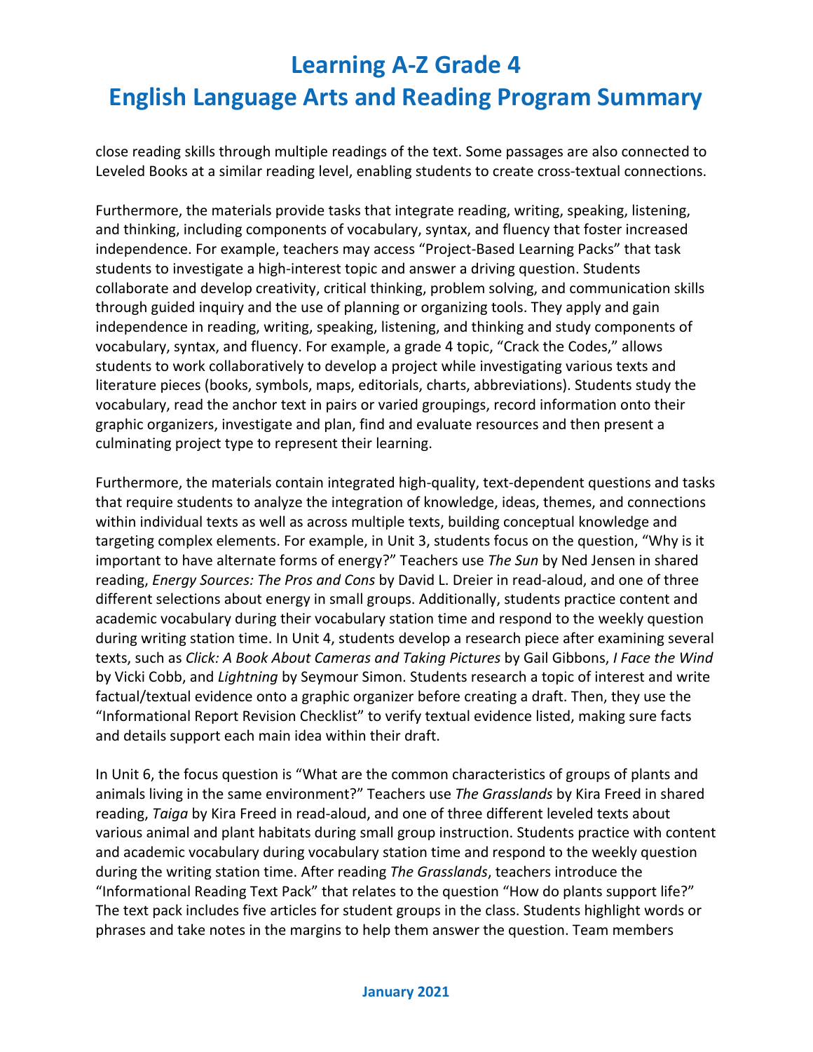close reading skills through multiple readings of the text. Some passages are also connected to Leveled Books at a similar reading level, enabling students to create cross-textual connections.

Furthermore, the materials provide tasks that integrate reading, writing, speaking, listening, and thinking, including components of vocabulary, syntax, and fluency that foster increased independence. For example, teachers may access "Project-Based Learning Packs" that task students to investigate a high-interest topic and answer a driving question. Students collaborate and develop creativity, critical thinking, problem solving, and communication skills through guided inquiry and the use of planning or organizing tools. They apply and gain independence in reading, writing, speaking, listening, and thinking and study components of vocabulary, syntax, and fluency. For example, a grade 4 topic, "Crack the Codes," allows students to work collaboratively to develop a project while investigating various texts and literature pieces (books, symbols, maps, editorials, charts, abbreviations). Students study the vocabulary, read the anchor text in pairs or varied groupings, record information onto their graphic organizers, investigate and plan, find and evaluate resources and then present a culminating project type to represent their learning.

Furthermore, the materials contain integrated high-quality, text-dependent questions and tasks that require students to analyze the integration of knowledge, ideas, themes, and connections within individual texts as well as across multiple texts, building conceptual knowledge and targeting complex elements. For example, in Unit 3, students focus on the question, "Why is it important to have alternate forms of energy?" Teachers use *The Sun* by Ned Jensen in shared reading, *Energy Sources: The Pros and Cons* by David L. Dreier in read-aloud, and one of three different selections about energy in small groups. Additionally, students practice content and academic vocabulary during their vocabulary station time and respond to the weekly question during writing station time. In Unit 4, students develop a research piece after examining several texts, such as *Click: A Book About Cameras and Taking Pictures* by Gail Gibbons, *I Face the Wind* by Vicki Cobb, and *Lightning* by Seymour Simon. Students research a topic of interest and write factual/textual evidence onto a graphic organizer before creating a draft. Then, they use the "Informational Report Revision Checklist" to verify textual evidence listed, making sure facts and details support each main idea within their draft.

In Unit 6, the focus question is "What are the common characteristics of groups of plants and animals living in the same environment?" Teachers use *The Grasslands* by Kira Freed in shared reading, *Taiga* by Kira Freed in read-aloud, and one of three different leveled texts about various animal and plant habitats during small group instruction. Students practice with content and academic vocabulary during vocabulary station time and respond to the weekly question during the writing station time. After reading *The Grasslands*, teachers introduce the "Informational Reading Text Pack" that relates to the question "How do plants support life?" The text pack includes five articles for student groups in the class. Students highlight words or phrases and take notes in the margins to help them answer the question. Team members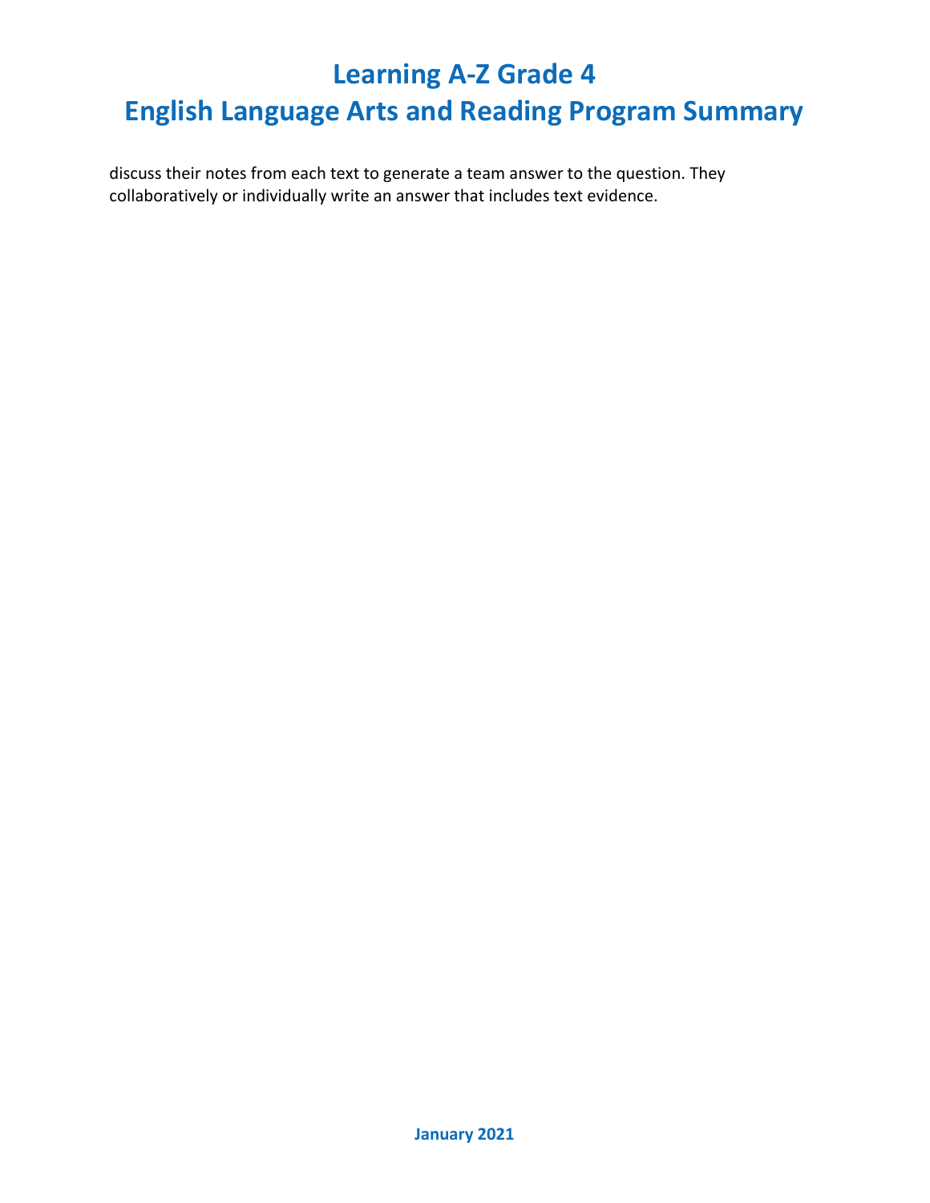discuss their notes from each text to generate a team answer to the question. They collaboratively or individually write an answer that includes text evidence.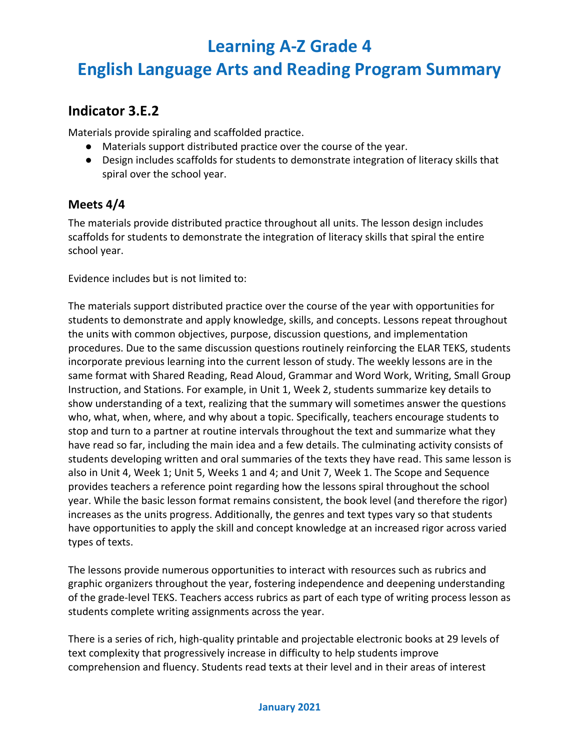# Learning A-Z Grade 4
# English Language Arts and Reading Program Summary

## Indicator 3.E.2

Materials provide spiraling and scaffolded practice.

- Materials support distributed practice over the course of the year.
- Design includes scaffolds for students to demonstrate integration of literacy skills that spiral over the school year.

### Meets 4/4

The materials provide distributed practice throughout all units. The lesson design includes scaffolds for students to demonstrate the integration of literacy skills that spiral the entire school year.

Evidence includes but is not limited to:

The materials support distributed practice over the course of the year with opportunities for students to demonstrate and apply knowledge, skills, and concepts. Lessons repeat throughout the units with common objectives, purpose, discussion questions, and implementation procedures. Due to the same discussion questions routinely reinforcing the ELAR TEKS, students incorporate previous learning into the current lesson of study. The weekly lessons are in the same format with Shared Reading, Read Aloud, Grammar and Word Work, Writing, Small Group Instruction, and Stations. For example, in Unit 1, Week 2, students summarize key details to show understanding of a text, realizing that the summary will sometimes answer the questions who, what, when, where, and why about a topic. Specifically, teachers encourage students to stop and turn to a partner at routine intervals throughout the text and summarize what they have read so far, including the main idea and a few details. The culminating activity consists of students developing written and oral summaries of the texts they have read. This same lesson is also in Unit 4, Week 1; Unit 5, Weeks 1 and 4; and Unit 7, Week 1. The Scope and Sequence provides teachers a reference point regarding how the lessons spiral throughout the school year. While the basic lesson format remains consistent, the book level (and therefore the rigor) increases as the units progress. Additionally, the genres and text types vary so that students have opportunities to apply the skill and concept knowledge at an increased rigor across varied types of texts.

The lessons provide numerous opportunities to interact with resources such as rubrics and graphic organizers throughout the year, fostering independence and deepening understanding of the grade-level TEKS. Teachers access rubrics as part of each type of writing process lesson as students complete writing assignments across the year.

There is a series of rich, high-quality printable and projectable electronic books at 29 levels of text complexity that progressively increase in difficulty to help students improve comprehension and fluency. Students read texts at their level and in their areas of interest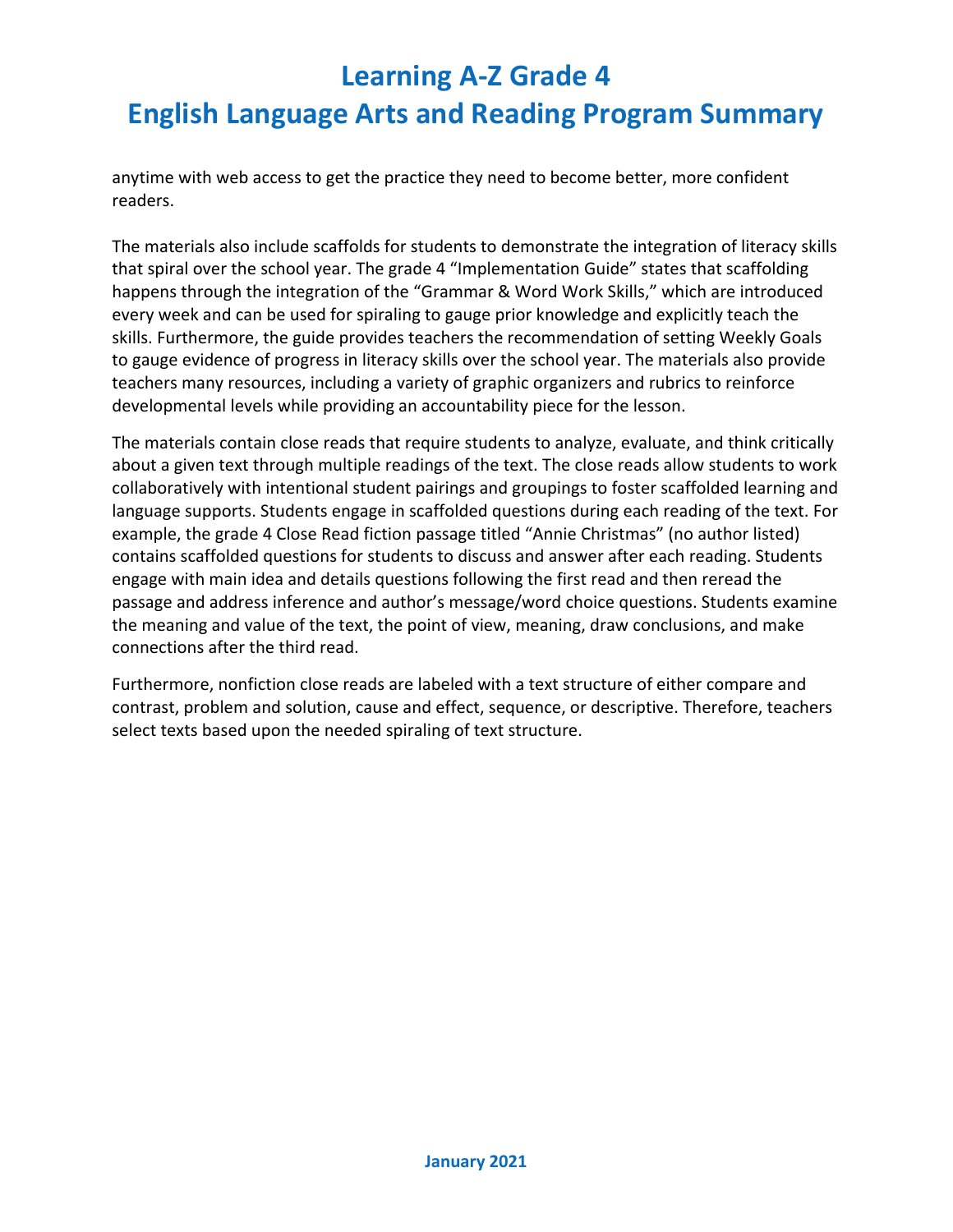anytime with web access to get the practice they need to become better, more confident readers.

The materials also include scaffolds for students to demonstrate the integration of literacy skills that spiral over the school year. The grade 4 "Implementation Guide" states that scaffolding happens through the integration of the "Grammar & Word Work Skills," which are introduced every week and can be used for spiraling to gauge prior knowledge and explicitly teach the skills. Furthermore, the guide provides teachers the recommendation of setting Weekly Goals to gauge evidence of progress in literacy skills over the school year. The materials also provide teachers many resources, including a variety of graphic organizers and rubrics to reinforce developmental levels while providing an accountability piece for the lesson.

The materials contain close reads that require students to analyze, evaluate, and think critically about a given text through multiple readings of the text. The close reads allow students to work collaboratively with intentional student pairings and groupings to foster scaffolded learning and language supports. Students engage in scaffolded questions during each reading of the text. For example, the grade 4 Close Read fiction passage titled "Annie Christmas" (no author listed) contains scaffolded questions for students to discuss and answer after each reading. Students engage with main idea and details questions following the first read and then reread the passage and address inference and author's message/word choice questions. Students examine the meaning and value of the text, the point of view, meaning, draw conclusions, and make connections after the third read.

Furthermore, nonfiction close reads are labeled with a text structure of either compare and contrast, problem and solution, cause and effect, sequence, or descriptive. Therefore, teachers select texts based upon the needed spiraling of text structure.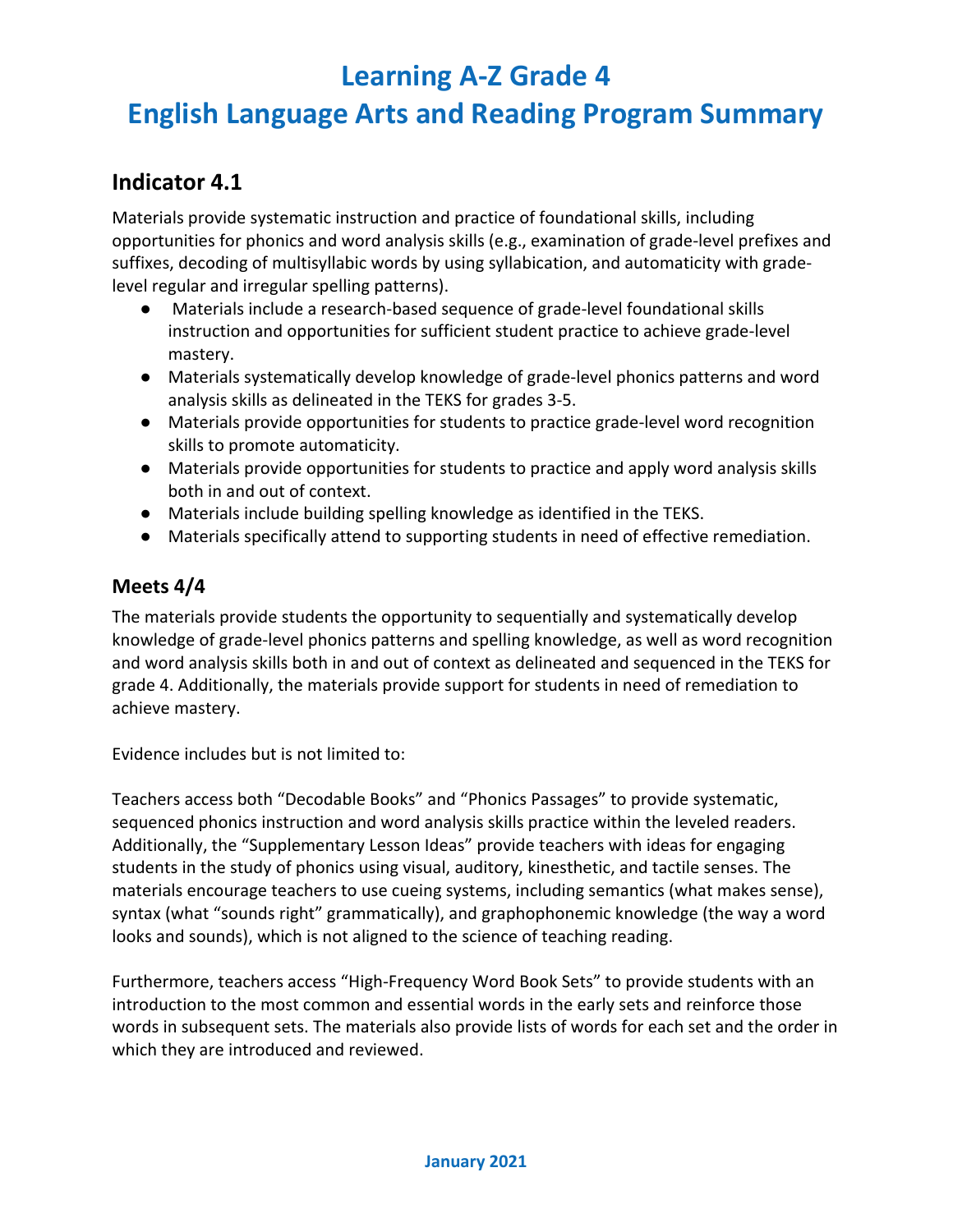# Learning A-Z Grade 4
# English Language Arts and Reading Program Summary

## Indicator 4.1

Materials provide systematic instruction and practice of foundational skills, including opportunities for phonics and word analysis skills (e.g., examination of grade-level prefixes and suffixes, decoding of multisyllabic words by using syllabication, and automaticity with grade-level regular and irregular spelling patterns).

- Materials include a research-based sequence of grade-level foundational skills instruction and opportunities for sufficient student practice to achieve grade-level mastery.
- Materials systematically develop knowledge of grade-level phonics patterns and word analysis skills as delineated in the TEKS for grades 3-5.
- Materials provide opportunities for students to practice grade-level word recognition skills to promote automaticity.
- Materials provide opportunities for students to practice and apply word analysis skills both in and out of context.
- Materials include building spelling knowledge as identified in the TEKS.
- Materials specifically attend to supporting students in need of effective remediation.

### Meets 4/4

The materials provide students the opportunity to sequentially and systematically develop knowledge of grade-level phonics patterns and spelling knowledge, as well as word recognition and word analysis skills both in and out of context as delineated and sequenced in the TEKS for grade 4. Additionally, the materials provide support for students in need of remediation to achieve mastery.

Evidence includes but is not limited to:

Teachers access both "Decodable Books" and "Phonics Passages" to provide systematic, sequenced phonics instruction and word analysis skills practice within the leveled readers. Additionally, the "Supplementary Lesson Ideas" provide teachers with ideas for engaging students in the study of phonics using visual, auditory, kinesthetic, and tactile senses. The materials encourage teachers to use cueing systems, including semantics (what makes sense), syntax (what "sounds right" grammatically), and graphophonemic knowledge (the way a word looks and sounds), which is not aligned to the science of teaching reading.

Furthermore, teachers access "High-Frequency Word Book Sets" to provide students with an introduction to the most common and essential words in the early sets and reinforce those words in subsequent sets. The materials also provide lists of words for each set and the order in which they are introduced and reviewed.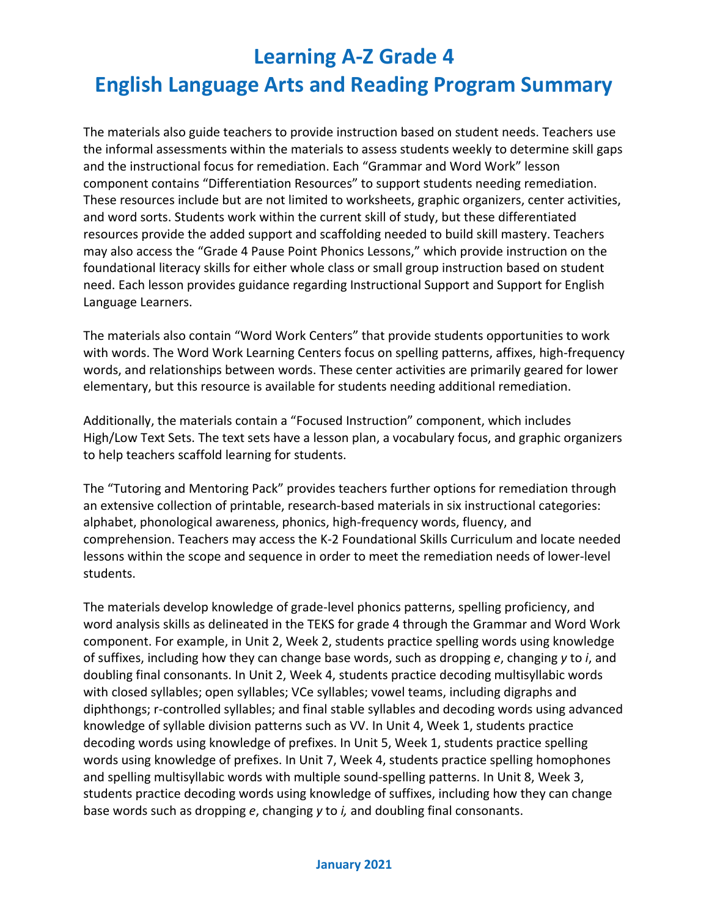# Learning A-Z Grade 4
# English Language Arts and Reading Program Summary

The materials also guide teachers to provide instruction based on student needs. Teachers use the informal assessments within the materials to assess students weekly to determine skill gaps and the instructional focus for remediation. Each "Grammar and Word Work" lesson component contains "Differentiation Resources" to support students needing remediation. These resources include but are not limited to worksheets, graphic organizers, center activities, and word sorts. Students work within the current skill of study, but these differentiated resources provide the added support and scaffolding needed to build skill mastery. Teachers may also access the "Grade 4 Pause Point Phonics Lessons," which provide instruction on the foundational literacy skills for either whole class or small group instruction based on student need. Each lesson provides guidance regarding Instructional Support and Support for English Language Learners.

The materials also contain "Word Work Centers" that provide students opportunities to work with words. The Word Work Learning Centers focus on spelling patterns, affixes, high-frequency words, and relationships between words. These center activities are primarily geared for lower elementary, but this resource is available for students needing additional remediation.

Additionally, the materials contain a "Focused Instruction" component, which includes High/Low Text Sets. The text sets have a lesson plan, a vocabulary focus, and graphic organizers to help teachers scaffold learning for students.

The "Tutoring and Mentoring Pack" provides teachers further options for remediation through an extensive collection of printable, research-based materials in six instructional categories: alphabet, phonological awareness, phonics, high-frequency words, fluency, and comprehension. Teachers may access the K-2 Foundational Skills Curriculum and locate needed lessons within the scope and sequence in order to meet the remediation needs of lower-level students.

The materials develop knowledge of grade-level phonics patterns, spelling proficiency, and word analysis skills as delineated in the TEKS for grade 4 through the Grammar and Word Work component. For example, in Unit 2, Week 2, students practice spelling words using knowledge of suffixes, including how they can change base words, such as dropping *e*, changing *y* to *i*, and doubling final consonants. In Unit 2, Week 4, students practice decoding multisyllabic words with closed syllables; open syllables; VCe syllables; vowel teams, including digraphs and diphthongs; r-controlled syllables; and final stable syllables and decoding words using advanced knowledge of syllable division patterns such as VV. In Unit 4, Week 1, students practice decoding words using knowledge of prefixes. In Unit 5, Week 1, students practice spelling words using knowledge of prefixes. In Unit 7, Week 4, students practice spelling homophones and spelling multisyllabic words with multiple sound-spelling patterns. In Unit 8, Week 3, students practice decoding words using knowledge of suffixes, including how they can change base words such as dropping *e*, changing *y* to *i,* and doubling final consonants.

January 2021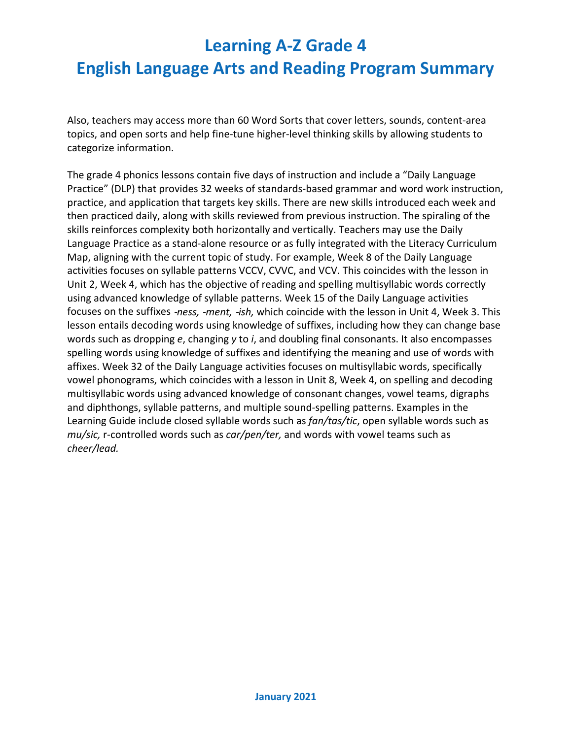Also, teachers may access more than 60 Word Sorts that cover letters, sounds, content-area topics, and open sorts and help fine-tune higher-level thinking skills by allowing students to categorize information.

The grade 4 phonics lessons contain five days of instruction and include a "Daily Language Practice" (DLP) that provides 32 weeks of standards-based grammar and word work instruction, practice, and application that targets key skills. There are new skills introduced each week and then practiced daily, along with skills reviewed from previous instruction. The spiraling of the skills reinforces complexity both horizontally and vertically. Teachers may use the Daily Language Practice as a stand-alone resource or as fully integrated with the Literacy Curriculum Map, aligning with the current topic of study. For example, Week 8 of the Daily Language activities focuses on syllable patterns VCCV, CVVC, and VCV. This coincides with the lesson in Unit 2, Week 4, which has the objective of reading and spelling multisyllabic words correctly using advanced knowledge of syllable patterns. Week 15 of the Daily Language activities focuses on the suffixes *-ness, -ment, -ish,* which coincide with the lesson in Unit 4, Week 3. This lesson entails decoding words using knowledge of suffixes, including how they can change base words such as dropping *e*, changing *y* to *i*, and doubling final consonants. It also encompasses spelling words using knowledge of suffixes and identifying the meaning and use of words with affixes. Week 32 of the Daily Language activities focuses on multisyllabic words, specifically vowel phonograms, which coincides with a lesson in Unit 8, Week 4, on spelling and decoding multisyllabic words using advanced knowledge of consonant changes, vowel teams, digraphs and diphthongs, syllable patterns, and multiple sound-spelling patterns. Examples in the Learning Guide include closed syllable words such as *fan/tas/tic*, open syllable words such as *mu/sic,* r-controlled words such as *car/pen/ter,* and words with vowel teams such as *cheer/lead.*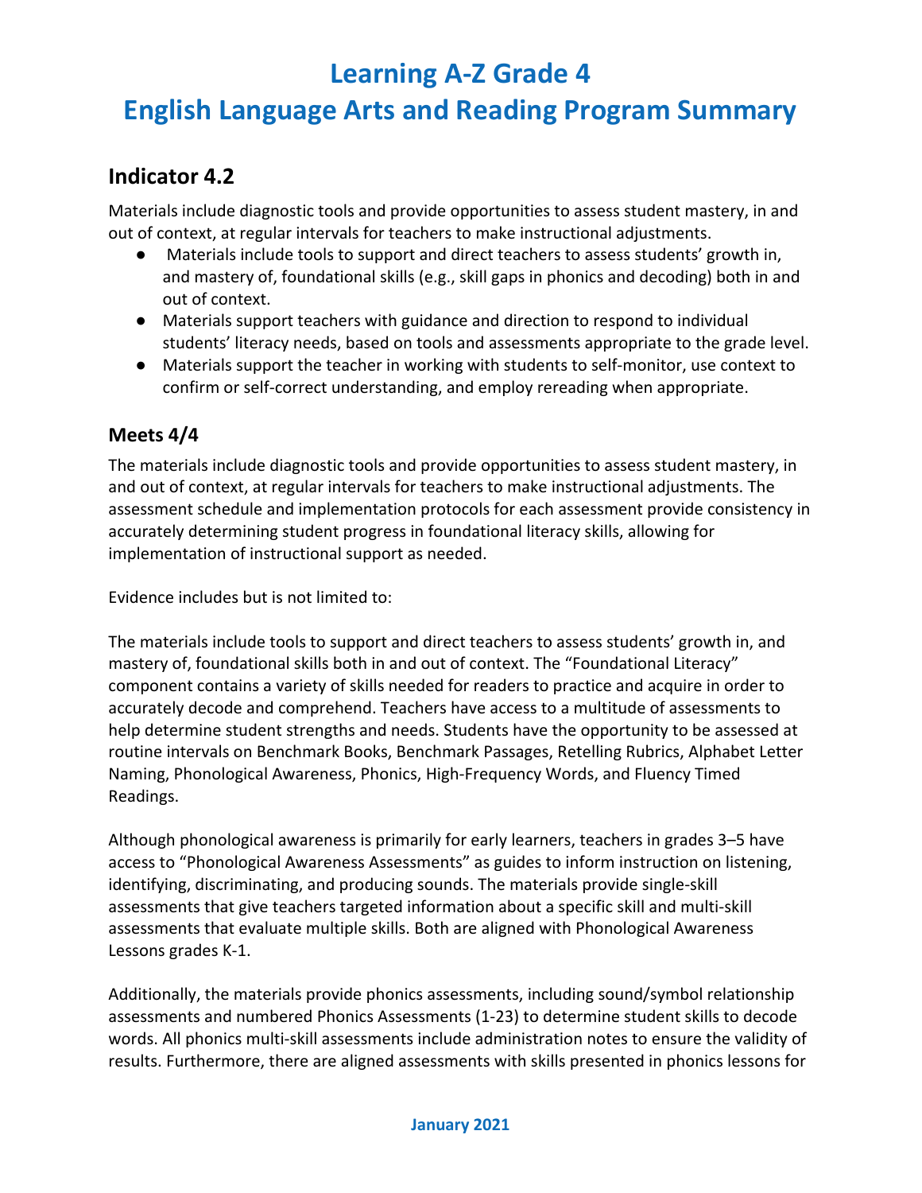# Learning A-Z Grade 4
# English Language Arts and Reading Program Summary

## Indicator 4.2

Materials include diagnostic tools and provide opportunities to assess student mastery, in and out of context, at regular intervals for teachers to make instructional adjustments.

- Materials include tools to support and direct teachers to assess students' growth in, and mastery of, foundational skills (e.g., skill gaps in phonics and decoding) both in and out of context.
- Materials support teachers with guidance and direction to respond to individual students' literacy needs, based on tools and assessments appropriate to the grade level.
- Materials support the teacher in working with students to self-monitor, use context to confirm or self-correct understanding, and employ rereading when appropriate.

### Meets 4/4

The materials include diagnostic tools and provide opportunities to assess student mastery, in and out of context, at regular intervals for teachers to make instructional adjustments. The assessment schedule and implementation protocols for each assessment provide consistency in accurately determining student progress in foundational literacy skills, allowing for implementation of instructional support as needed.

Evidence includes but is not limited to:

The materials include tools to support and direct teachers to assess students' growth in, and mastery of, foundational skills both in and out of context. The "Foundational Literacy" component contains a variety of skills needed for readers to practice and acquire in order to accurately decode and comprehend. Teachers have access to a multitude of assessments to help determine student strengths and needs. Students have the opportunity to be assessed at routine intervals on Benchmark Books, Benchmark Passages, Retelling Rubrics, Alphabet Letter Naming, Phonological Awareness, Phonics, High-Frequency Words, and Fluency Timed Readings.

Although phonological awareness is primarily for early learners, teachers in grades 3–5 have access to "Phonological Awareness Assessments" as guides to inform instruction on listening, identifying, discriminating, and producing sounds. The materials provide single-skill assessments that give teachers targeted information about a specific skill and multi-skill assessments that evaluate multiple skills. Both are aligned with Phonological Awareness Lessons grades K-1.

Additionally, the materials provide phonics assessments, including sound/symbol relationship assessments and numbered Phonics Assessments (1-23) to determine student skills to decode words. All phonics multi-skill assessments include administration notes to ensure the validity of results. Furthermore, there are aligned assessments with skills presented in phonics lessons for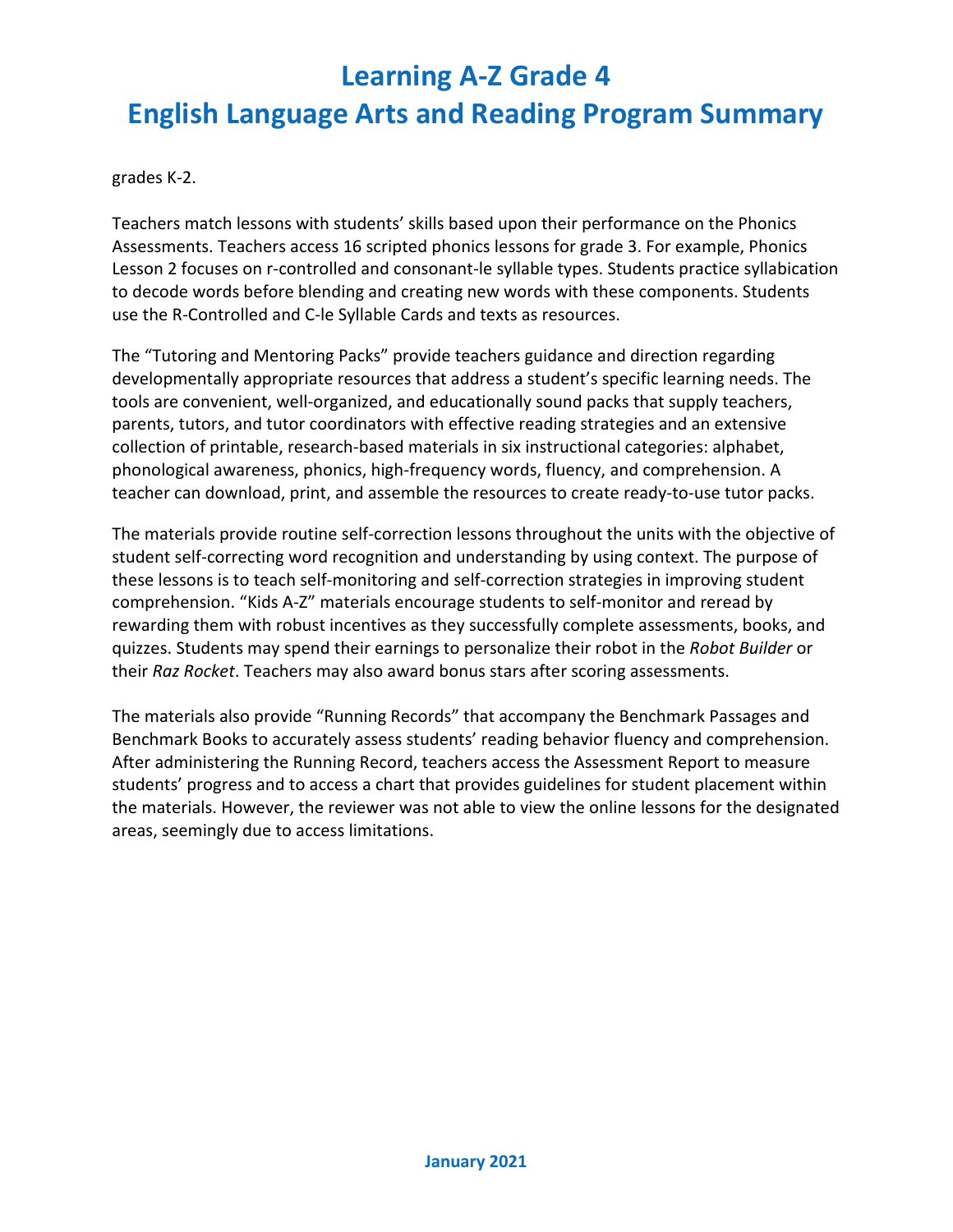grades K-2.

Teachers match lessons with students' skills based upon their performance on the Phonics Assessments. Teachers access 16 scripted phonics lessons for grade 3. For example, Phonics Lesson 2 focuses on r-controlled and consonant-le syllable types. Students practice syllabication to decode words before blending and creating new words with these components. Students use the R-Controlled and C-le Syllable Cards and texts as resources.

The "Tutoring and Mentoring Packs" provide teachers guidance and direction regarding developmentally appropriate resources that address a student's specific learning needs. The tools are convenient, well-organized, and educationally sound packs that supply teachers, parents, tutors, and tutor coordinators with effective reading strategies and an extensive collection of printable, research-based materials in six instructional categories: alphabet, phonological awareness, phonics, high-frequency words, fluency, and comprehension. A teacher can download, print, and assemble the resources to create ready-to-use tutor packs.

The materials provide routine self-correction lessons throughout the units with the objective of student self-correcting word recognition and understanding by using context. The purpose of these lessons is to teach self-monitoring and self-correction strategies in improving student comprehension. "Kids A-Z" materials encourage students to self-monitor and reread by rewarding them with robust incentives as they successfully complete assessments, books, and quizzes. Students may spend their earnings to personalize their robot in the *Robot Builder* or their *Raz Rocket*. Teachers may also award bonus stars after scoring assessments.

The materials also provide "Running Records" that accompany the Benchmark Passages and Benchmark Books to accurately assess students' reading behavior fluency and comprehension. After administering the Running Record, teachers access the Assessment Report to measure students' progress and to access a chart that provides guidelines for student placement within the materials. However, the reviewer was not able to view the online lessons for the designated areas, seemingly due to access limitations.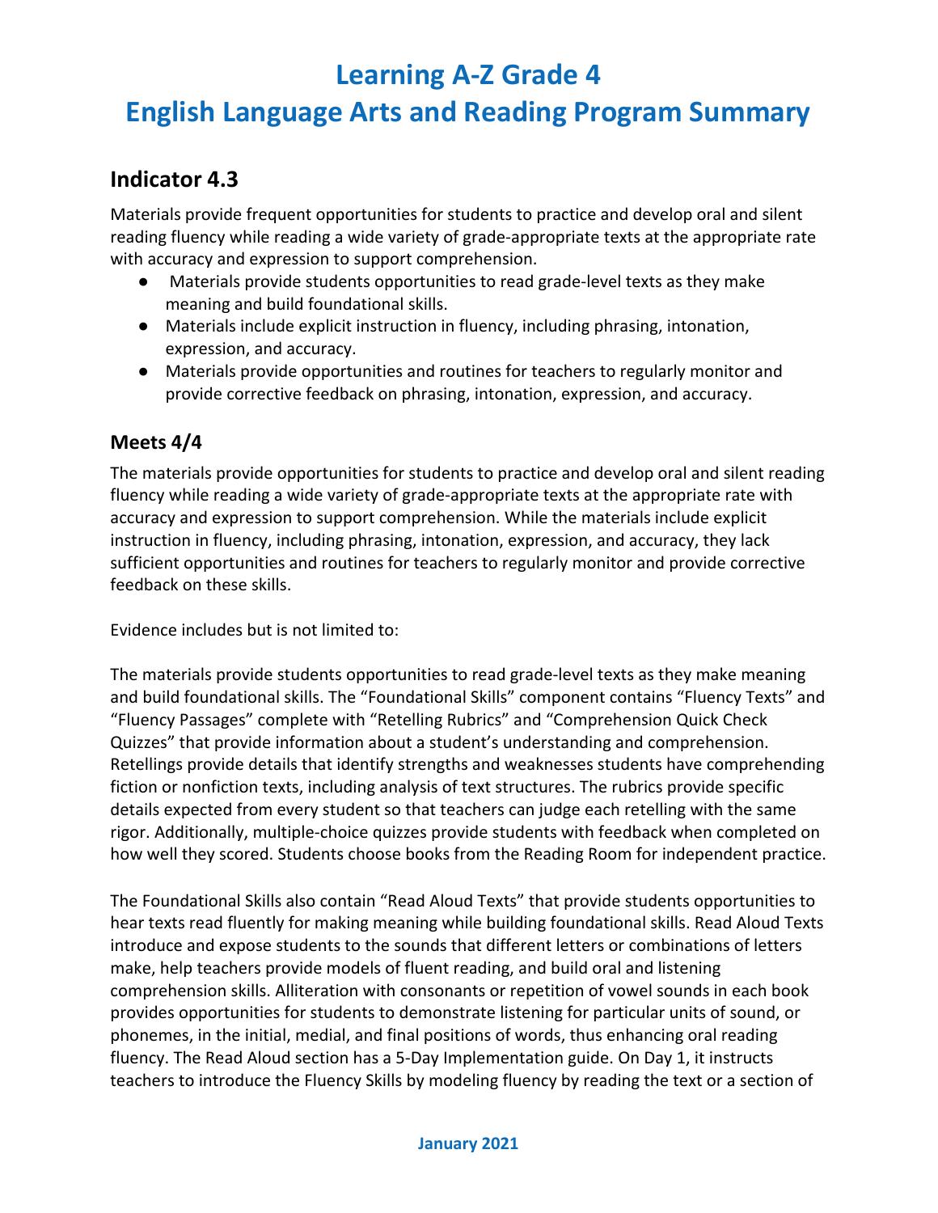# Learning A-Z Grade 4
# English Language Arts and Reading Program Summary

## Indicator 4.3

Materials provide frequent opportunities for students to practice and develop oral and silent reading fluency while reading a wide variety of grade-appropriate texts at the appropriate rate with accuracy and expression to support comprehension.

- Materials provide students opportunities to read grade-level texts as they make meaning and build foundational skills.
- Materials include explicit instruction in fluency, including phrasing, intonation, expression, and accuracy.
- Materials provide opportunities and routines for teachers to regularly monitor and provide corrective feedback on phrasing, intonation, expression, and accuracy.

### Meets 4/4

The materials provide opportunities for students to practice and develop oral and silent reading fluency while reading a wide variety of grade-appropriate texts at the appropriate rate with accuracy and expression to support comprehension. While the materials include explicit instruction in fluency, including phrasing, intonation, expression, and accuracy, they lack sufficient opportunities and routines for teachers to regularly monitor and provide corrective feedback on these skills.

Evidence includes but is not limited to:

The materials provide students opportunities to read grade-level texts as they make meaning and build foundational skills. The "Foundational Skills" component contains "Fluency Texts" and "Fluency Passages" complete with "Retelling Rubrics" and "Comprehension Quick Check Quizzes" that provide information about a student's understanding and comprehension. Retellings provide details that identify strengths and weaknesses students have comprehending fiction or nonfiction texts, including analysis of text structures. The rubrics provide specific details expected from every student so that teachers can judge each retelling with the same rigor. Additionally, multiple-choice quizzes provide students with feedback when completed on how well they scored. Students choose books from the Reading Room for independent practice.

The Foundational Skills also contain "Read Aloud Texts" that provide students opportunities to hear texts read fluently for making meaning while building foundational skills. Read Aloud Texts introduce and expose students to the sounds that different letters or combinations of letters make, help teachers provide models of fluent reading, and build oral and listening comprehension skills. Alliteration with consonants or repetition of vowel sounds in each book provides opportunities for students to demonstrate listening for particular units of sound, or phonemes, in the initial, medial, and final positions of words, thus enhancing oral reading fluency. The Read Aloud section has a 5-Day Implementation guide. On Day 1, it instructs teachers to introduce the Fluency Skills by modeling fluency by reading the text or a section of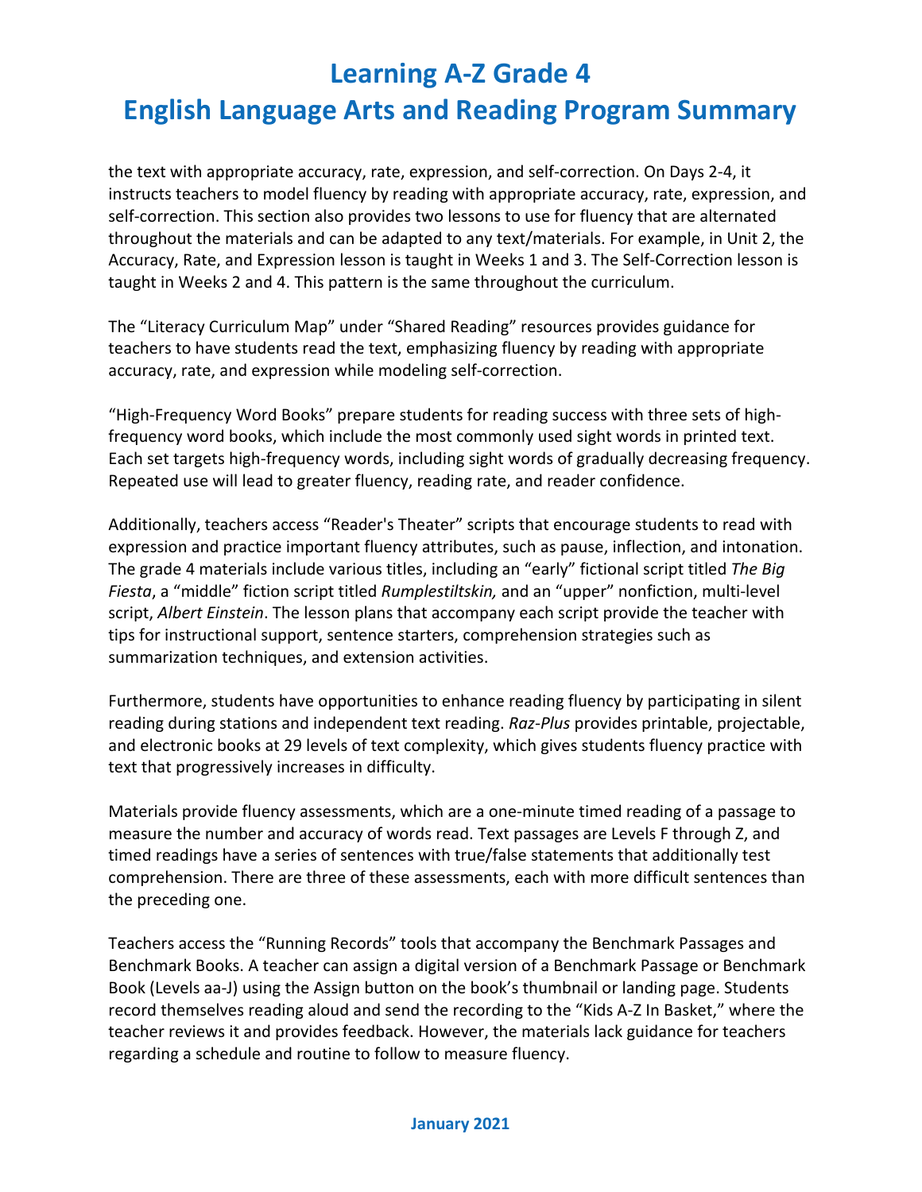the text with appropriate accuracy, rate, expression, and self-correction. On Days 2-4, it instructs teachers to model fluency by reading with appropriate accuracy, rate, expression, and self-correction. This section also provides two lessons to use for fluency that are alternated throughout the materials and can be adapted to any text/materials. For example, in Unit 2, the Accuracy, Rate, and Expression lesson is taught in Weeks 1 and 3. The Self-Correction lesson is taught in Weeks 2 and 4. This pattern is the same throughout the curriculum.

The "Literacy Curriculum Map" under "Shared Reading" resources provides guidance for teachers to have students read the text, emphasizing fluency by reading with appropriate accuracy, rate, and expression while modeling self-correction.

"High-Frequency Word Books" prepare students for reading success with three sets of high-frequency word books, which include the most commonly used sight words in printed text. Each set targets high-frequency words, including sight words of gradually decreasing frequency. Repeated use will lead to greater fluency, reading rate, and reader confidence.

Additionally, teachers access "Reader's Theater" scripts that encourage students to read with expression and practice important fluency attributes, such as pause, inflection, and intonation. The grade 4 materials include various titles, including an "early" fictional script titled *The Big Fiesta*, a "middle" fiction script titled *Rumplestiltskin,* and an "upper" nonfiction, multi-level script, *Albert Einstein*. The lesson plans that accompany each script provide the teacher with tips for instructional support, sentence starters, comprehension strategies such as summarization techniques, and extension activities.

Furthermore, students have opportunities to enhance reading fluency by participating in silent reading during stations and independent text reading. *Raz-Plus* provides printable, projectable, and electronic books at 29 levels of text complexity, which gives students fluency practice with text that progressively increases in difficulty.

Materials provide fluency assessments, which are a one-minute timed reading of a passage to measure the number and accuracy of words read. Text passages are Levels F through Z, and timed readings have a series of sentences with true/false statements that additionally test comprehension. There are three of these assessments, each with more difficult sentences than the preceding one.

Teachers access the "Running Records" tools that accompany the Benchmark Passages and Benchmark Books. A teacher can assign a digital version of a Benchmark Passage or Benchmark Book (Levels aa-J) using the Assign button on the book's thumbnail or landing page. Students record themselves reading aloud and send the recording to the "Kids A-Z In Basket," where the teacher reviews it and provides feedback. However, the materials lack guidance for teachers regarding a schedule and routine to follow to measure fluency.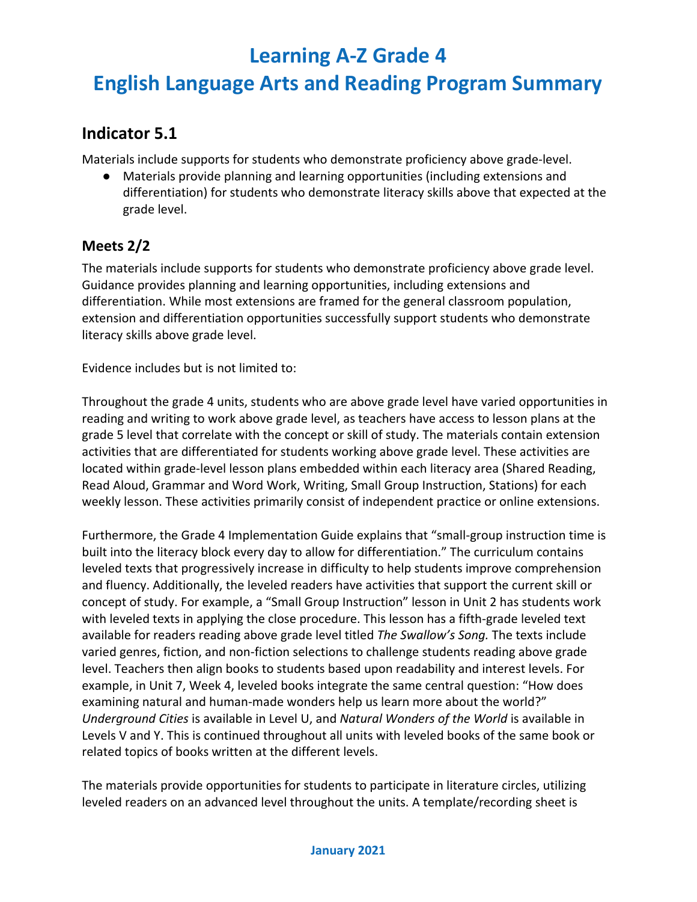# Learning A-Z Grade 4
# English Language Arts and Reading Program Summary

## Indicator 5.1

Materials include supports for students who demonstrate proficiency above grade-level.

- Materials provide planning and learning opportunities (including extensions and differentiation) for students who demonstrate literacy skills above that expected at the grade level.

## Meets 2/2

The materials include supports for students who demonstrate proficiency above grade level. Guidance provides planning and learning opportunities, including extensions and differentiation. While most extensions are framed for the general classroom population, extension and differentiation opportunities successfully support students who demonstrate literacy skills above grade level.

Evidence includes but is not limited to:

Throughout the grade 4 units, students who are above grade level have varied opportunities in reading and writing to work above grade level, as teachers have access to lesson plans at the grade 5 level that correlate with the concept or skill of study. The materials contain extension activities that are differentiated for students working above grade level. These activities are located within grade-level lesson plans embedded within each literacy area (Shared Reading, Read Aloud, Grammar and Word Work, Writing, Small Group Instruction, Stations) for each weekly lesson. These activities primarily consist of independent practice or online extensions.

Furthermore, the Grade 4 Implementation Guide explains that "small-group instruction time is built into the literacy block every day to allow for differentiation." The curriculum contains leveled texts that progressively increase in difficulty to help students improve comprehension and fluency. Additionally, the leveled readers have activities that support the current skill or concept of study. For example, a "Small Group Instruction" lesson in Unit 2 has students work with leveled texts in applying the close procedure. This lesson has a fifth-grade leveled text available for readers reading above grade level titled *The Swallow's Song.* The texts include varied genres, fiction, and non-fiction selections to challenge students reading above grade level. Teachers then align books to students based upon readability and interest levels. For example, in Unit 7, Week 4, leveled books integrate the same central question: "How does examining natural and human-made wonders help us learn more about the world?" *Underground Cities* is available in Level U, and *Natural Wonders of the World* is available in Levels V and Y. This is continued throughout all units with leveled books of the same book or related topics of books written at the different levels.

The materials provide opportunities for students to participate in literature circles, utilizing leveled readers on an advanced level throughout the units. A template/recording sheet is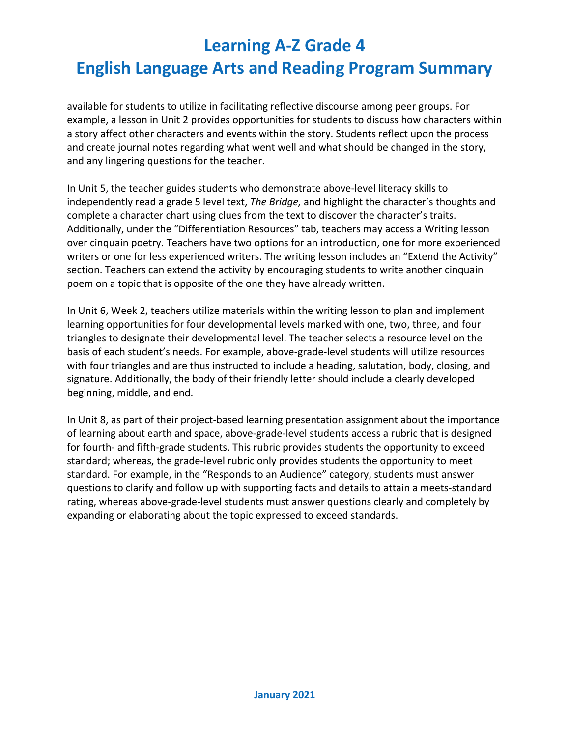available for students to utilize in facilitating reflective discourse among peer groups. For example, a lesson in Unit 2 provides opportunities for students to discuss how characters within a story affect other characters and events within the story. Students reflect upon the process and create journal notes regarding what went well and what should be changed in the story, and any lingering questions for the teacher.

In Unit 5, the teacher guides students who demonstrate above-level literacy skills to independently read a grade 5 level text, *The Bridge,* and highlight the character's thoughts and complete a character chart using clues from the text to discover the character's traits. Additionally, under the "Differentiation Resources" tab, teachers may access a Writing lesson over cinquain poetry. Teachers have two options for an introduction, one for more experienced writers or one for less experienced writers. The writing lesson includes an "Extend the Activity" section. Teachers can extend the activity by encouraging students to write another cinquain poem on a topic that is opposite of the one they have already written.

In Unit 6, Week 2, teachers utilize materials within the writing lesson to plan and implement learning opportunities for four developmental levels marked with one, two, three, and four triangles to designate their developmental level. The teacher selects a resource level on the basis of each student's needs. For example, above-grade-level students will utilize resources with four triangles and are thus instructed to include a heading, salutation, body, closing, and signature. Additionally, the body of their friendly letter should include a clearly developed beginning, middle, and end.

In Unit 8, as part of their project-based learning presentation assignment about the importance of learning about earth and space, above-grade-level students access a rubric that is designed for fourth- and fifth-grade students. This rubric provides students the opportunity to exceed standard; whereas, the grade-level rubric only provides students the opportunity to meet standard. For example, in the "Responds to an Audience" category, students must answer questions to clarify and follow up with supporting facts and details to attain a meets-standard rating, whereas above-grade-level students must answer questions clearly and completely by expanding or elaborating about the topic expressed to exceed standards.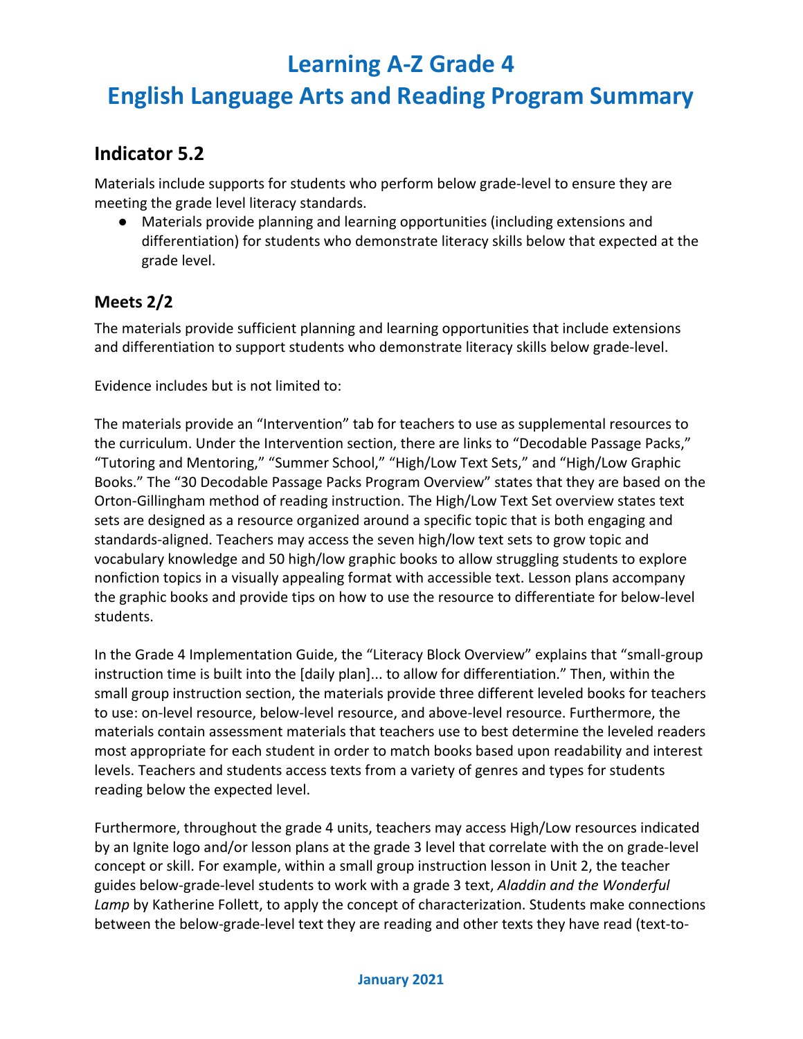# Learning A-Z Grade 4
# English Language Arts and Reading Program Summary

## Indicator 5.2

Materials include supports for students who perform below grade-level to ensure they are meeting the grade level literacy standards.

- Materials provide planning and learning opportunities (including extensions and differentiation) for students who demonstrate literacy skills below that expected at the grade level.

## Meets 2/2

The materials provide sufficient planning and learning opportunities that include extensions and differentiation to support students who demonstrate literacy skills below grade-level.

Evidence includes but is not limited to:

The materials provide an "Intervention" tab for teachers to use as supplemental resources to the curriculum. Under the Intervention section, there are links to "Decodable Passage Packs," "Tutoring and Mentoring," "Summer School," "High/Low Text Sets," and "High/Low Graphic Books." The "30 Decodable Passage Packs Program Overview" states that they are based on the Orton-Gillingham method of reading instruction. The High/Low Text Set overview states text sets are designed as a resource organized around a specific topic that is both engaging and standards-aligned. Teachers may access the seven high/low text sets to grow topic and vocabulary knowledge and 50 high/low graphic books to allow struggling students to explore nonfiction topics in a visually appealing format with accessible text. Lesson plans accompany the graphic books and provide tips on how to use the resource to differentiate for below-level students.

In the Grade 4 Implementation Guide, the "Literacy Block Overview" explains that "small-group instruction time is built into the [daily plan]... to allow for differentiation." Then, within the small group instruction section, the materials provide three different leveled books for teachers to use: on-level resource, below-level resource, and above-level resource. Furthermore, the materials contain assessment materials that teachers use to best determine the leveled readers most appropriate for each student in order to match books based upon readability and interest levels. Teachers and students access texts from a variety of genres and types for students reading below the expected level.

Furthermore, throughout the grade 4 units, teachers may access High/Low resources indicated by an Ignite logo and/or lesson plans at the grade 3 level that correlate with the on grade-level concept or skill. For example, within a small group instruction lesson in Unit 2, the teacher guides below-grade-level students to work with a grade 3 text, *Aladdin and the Wonderful Lamp* by Katherine Follett, to apply the concept of characterization. Students make connections between the below-grade-level text they are reading and other texts they have read (text-to-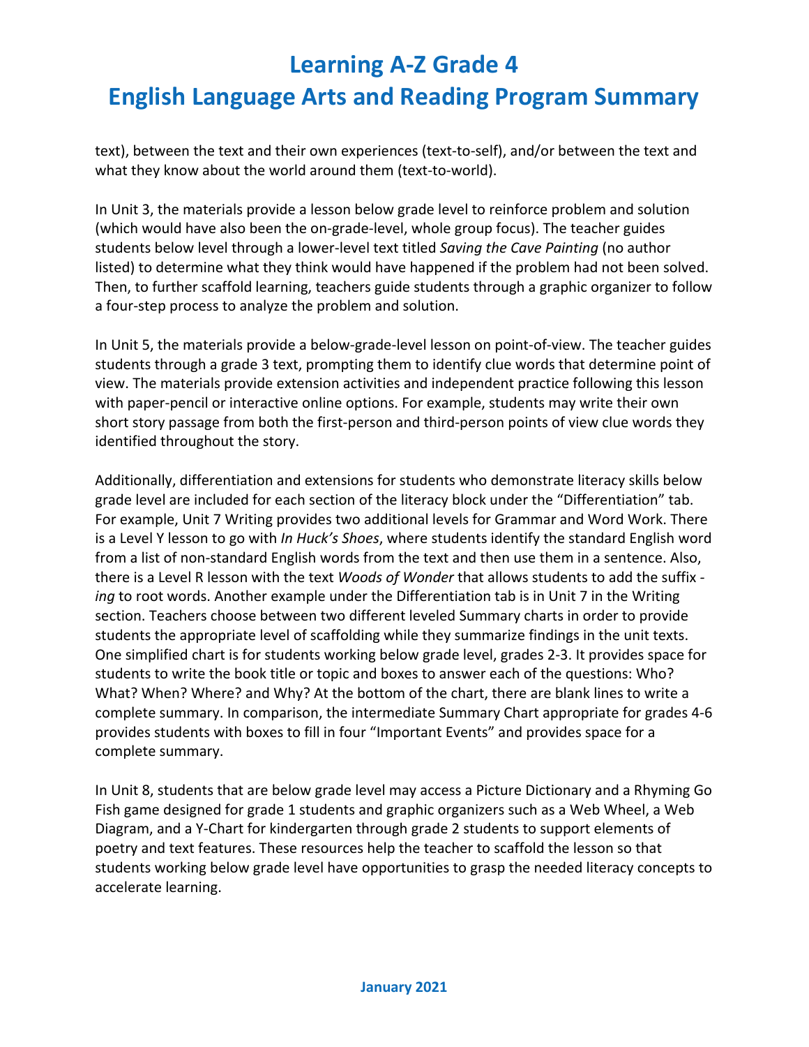text), between the text and their own experiences (text-to-self), and/or between the text and what they know about the world around them (text-to-world).

In Unit 3, the materials provide a lesson below grade level to reinforce problem and solution (which would have also been the on-grade-level, whole group focus). The teacher guides students below level through a lower-level text titled *Saving the Cave Painting* (no author listed) to determine what they think would have happened if the problem had not been solved. Then, to further scaffold learning, teachers guide students through a graphic organizer to follow a four-step process to analyze the problem and solution.

In Unit 5, the materials provide a below-grade-level lesson on point-of-view. The teacher guides students through a grade 3 text, prompting them to identify clue words that determine point of view. The materials provide extension activities and independent practice following this lesson with paper-pencil or interactive online options. For example, students may write their own short story passage from both the first-person and third-person points of view clue words they identified throughout the story.

Additionally, differentiation and extensions for students who demonstrate literacy skills below grade level are included for each section of the literacy block under the "Differentiation" tab. For example, Unit 7 Writing provides two additional levels for Grammar and Word Work. There is a Level Y lesson to go with *In Huck's Shoes*, where students identify the standard English word from a list of non-standard English words from the text and then use them in a sentence. Also, there is a Level R lesson with the text *Woods of Wonder* that allows students to add the suffix *-ing* to root words. Another example under the Differentiation tab is in Unit 7 in the Writing section. Teachers choose between two different leveled Summary charts in order to provide students the appropriate level of scaffolding while they summarize findings in the unit texts. One simplified chart is for students working below grade level, grades 2-3. It provides space for students to write the book title or topic and boxes to answer each of the questions: Who? What? When? Where? and Why? At the bottom of the chart, there are blank lines to write a complete summary. In comparison, the intermediate Summary Chart appropriate for grades 4-6 provides students with boxes to fill in four "Important Events" and provides space for a complete summary.

In Unit 8, students that are below grade level may access a Picture Dictionary and a Rhyming Go Fish game designed for grade 1 students and graphic organizers such as a Web Wheel, a Web Diagram, and a Y-Chart for kindergarten through grade 2 students to support elements of poetry and text features. These resources help the teacher to scaffold the lesson so that students working below grade level have opportunities to grasp the needed literacy concepts to accelerate learning.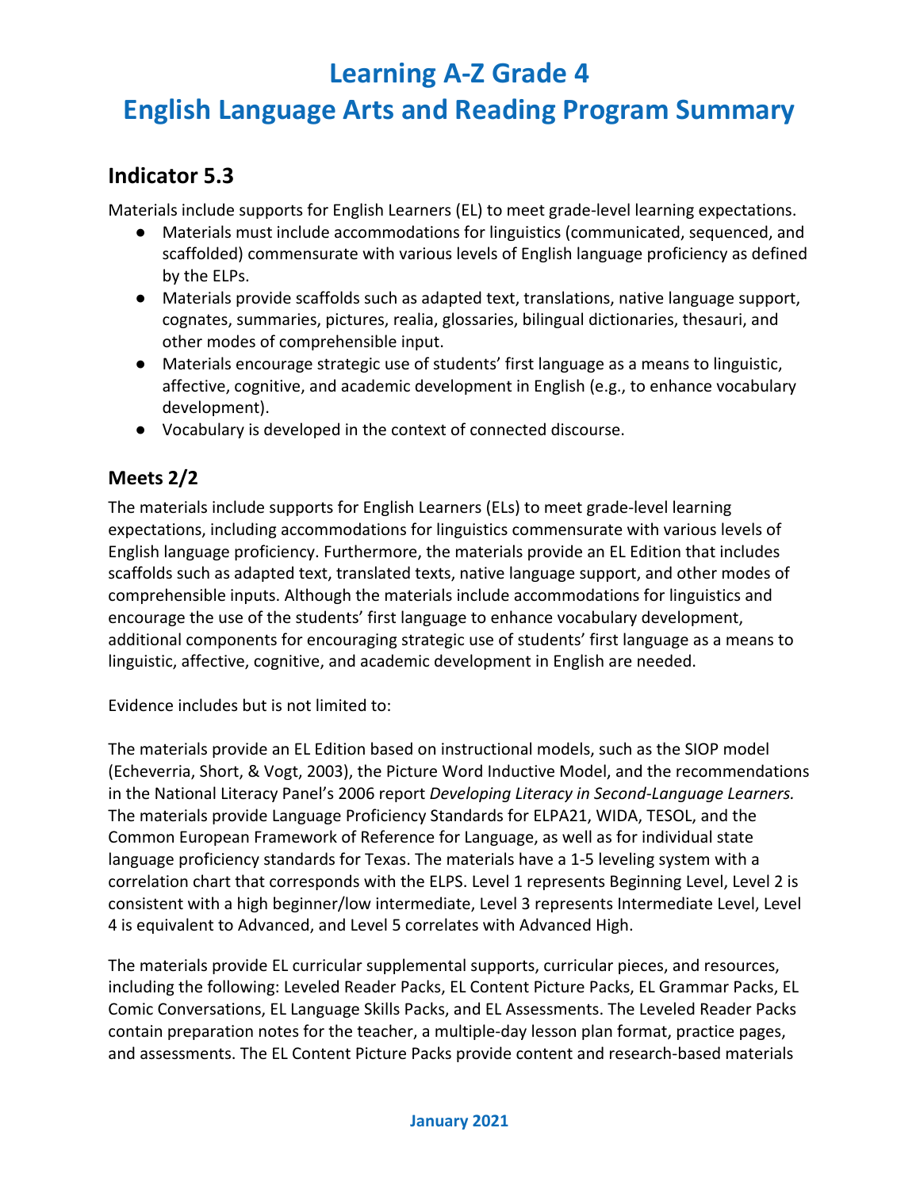# Learning A-Z Grade 4
# English Language Arts and Reading Program Summary

## Indicator 5.3

Materials include supports for English Learners (EL) to meet grade-level learning expectations.

- Materials must include accommodations for linguistics (communicated, sequenced, and scaffolded) commensurate with various levels of English language proficiency as defined by the ELPs.
- Materials provide scaffolds such as adapted text, translations, native language support, cognates, summaries, pictures, realia, glossaries, bilingual dictionaries, thesauri, and other modes of comprehensible input.
- Materials encourage strategic use of students' first language as a means to linguistic, affective, cognitive, and academic development in English (e.g., to enhance vocabulary development).
- Vocabulary is developed in the context of connected discourse.

### Meets 2/2

The materials include supports for English Learners (ELs) to meet grade-level learning expectations, including accommodations for linguistics commensurate with various levels of English language proficiency. Furthermore, the materials provide an EL Edition that includes scaffolds such as adapted text, translated texts, native language support, and other modes of comprehensible inputs. Although the materials include accommodations for linguistics and encourage the use of the students' first language to enhance vocabulary development, additional components for encouraging strategic use of students' first language as a means to linguistic, affective, cognitive, and academic development in English are needed.

Evidence includes but is not limited to:

The materials provide an EL Edition based on instructional models, such as the SIOP model (Echeverria, Short, & Vogt, 2003), the Picture Word Inductive Model, and the recommendations in the National Literacy Panel's 2006 report *Developing Literacy in Second-Language Learners.* The materials provide Language Proficiency Standards for ELPA21, WIDA, TESOL, and the Common European Framework of Reference for Language, as well as for individual state language proficiency standards for Texas. The materials have a 1-5 leveling system with a correlation chart that corresponds with the ELPS. Level 1 represents Beginning Level, Level 2 is consistent with a high beginner/low intermediate, Level 3 represents Intermediate Level, Level 4 is equivalent to Advanced, and Level 5 correlates with Advanced High.

The materials provide EL curricular supplemental supports, curricular pieces, and resources, including the following: Leveled Reader Packs, EL Content Picture Packs, EL Grammar Packs, EL Comic Conversations, EL Language Skills Packs, and EL Assessments. The Leveled Reader Packs contain preparation notes for the teacher, a multiple-day lesson plan format, practice pages, and assessments. The EL Content Picture Packs provide content and research-based materials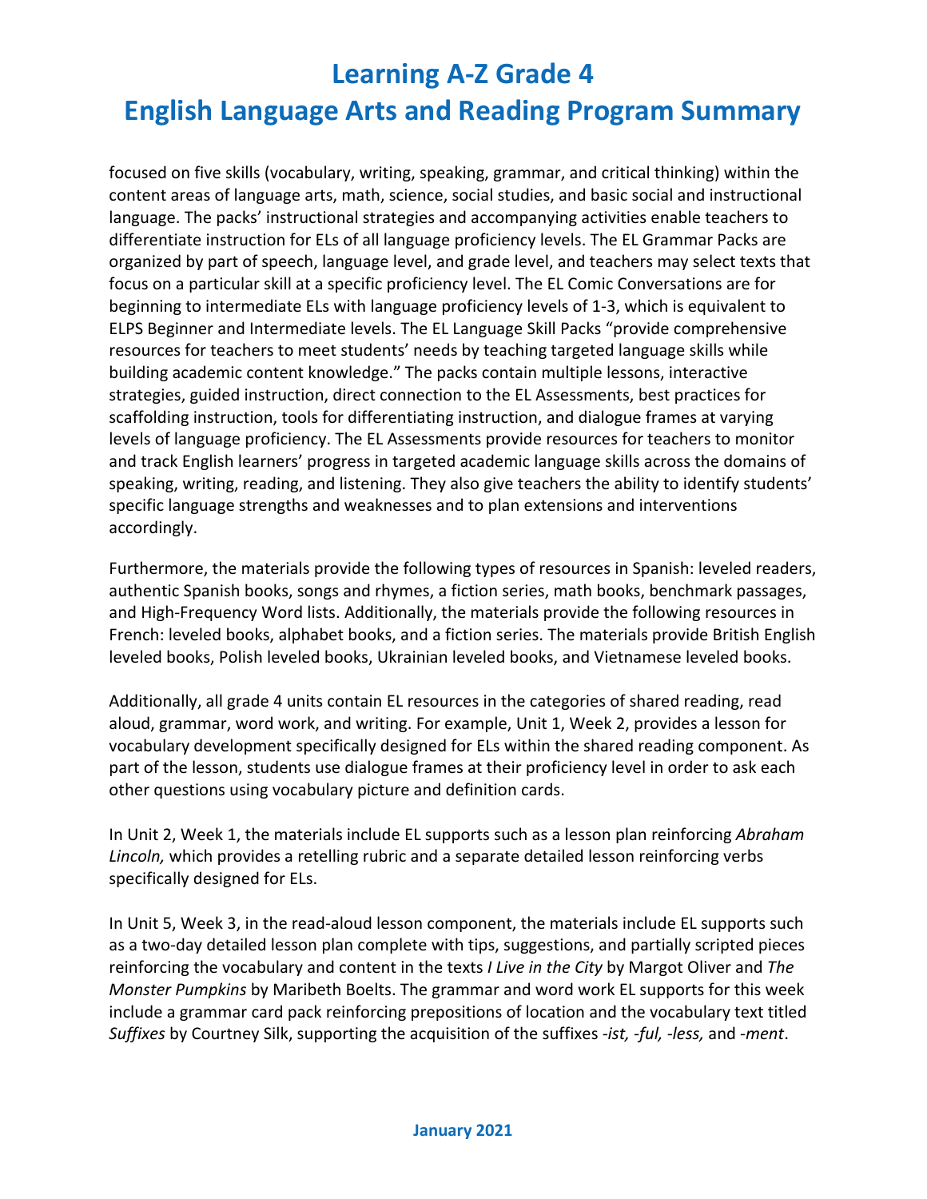focused on five skills (vocabulary, writing, speaking, grammar, and critical thinking) within the content areas of language arts, math, science, social studies, and basic social and instructional language. The packs' instructional strategies and accompanying activities enable teachers to differentiate instruction for ELs of all language proficiency levels. The EL Grammar Packs are organized by part of speech, language level, and grade level, and teachers may select texts that focus on a particular skill at a specific proficiency level. The EL Comic Conversations are for beginning to intermediate ELs with language proficiency levels of 1-3, which is equivalent to ELPS Beginner and Intermediate levels. The EL Language Skill Packs "provide comprehensive resources for teachers to meet students' needs by teaching targeted language skills while building academic content knowledge." The packs contain multiple lessons, interactive strategies, guided instruction, direct connection to the EL Assessments, best practices for scaffolding instruction, tools for differentiating instruction, and dialogue frames at varying levels of language proficiency. The EL Assessments provide resources for teachers to monitor and track English learners' progress in targeted academic language skills across the domains of speaking, writing, reading, and listening. They also give teachers the ability to identify students' specific language strengths and weaknesses and to plan extensions and interventions accordingly.

Furthermore, the materials provide the following types of resources in Spanish: leveled readers, authentic Spanish books, songs and rhymes, a fiction series, math books, benchmark passages, and High-Frequency Word lists. Additionally, the materials provide the following resources in French: leveled books, alphabet books, and a fiction series. The materials provide British English leveled books, Polish leveled books, Ukrainian leveled books, and Vietnamese leveled books.

Additionally, all grade 4 units contain EL resources in the categories of shared reading, read aloud, grammar, word work, and writing. For example, Unit 1, Week 2, provides a lesson for vocabulary development specifically designed for ELs within the shared reading component. As part of the lesson, students use dialogue frames at their proficiency level in order to ask each other questions using vocabulary picture and definition cards.

In Unit 2, Week 1, the materials include EL supports such as a lesson plan reinforcing *Abraham Lincoln,* which provides a retelling rubric and a separate detailed lesson reinforcing verbs specifically designed for ELs.

In Unit 5, Week 3, in the read-aloud lesson component, the materials include EL supports such as a two-day detailed lesson plan complete with tips, suggestions, and partially scripted pieces reinforcing the vocabulary and content in the texts *I Live in the City* by Margot Oliver and *The Monster Pumpkins* by Maribeth Boelts. The grammar and word work EL supports for this week include a grammar card pack reinforcing prepositions of location and the vocabulary text titled *Suffixes* by Courtney Silk, supporting the acquisition of the suffixes *-ist, -ful, -less,* and *-ment*.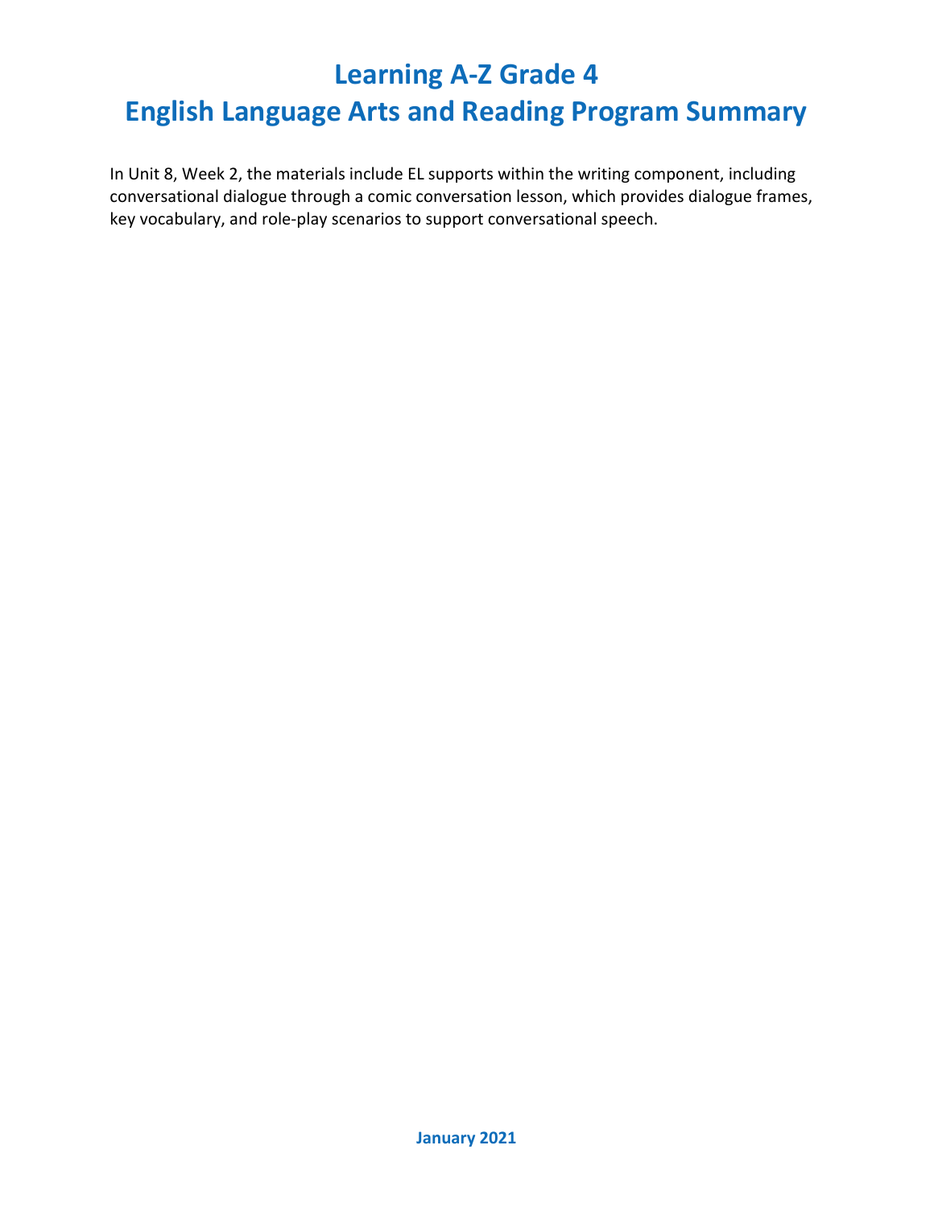# Learning A-Z Grade 4
# English Language Arts and Reading Program Summary

In Unit 8, Week 2, the materials include EL supports within the writing component, including conversational dialogue through a comic conversation lesson, which provides dialogue frames, key vocabulary, and role-play scenarios to support conversational speech.

January 2021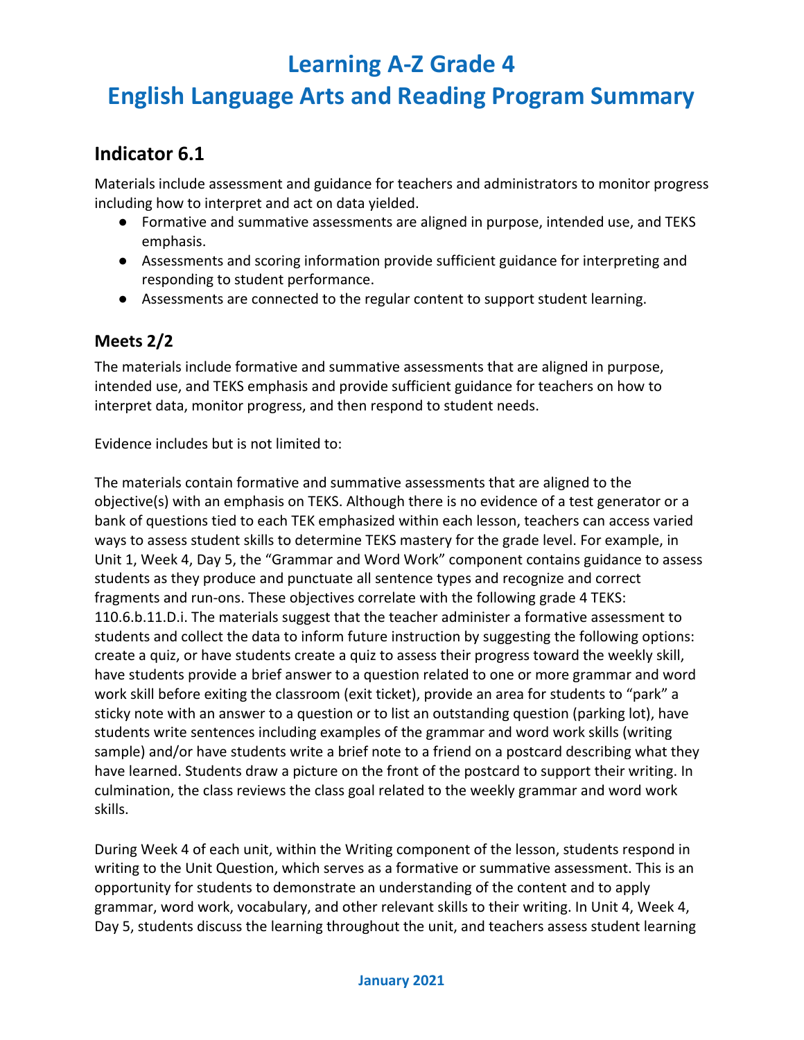# Learning A-Z Grade 4
# English Language Arts and Reading Program Summary

## Indicator 6.1

Materials include assessment and guidance for teachers and administrators to monitor progress including how to interpret and act on data yielded.

- Formative and summative assessments are aligned in purpose, intended use, and TEKS emphasis.
- Assessments and scoring information provide sufficient guidance for interpreting and responding to student performance.
- Assessments are connected to the regular content to support student learning.

### Meets 2/2

The materials include formative and summative assessments that are aligned in purpose, intended use, and TEKS emphasis and provide sufficient guidance for teachers on how to interpret data, monitor progress, and then respond to student needs.

Evidence includes but is not limited to:

The materials contain formative and summative assessments that are aligned to the objective(s) with an emphasis on TEKS. Although there is no evidence of a test generator or a bank of questions tied to each TEK emphasized within each lesson, teachers can access varied ways to assess student skills to determine TEKS mastery for the grade level. For example, in Unit 1, Week 4, Day 5, the "Grammar and Word Work" component contains guidance to assess students as they produce and punctuate all sentence types and recognize and correct fragments and run-ons. These objectives correlate with the following grade 4 TEKS: 110.6.b.11.D.i. The materials suggest that the teacher administer a formative assessment to students and collect the data to inform future instruction by suggesting the following options: create a quiz, or have students create a quiz to assess their progress toward the weekly skill, have students provide a brief answer to a question related to one or more grammar and word work skill before exiting the classroom (exit ticket), provide an area for students to "park" a sticky note with an answer to a question or to list an outstanding question (parking lot), have students write sentences including examples of the grammar and word work skills (writing sample) and/or have students write a brief note to a friend on a postcard describing what they have learned. Students draw a picture on the front of the postcard to support their writing. In culmination, the class reviews the class goal related to the weekly grammar and word work skills.

During Week 4 of each unit, within the Writing component of the lesson, students respond in writing to the Unit Question, which serves as a formative or summative assessment. This is an opportunity for students to demonstrate an understanding of the content and to apply grammar, word work, vocabulary, and other relevant skills to their writing. In Unit 4, Week 4, Day 5, students discuss the learning throughout the unit, and teachers assess student learning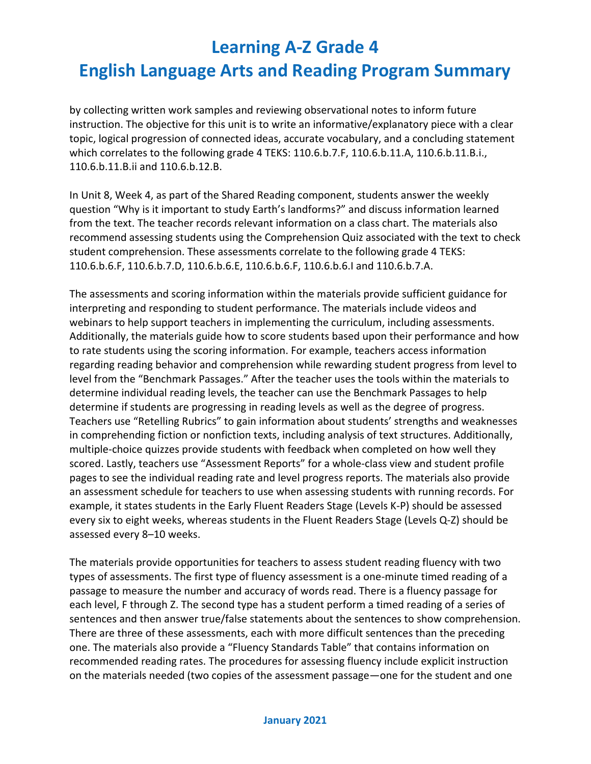by collecting written work samples and reviewing observational notes to inform future instruction. The objective for this unit is to write an informative/explanatory piece with a clear topic, logical progression of connected ideas, accurate vocabulary, and a concluding statement which correlates to the following grade 4 TEKS: 110.6.b.7.F, 110.6.b.11.A, 110.6.b.11.B.i., 110.6.b.11.B.ii and 110.6.b.12.B.

In Unit 8, Week 4, as part of the Shared Reading component, students answer the weekly question "Why is it important to study Earth's landforms?" and discuss information learned from the text. The teacher records relevant information on a class chart. The materials also recommend assessing students using the Comprehension Quiz associated with the text to check student comprehension. These assessments correlate to the following grade 4 TEKS: 110.6.b.6.F, 110.6.b.7.D, 110.6.b.6.E, 110.6.b.6.F, 110.6.b.6.I and 110.6.b.7.A.

The assessments and scoring information within the materials provide sufficient guidance for interpreting and responding to student performance. The materials include videos and webinars to help support teachers in implementing the curriculum, including assessments. Additionally, the materials guide how to score students based upon their performance and how to rate students using the scoring information. For example, teachers access information regarding reading behavior and comprehension while rewarding student progress from level to level from the "Benchmark Passages." After the teacher uses the tools within the materials to determine individual reading levels, the teacher can use the Benchmark Passages to help determine if students are progressing in reading levels as well as the degree of progress. Teachers use "Retelling Rubrics" to gain information about students' strengths and weaknesses in comprehending fiction or nonfiction texts, including analysis of text structures. Additionally, multiple-choice quizzes provide students with feedback when completed on how well they scored. Lastly, teachers use "Assessment Reports" for a whole-class view and student profile pages to see the individual reading rate and level progress reports. The materials also provide an assessment schedule for teachers to use when assessing students with running records. For example, it states students in the Early Fluent Readers Stage (Levels K-P) should be assessed every six to eight weeks, whereas students in the Fluent Readers Stage (Levels Q-Z) should be assessed every 8–10 weeks.

The materials provide opportunities for teachers to assess student reading fluency with two types of assessments. The first type of fluency assessment is a one-minute timed reading of a passage to measure the number and accuracy of words read. There is a fluency passage for each level, F through Z. The second type has a student perform a timed reading of a series of sentences and then answer true/false statements about the sentences to show comprehension. There are three of these assessments, each with more difficult sentences than the preceding one. The materials also provide a "Fluency Standards Table" that contains information on recommended reading rates. The procedures for assessing fluency include explicit instruction on the materials needed (two copies of the assessment passage—one for the student and one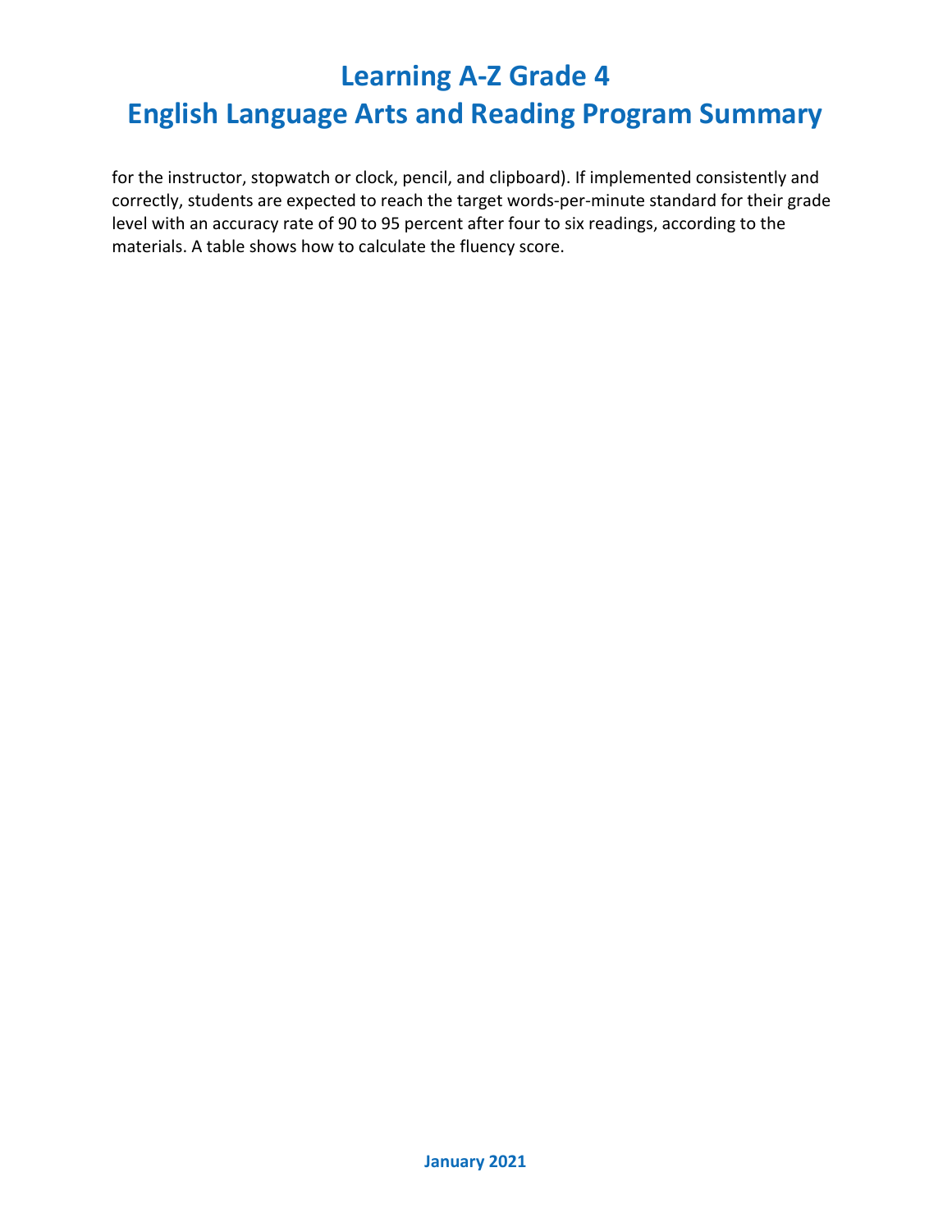for the instructor, stopwatch or clock, pencil, and clipboard). If implemented consistently and correctly, students are expected to reach the target words-per-minute standard for their grade level with an accuracy rate of 90 to 95 percent after four to six readings, according to the materials. A table shows how to calculate the fluency score.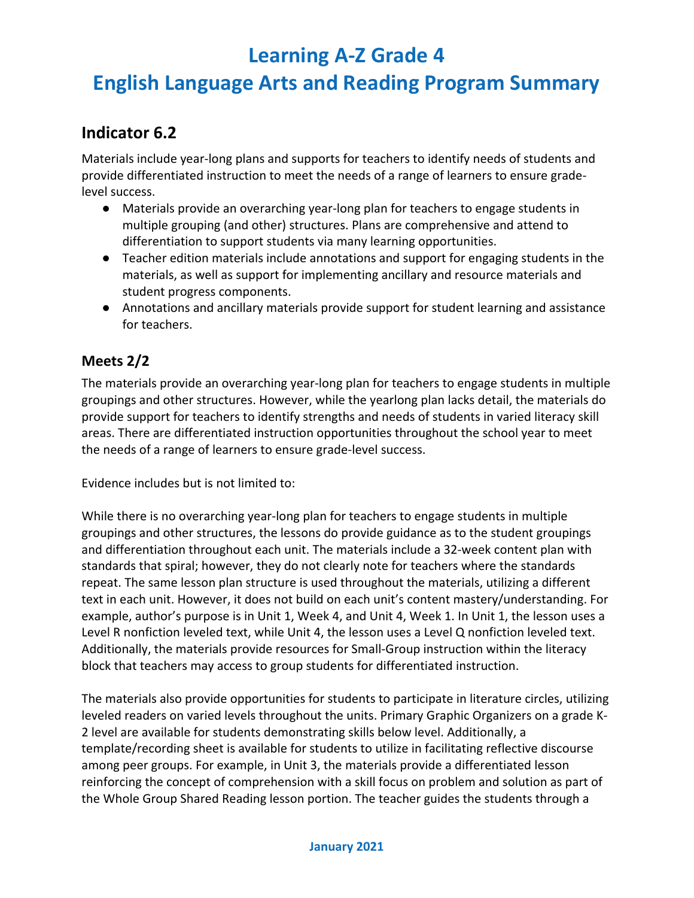# Learning A-Z Grade 4

# English Language Arts and Reading Program Summary

## Indicator 6.2

Materials include year-long plans and supports for teachers to identify needs of students and provide differentiated instruction to meet the needs of a range of learners to ensure grade-level success.

- Materials provide an overarching year-long plan for teachers to engage students in multiple grouping (and other) structures. Plans are comprehensive and attend to differentiation to support students via many learning opportunities.
- Teacher edition materials include annotations and support for engaging students in the materials, as well as support for implementing ancillary and resource materials and student progress components.
- Annotations and ancillary materials provide support for student learning and assistance for teachers.

### Meets 2/2

The materials provide an overarching year-long plan for teachers to engage students in multiple groupings and other structures. However, while the yearlong plan lacks detail, the materials do provide support for teachers to identify strengths and needs of students in varied literacy skill areas. There are differentiated instruction opportunities throughout the school year to meet the needs of a range of learners to ensure grade-level success.

Evidence includes but is not limited to:

While there is no overarching year-long plan for teachers to engage students in multiple groupings and other structures, the lessons do provide guidance as to the student groupings and differentiation throughout each unit. The materials include a 32-week content plan with standards that spiral; however, they do not clearly note for teachers where the standards repeat. The same lesson plan structure is used throughout the materials, utilizing a different text in each unit. However, it does not build on each unit's content mastery/understanding. For example, author's purpose is in Unit 1, Week 4, and Unit 4, Week 1. In Unit 1, the lesson uses a Level R nonfiction leveled text, while Unit 4, the lesson uses a Level Q nonfiction leveled text. Additionally, the materials provide resources for Small-Group instruction within the literacy block that teachers may access to group students for differentiated instruction.

The materials also provide opportunities for students to participate in literature circles, utilizing leveled readers on varied levels throughout the units. Primary Graphic Organizers on a grade K-2 level are available for students demonstrating skills below level. Additionally, a template/recording sheet is available for students to utilize in facilitating reflective discourse among peer groups. For example, in Unit 3, the materials provide a differentiated lesson reinforcing the concept of comprehension with a skill focus on problem and solution as part of the Whole Group Shared Reading lesson portion. The teacher guides the students through a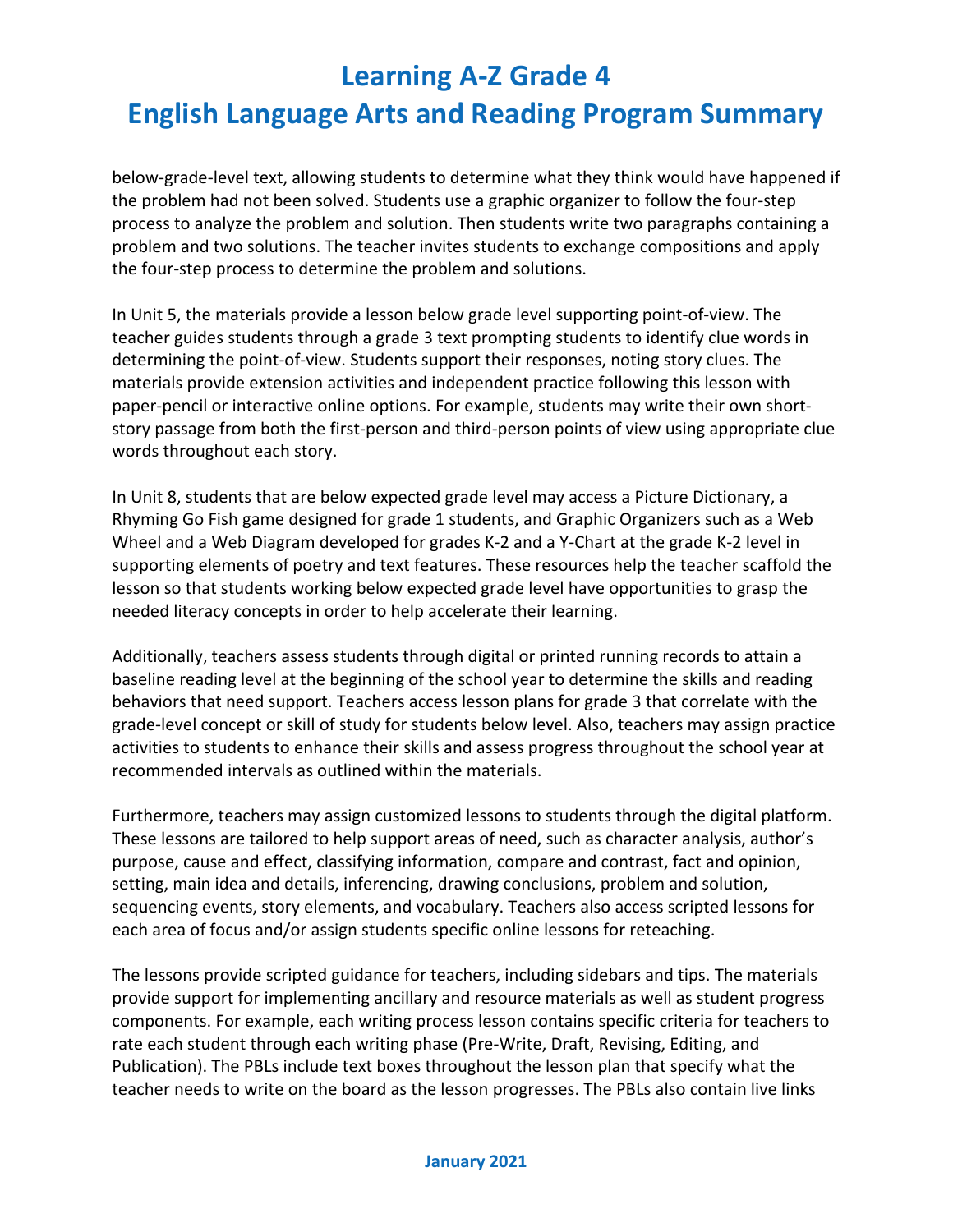below-grade-level text, allowing students to determine what they think would have happened if the problem had not been solved. Students use a graphic organizer to follow the four-step process to analyze the problem and solution. Then students write two paragraphs containing a problem and two solutions. The teacher invites students to exchange compositions and apply the four-step process to determine the problem and solutions.

In Unit 5, the materials provide a lesson below grade level supporting point-of-view. The teacher guides students through a grade 3 text prompting students to identify clue words in determining the point-of-view. Students support their responses, noting story clues. The materials provide extension activities and independent practice following this lesson with paper-pencil or interactive online options. For example, students may write their own short-story passage from both the first-person and third-person points of view using appropriate clue words throughout each story.

In Unit 8, students that are below expected grade level may access a Picture Dictionary, a Rhyming Go Fish game designed for grade 1 students, and Graphic Organizers such as a Web Wheel and a Web Diagram developed for grades K-2 and a Y-Chart at the grade K-2 level in supporting elements of poetry and text features. These resources help the teacher scaffold the lesson so that students working below expected grade level have opportunities to grasp the needed literacy concepts in order to help accelerate their learning.

Additionally, teachers assess students through digital or printed running records to attain a baseline reading level at the beginning of the school year to determine the skills and reading behaviors that need support. Teachers access lesson plans for grade 3 that correlate with the grade-level concept or skill of study for students below level. Also, teachers may assign practice activities to students to enhance their skills and assess progress throughout the school year at recommended intervals as outlined within the materials.

Furthermore, teachers may assign customized lessons to students through the digital platform. These lessons are tailored to help support areas of need, such as character analysis, author's purpose, cause and effect, classifying information, compare and contrast, fact and opinion, setting, main idea and details, inferencing, drawing conclusions, problem and solution, sequencing events, story elements, and vocabulary. Teachers also access scripted lessons for each area of focus and/or assign students specific online lessons for reteaching.

The lessons provide scripted guidance for teachers, including sidebars and tips. The materials provide support for implementing ancillary and resource materials as well as student progress components. For example, each writing process lesson contains specific criteria for teachers to rate each student through each writing phase (Pre-Write, Draft, Revising, Editing, and Publication). The PBLs include text boxes throughout the lesson plan that specify what the teacher needs to write on the board as the lesson progresses. The PBLs also contain live links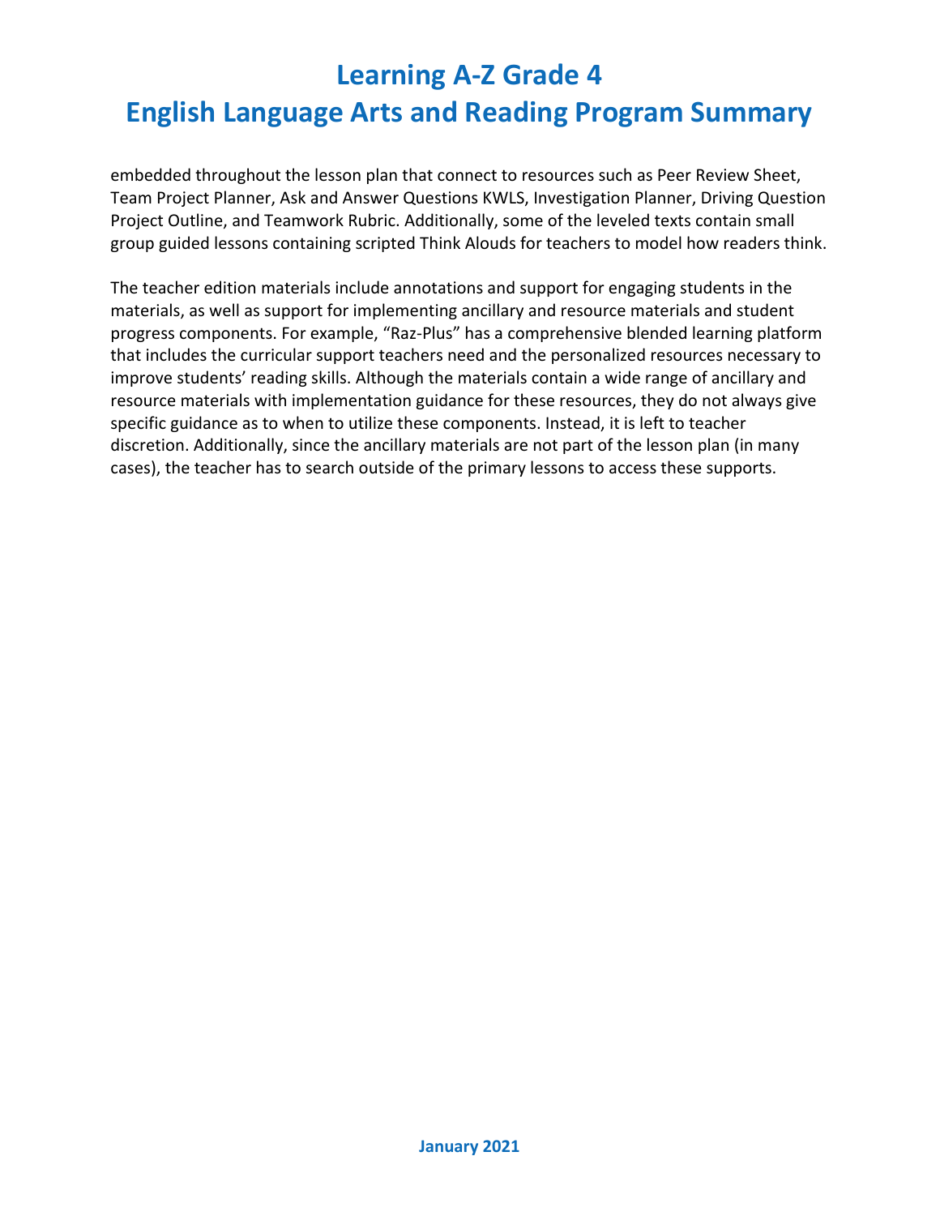embedded throughout the lesson plan that connect to resources such as Peer Review Sheet, Team Project Planner, Ask and Answer Questions KWLS, Investigation Planner, Driving Question Project Outline, and Teamwork Rubric. Additionally, some of the leveled texts contain small group guided lessons containing scripted Think Alouds for teachers to model how readers think.

The teacher edition materials include annotations and support for engaging students in the materials, as well as support for implementing ancillary and resource materials and student progress components. For example, "Raz-Plus" has a comprehensive blended learning platform that includes the curricular support teachers need and the personalized resources necessary to improve students' reading skills. Although the materials contain a wide range of ancillary and resource materials with implementation guidance for these resources, they do not always give specific guidance as to when to utilize these components. Instead, it is left to teacher discretion. Additionally, since the ancillary materials are not part of the lesson plan (in many cases), the teacher has to search outside of the primary lessons to access these supports.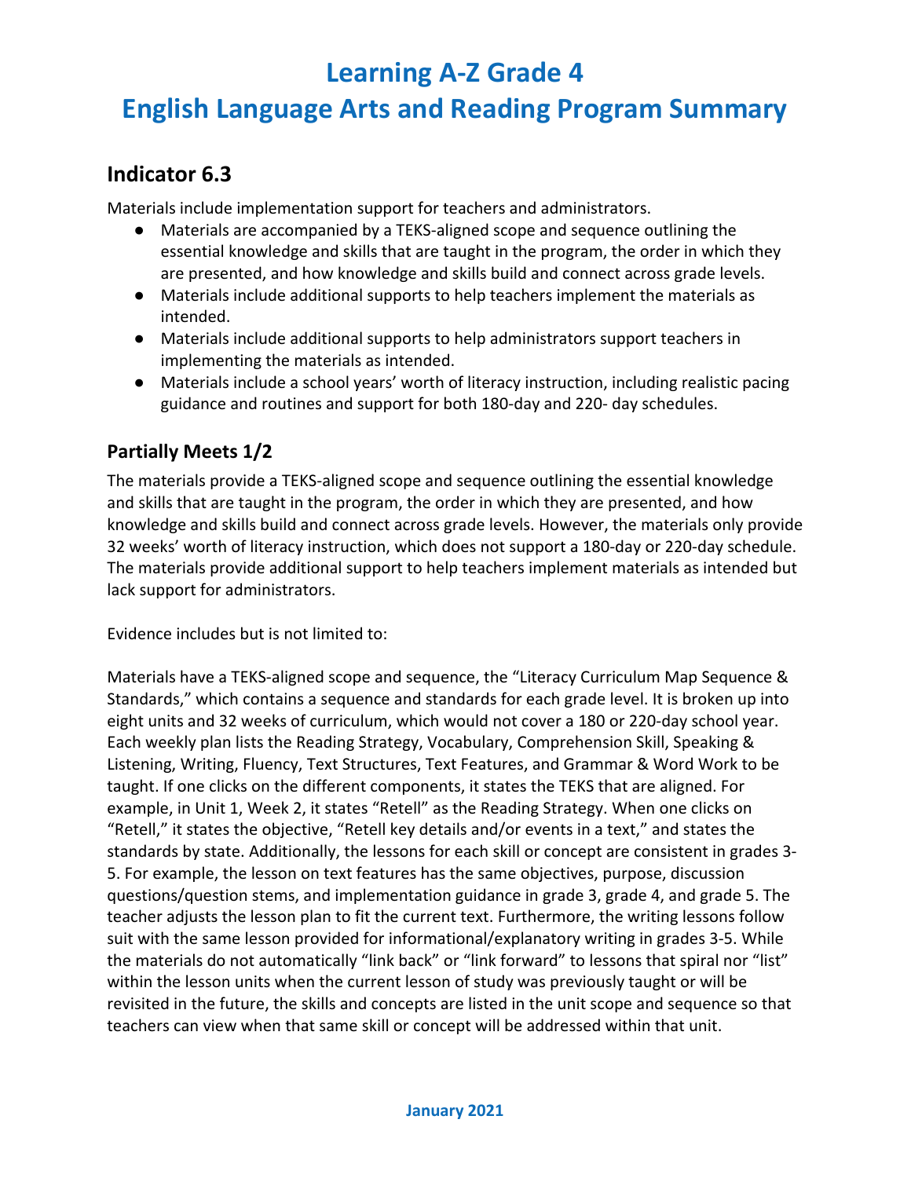# Learning A-Z Grade 4
# English Language Arts and Reading Program Summary

## Indicator 6.3

Materials include implementation support for teachers and administrators.

- Materials are accompanied by a TEKS-aligned scope and sequence outlining the essential knowledge and skills that are taught in the program, the order in which they are presented, and how knowledge and skills build and connect across grade levels.
- Materials include additional supports to help teachers implement the materials as intended.
- Materials include additional supports to help administrators support teachers in implementing the materials as intended.
- Materials include a school years' worth of literacy instruction, including realistic pacing guidance and routines and support for both 180-day and 220- day schedules.

### Partially Meets 1/2

The materials provide a TEKS-aligned scope and sequence outlining the essential knowledge and skills that are taught in the program, the order in which they are presented, and how knowledge and skills build and connect across grade levels. However, the materials only provide 32 weeks' worth of literacy instruction, which does not support a 180-day or 220-day schedule. The materials provide additional support to help teachers implement materials as intended but lack support for administrators.

Evidence includes but is not limited to:

Materials have a TEKS-aligned scope and sequence, the "Literacy Curriculum Map Sequence & Standards," which contains a sequence and standards for each grade level. It is broken up into eight units and 32 weeks of curriculum, which would not cover a 180 or 220-day school year. Each weekly plan lists the Reading Strategy, Vocabulary, Comprehension Skill, Speaking & Listening, Writing, Fluency, Text Structures, Text Features, and Grammar & Word Work to be taught. If one clicks on the different components, it states the TEKS that are aligned. For example, in Unit 1, Week 2, it states "Retell" as the Reading Strategy. When one clicks on "Retell," it states the objective, "Retell key details and/or events in a text," and states the standards by state. Additionally, the lessons for each skill or concept are consistent in grades 3-5. For example, the lesson on text features has the same objectives, purpose, discussion questions/question stems, and implementation guidance in grade 3, grade 4, and grade 5. The teacher adjusts the lesson plan to fit the current text. Furthermore, the writing lessons follow suit with the same lesson provided for informational/explanatory writing in grades 3-5. While the materials do not automatically "link back" or "link forward" to lessons that spiral nor "list" within the lesson units when the current lesson of study was previously taught or will be revisited in the future, the skills and concepts are listed in the unit scope and sequence so that teachers can view when that same skill or concept will be addressed within that unit.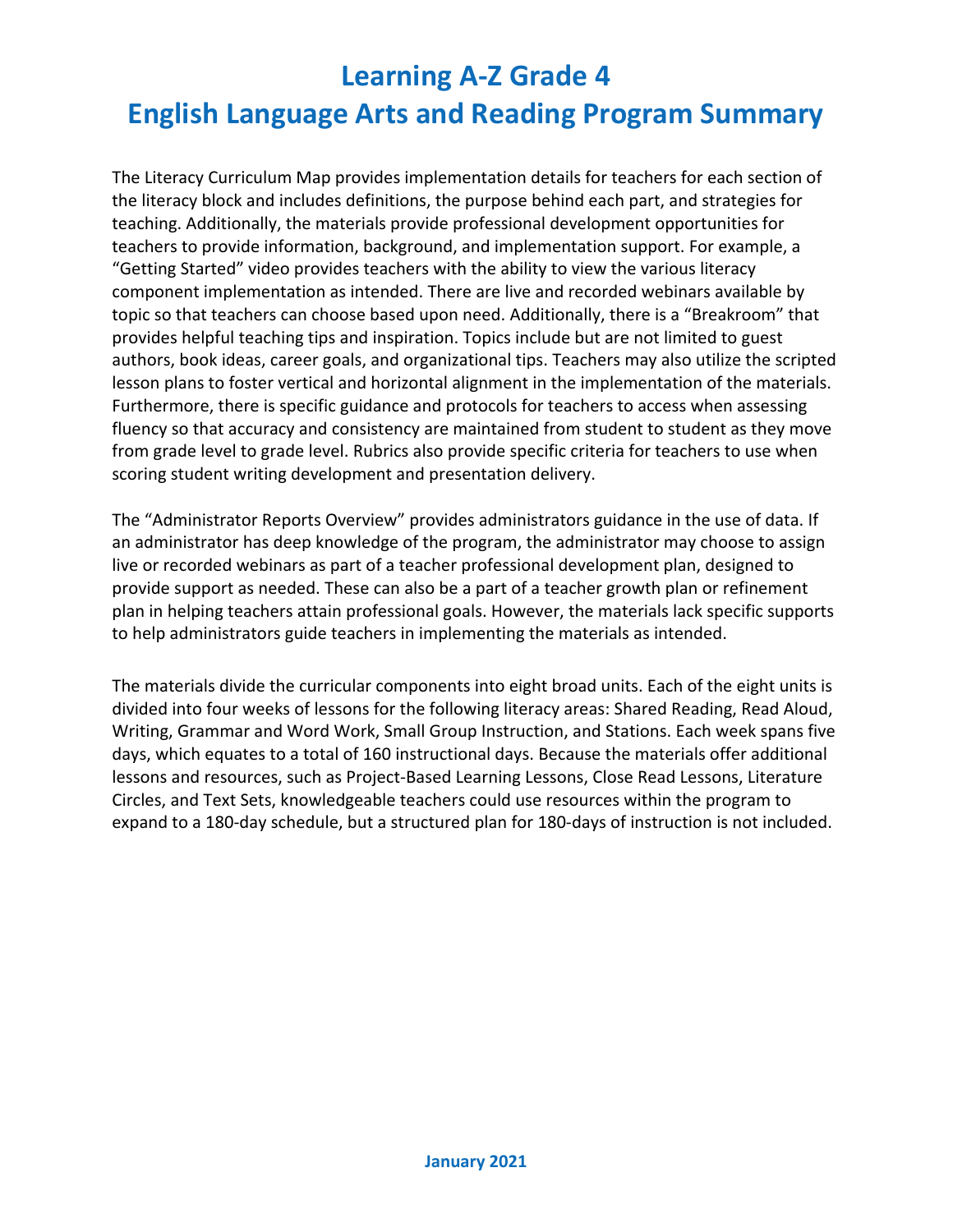# Learning A-Z Grade 4
# English Language Arts and Reading Program Summary

The Literacy Curriculum Map provides implementation details for teachers for each section of the literacy block and includes definitions, the purpose behind each part, and strategies for teaching. Additionally, the materials provide professional development opportunities for teachers to provide information, background, and implementation support. For example, a "Getting Started" video provides teachers with the ability to view the various literacy component implementation as intended. There are live and recorded webinars available by topic so that teachers can choose based upon need. Additionally, there is a "Breakroom" that provides helpful teaching tips and inspiration. Topics include but are not limited to guest authors, book ideas, career goals, and organizational tips. Teachers may also utilize the scripted lesson plans to foster vertical and horizontal alignment in the implementation of the materials. Furthermore, there is specific guidance and protocols for teachers to access when assessing fluency so that accuracy and consistency are maintained from student to student as they move from grade level to grade level. Rubrics also provide specific criteria for teachers to use when scoring student writing development and presentation delivery.

The "Administrator Reports Overview" provides administrators guidance in the use of data. If an administrator has deep knowledge of the program, the administrator may choose to assign live or recorded webinars as part of a teacher professional development plan, designed to provide support as needed. These can also be a part of a teacher growth plan or refinement plan in helping teachers attain professional goals. However, the materials lack specific supports to help administrators guide teachers in implementing the materials as intended.

The materials divide the curricular components into eight broad units. Each of the eight units is divided into four weeks of lessons for the following literacy areas: Shared Reading, Read Aloud, Writing, Grammar and Word Work, Small Group Instruction, and Stations. Each week spans five days, which equates to a total of 160 instructional days. Because the materials offer additional lessons and resources, such as Project-Based Learning Lessons, Close Read Lessons, Literature Circles, and Text Sets, knowledgeable teachers could use resources within the program to expand to a 180-day schedule, but a structured plan for 180-days of instruction is not included.

**January 2021**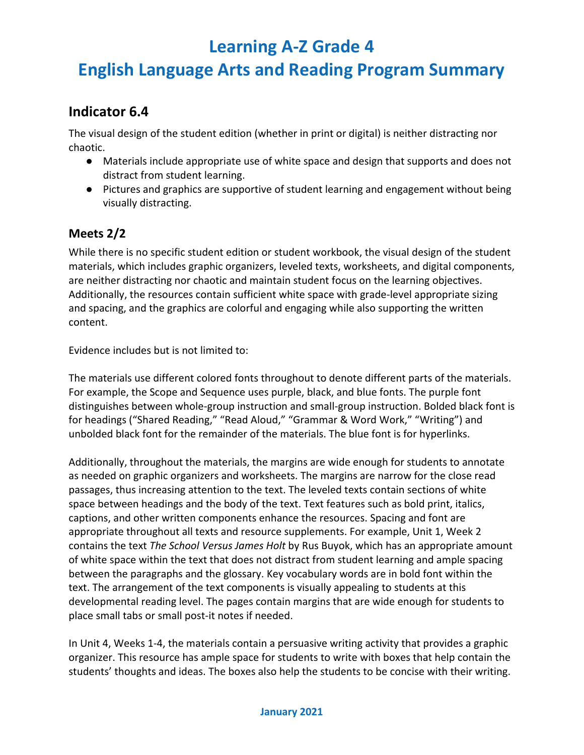# Learning A-Z Grade 4
# English Language Arts and Reading Program Summary

## Indicator 6.4

The visual design of the student edition (whether in print or digital) is neither distracting nor chaotic.

- Materials include appropriate use of white space and design that supports and does not distract from student learning.
- Pictures and graphics are supportive of student learning and engagement without being visually distracting.

### Meets 2/2

While there is no specific student edition or student workbook, the visual design of the student materials, which includes graphic organizers, leveled texts, worksheets, and digital components, are neither distracting nor chaotic and maintain student focus on the learning objectives. Additionally, the resources contain sufficient white space with grade-level appropriate sizing and spacing, and the graphics are colorful and engaging while also supporting the written content.

Evidence includes but is not limited to:

The materials use different colored fonts throughout to denote different parts of the materials. For example, the Scope and Sequence uses purple, black, and blue fonts. The purple font distinguishes between whole-group instruction and small-group instruction. Bolded black font is for headings ("Shared Reading," "Read Aloud," "Grammar & Word Work," "Writing") and unbolded black font for the remainder of the materials. The blue font is for hyperlinks.

Additionally, throughout the materials, the margins are wide enough for students to annotate as needed on graphic organizers and worksheets. The margins are narrow for the close read passages, thus increasing attention to the text. The leveled texts contain sections of white space between headings and the body of the text. Text features such as bold print, italics, captions, and other written components enhance the resources. Spacing and font are appropriate throughout all texts and resource supplements. For example, Unit 1, Week 2 contains the text *The School Versus James Holt* by Rus Buyok, which has an appropriate amount of white space within the text that does not distract from student learning and ample spacing between the paragraphs and the glossary. Key vocabulary words are in bold font within the text. The arrangement of the text components is visually appealing to students at this developmental reading level. The pages contain margins that are wide enough for students to place small tabs or small post-it notes if needed.

In Unit 4, Weeks 1-4, the materials contain a persuasive writing activity that provides a graphic organizer. This resource has ample space for students to write with boxes that help contain the students' thoughts and ideas. The boxes also help the students to be concise with their writing.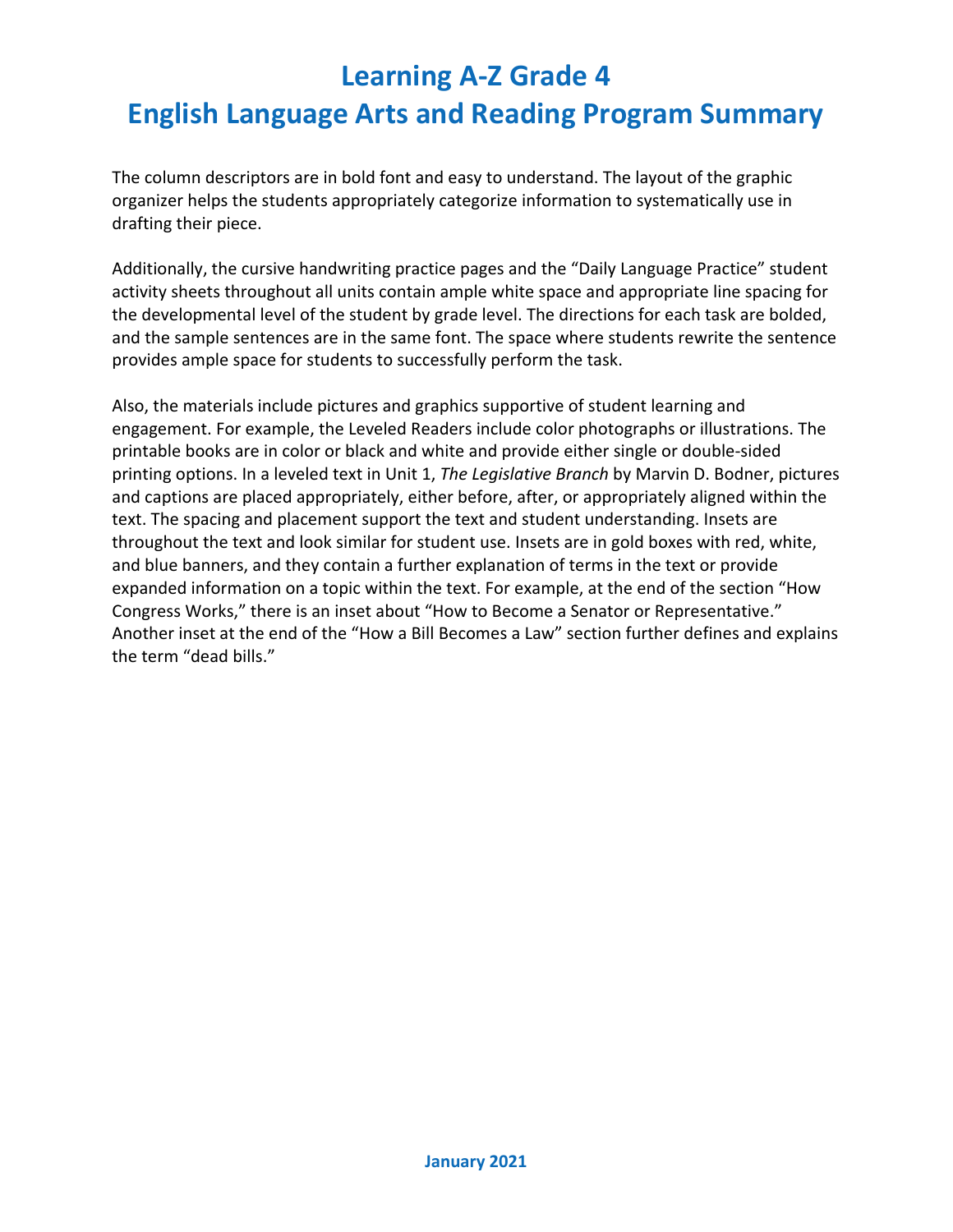# Learning A-Z Grade 4
# English Language Arts and Reading Program Summary

The column descriptors are in bold font and easy to understand. The layout of the graphic organizer helps the students appropriately categorize information to systematically use in drafting their piece.

Additionally, the cursive handwriting practice pages and the "Daily Language Practice" student activity sheets throughout all units contain ample white space and appropriate line spacing for the developmental level of the student by grade level. The directions for each task are bolded, and the sample sentences are in the same font. The space where students rewrite the sentence provides ample space for students to successfully perform the task.

Also, the materials include pictures and graphics supportive of student learning and engagement. For example, the Leveled Readers include color photographs or illustrations. The printable books are in color or black and white and provide either single or double-sided printing options. In a leveled text in Unit 1, *The Legislative Branch* by Marvin D. Bodner, pictures and captions are placed appropriately, either before, after, or appropriately aligned within the text. The spacing and placement support the text and student understanding. Insets are throughout the text and look similar for student use. Insets are in gold boxes with red, white, and blue banners, and they contain a further explanation of terms in the text or provide expanded information on a topic within the text. For example, at the end of the section "How Congress Works," there is an inset about "How to Become a Senator or Representative." Another inset at the end of the "How a Bill Becomes a Law" section further defines and explains the term "dead bills."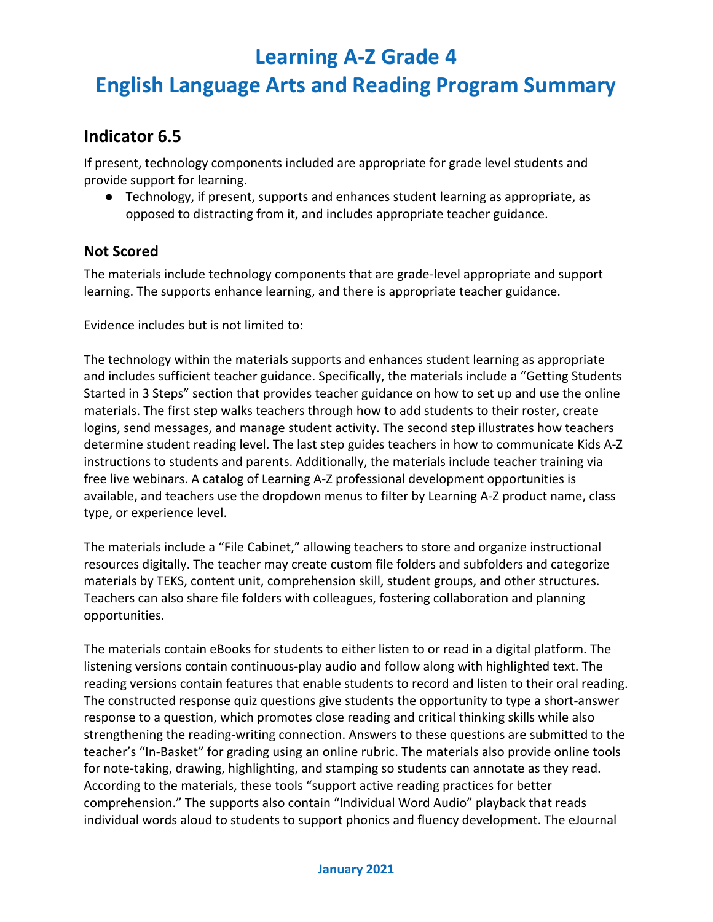# Learning A-Z Grade 4
# English Language Arts and Reading Program Summary

## Indicator 6.5

If present, technology components included are appropriate for grade level students and provide support for learning.

- Technology, if present, supports and enhances student learning as appropriate, as opposed to distracting from it, and includes appropriate teacher guidance.

### Not Scored

The materials include technology components that are grade-level appropriate and support learning. The supports enhance learning, and there is appropriate teacher guidance.

Evidence includes but is not limited to:

The technology within the materials supports and enhances student learning as appropriate and includes sufficient teacher guidance. Specifically, the materials include a "Getting Students Started in 3 Steps" section that provides teacher guidance on how to set up and use the online materials. The first step walks teachers through how to add students to their roster, create logins, send messages, and manage student activity. The second step illustrates how teachers determine student reading level. The last step guides teachers in how to communicate Kids A-Z instructions to students and parents. Additionally, the materials include teacher training via free live webinars. A catalog of Learning A-Z professional development opportunities is available, and teachers use the dropdown menus to filter by Learning A-Z product name, class type, or experience level.

The materials include a "File Cabinet," allowing teachers to store and organize instructional resources digitally. The teacher may create custom file folders and subfolders and categorize materials by TEKS, content unit, comprehension skill, student groups, and other structures. Teachers can also share file folders with colleagues, fostering collaboration and planning opportunities.

The materials contain eBooks for students to either listen to or read in a digital platform. The listening versions contain continuous-play audio and follow along with highlighted text. The reading versions contain features that enable students to record and listen to their oral reading. The constructed response quiz questions give students the opportunity to type a short-answer response to a question, which promotes close reading and critical thinking skills while also strengthening the reading-writing connection. Answers to these questions are submitted to the teacher's "In-Basket" for grading using an online rubric. The materials also provide online tools for note-taking, drawing, highlighting, and stamping so students can annotate as they read. According to the materials, these tools "support active reading practices for better comprehension." The supports also contain "Individual Word Audio" playback that reads individual words aloud to students to support phonics and fluency development. The eJournal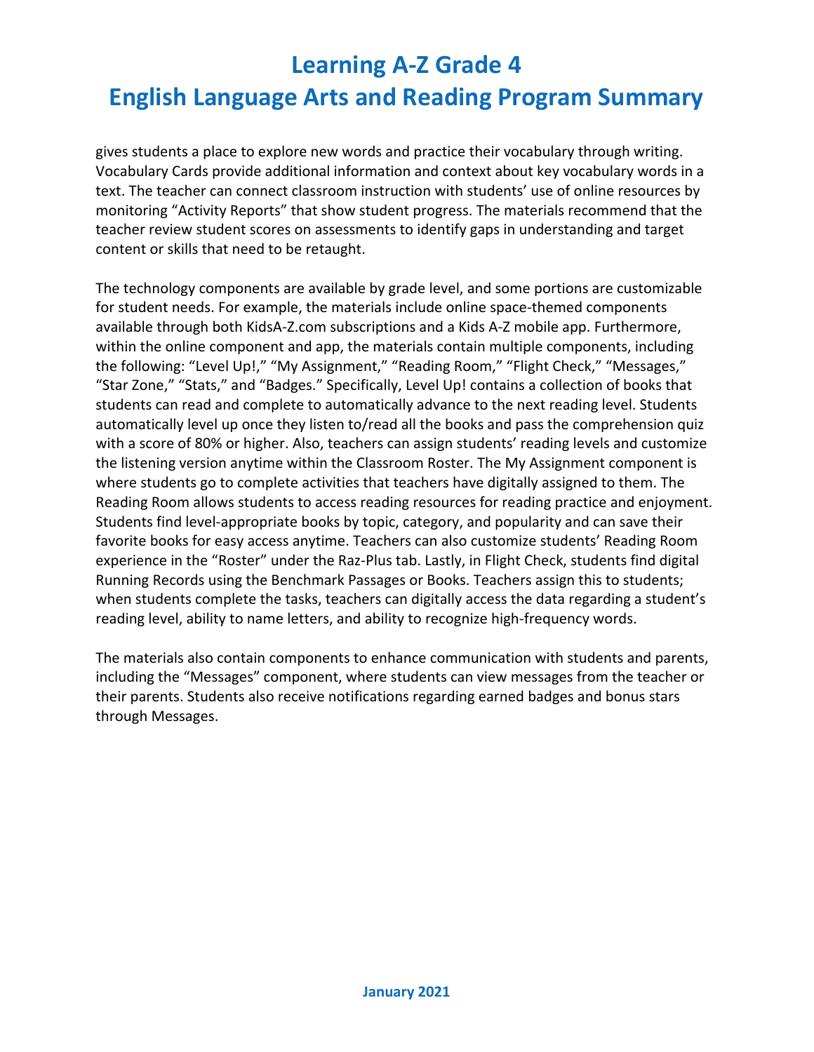gives students a place to explore new words and practice their vocabulary through writing. Vocabulary Cards provide additional information and context about key vocabulary words in a text. The teacher can connect classroom instruction with students' use of online resources by monitoring "Activity Reports" that show student progress. The materials recommend that the teacher review student scores on assessments to identify gaps in understanding and target content or skills that need to be retaught.

The technology components are available by grade level, and some portions are customizable for student needs. For example, the materials include online space-themed components available through both KidsA-Z.com subscriptions and a Kids A-Z mobile app. Furthermore, within the online component and app, the materials contain multiple components, including the following: "Level Up!," "My Assignment," "Reading Room," "Flight Check," "Messages," "Star Zone," "Stats," and "Badges." Specifically, Level Up! contains a collection of books that students can read and complete to automatically advance to the next reading level. Students automatically level up once they listen to/read all the books and pass the comprehension quiz with a score of 80% or higher. Also, teachers can assign students' reading levels and customize the listening version anytime within the Classroom Roster. The My Assignment component is where students go to complete activities that teachers have digitally assigned to them. The Reading Room allows students to access reading resources for reading practice and enjoyment. Students find level-appropriate books by topic, category, and popularity and can save their favorite books for easy access anytime. Teachers can also customize students' Reading Room experience in the "Roster" under the Raz-Plus tab. Lastly, in Flight Check, students find digital Running Records using the Benchmark Passages or Books. Teachers assign this to students; when students complete the tasks, teachers can digitally access the data regarding a student's reading level, ability to name letters, and ability to recognize high-frequency words.

The materials also contain components to enhance communication with students and parents, including the "Messages" component, where students can view messages from the teacher or their parents. Students also receive notifications regarding earned badges and bonus stars through Messages.